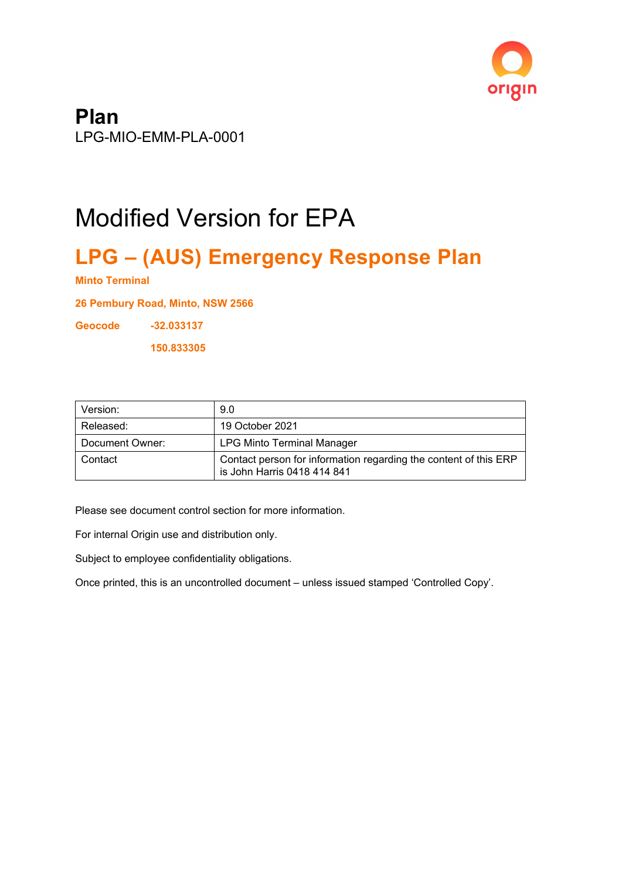# Plan

LPG-MIO-EMM-PLA-0001

# Modified Version for EPA

## LPG – (AUS) Emergency Response Plan

**Minto Terminal**

**26 Pembury Road, Minto, NSW 2566**

**Geocode** **-32.033137**

**150.833305**

| Version: | 9.0 |
|---|---|
| Released: | 19 October 2021 |
| Document Owner: | LPG Minto Terminal Manager |
| Contact | Contact person for information regarding the content of this ERP is John Harris 0418 414 841 |

Please see document control section for more information.

For internal Origin use and distribution only.

Subject to employee confidentiality obligations.

Once printed, this is an uncontrolled document – unless issued stamped 'Controlled Copy'.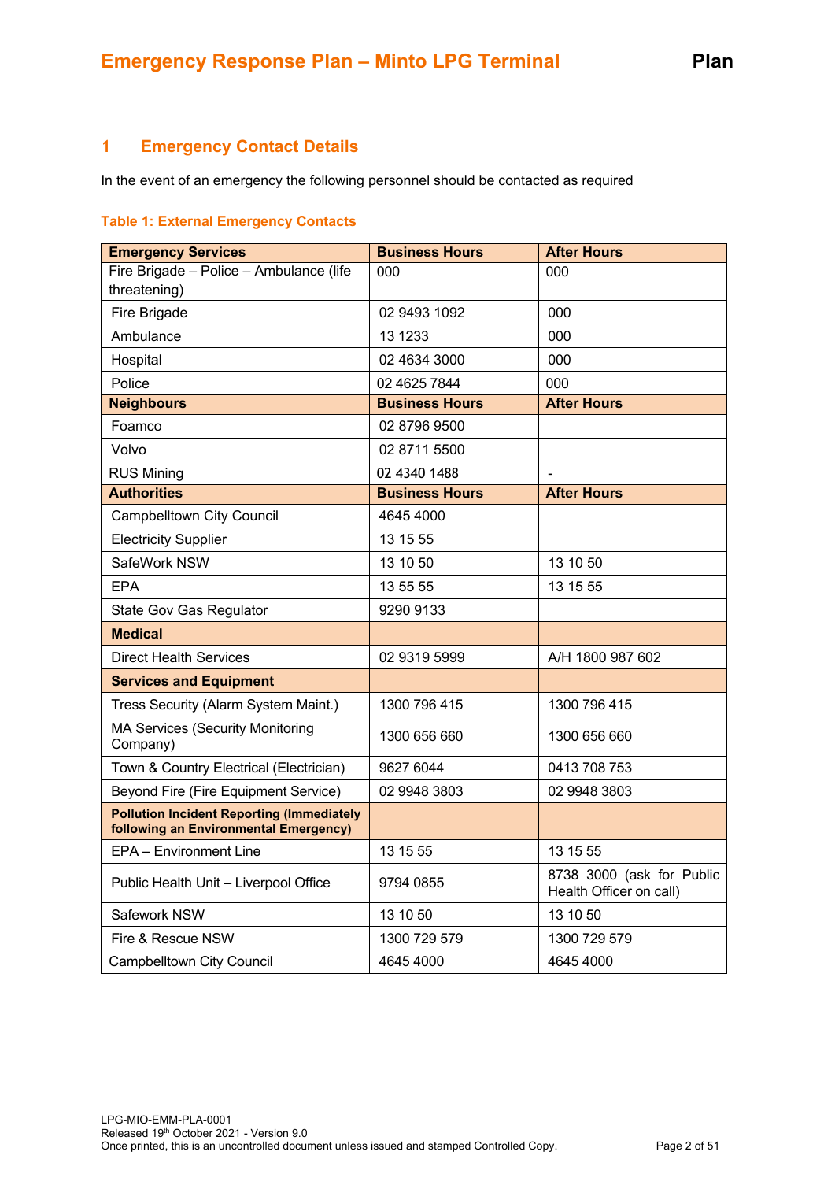## 1 Emergency Contact Details

In the event of an emergency the following personnel should be contacted as required

**Table 1: External Emergency Contacts**

| Emergency Services | Business Hours | After Hours |
|---|---|---|
| Fire Brigade – Police – Ambulance (life threatening) | 000 | 000 |
| Fire Brigade | 02 9493 1092 | 000 |
| Ambulance | 13 1233 | 000 |
| Hospital | 02 4634 3000 | 000 |
| Police | 02 4625 7844 | 000 |
| **Neighbours** | **Business Hours** | **After Hours** |
| Foamco | 02 8796 9500 | |
| Volvo | 02 8711 5500 | |
| RUS Mining | 02 4340 1488 | - |
| **Authorities** | **Business Hours** | **After Hours** |
| Campbelltown City Council | 4645 4000 | |
| Electricity Supplier | 13 15 55 | |
| SafeWork NSW | 13 10 50 | 13 10 50 |
| EPA | 13 55 55 | 13 15 55 |
| State Gov Gas Regulator | 9290 9133 | |
| **Medical** | | |
| Direct Health Services | 02 9319 5999 | A/H 1800 987 602 |
| **Services and Equipment** | | |
| Tress Security (Alarm System Maint.) | 1300 796 415 | 1300 796 415 |
| MA Services (Security Monitoring Company) | 1300 656 660 | 1300 656 660 |
| Town & Country Electrical (Electrician) | 9627 6044 | 0413 708 753 |
| Beyond Fire (Fire Equipment Service) | 02 9948 3803 | 02 9948 3803 |
| **Pollution Incident Reporting (Immediately following an Environmental Emergency)** | | |
| EPA – Environment Line | 13 15 55 | 13 15 55 |
| Public Health Unit – Liverpool Office | 9794 0855 | 8738 3000 (ask for Public Health Officer on call) |
| Safework NSW | 13 10 50 | 13 10 50 |
| Fire & Rescue NSW | 1300 729 579 | 1300 729 579 |
| Campbelltown City Council | 4645 4000 | 4645 4000 |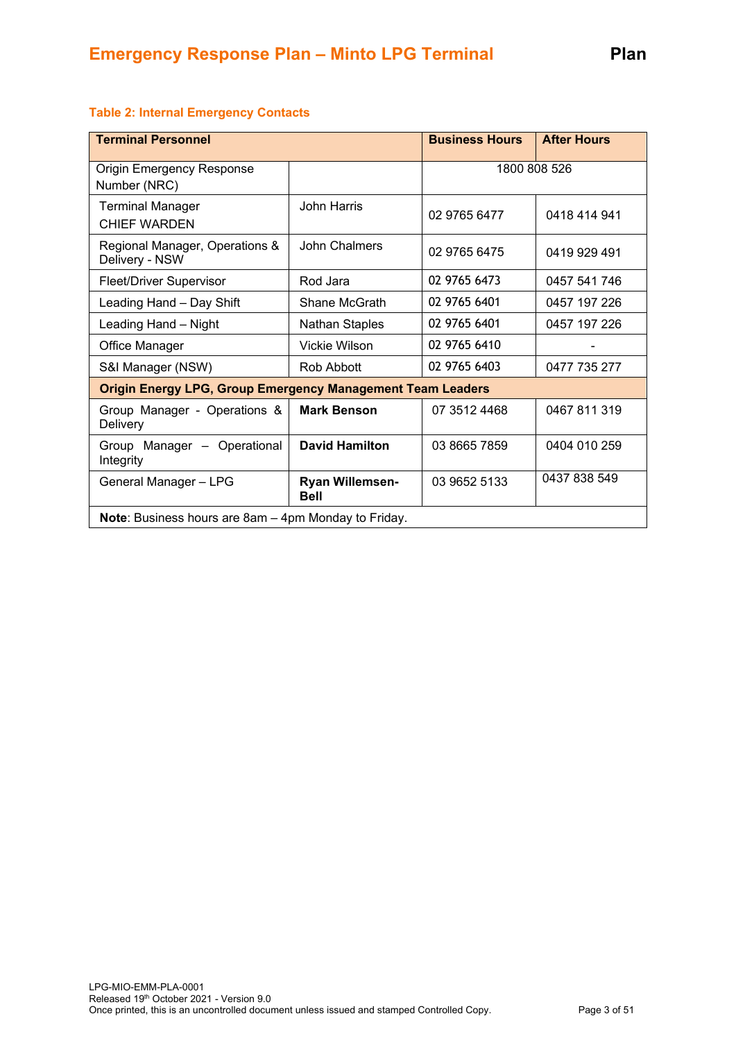**Table 2: Internal Emergency Contacts**

| Terminal Personnel | | Business Hours | After Hours |
|---|---|---|---|
| Origin Emergency Response Number (NRC) | | 1800 808 526 | |
| Terminal Manager CHIEF WARDEN | John Harris | 02 9765 6477 | 0418 414 941 |
| Regional Manager, Operations & Delivery - NSW | John Chalmers | 02 9765 6475 | 0419 929 491 |
| Fleet/Driver Supervisor | Rod Jara | 02 9765 6473 | 0457 541 746 |
| Leading Hand – Day Shift | Shane McGrath | 02 9765 6401 | 0457 197 226 |
| Leading Hand – Night | Nathan Staples | 02 9765 6401 | 0457 197 226 |
| Office Manager | Vickie Wilson | 02 9765 6410 | - |
| S&I Manager (NSW) | Rob Abbott | 02 9765 6403 | 0477 735 277 |
| **Origin Energy LPG, Group Emergency Management Team Leaders** | | | |
| Group Manager - Operations & Delivery | **Mark Benson** | 07 3512 4468 | 0467 811 319 |
| Group Manager – Operational Integrity | **David Hamilton** | 03 8665 7859 | 0404 010 259 |
| General Manager – LPG | **Ryan Willemsen-Bell** | 03 9652 5133 | 0437 838 549 |
| **Note**: Business hours are 8am – 4pm Monday to Friday. | | | |

LPG-MIO-EMM-PLA-0001
Released 19th October 2021 - Version 9.0
Once printed, this is an uncontrolled document unless issued and stamped Controlled Copy.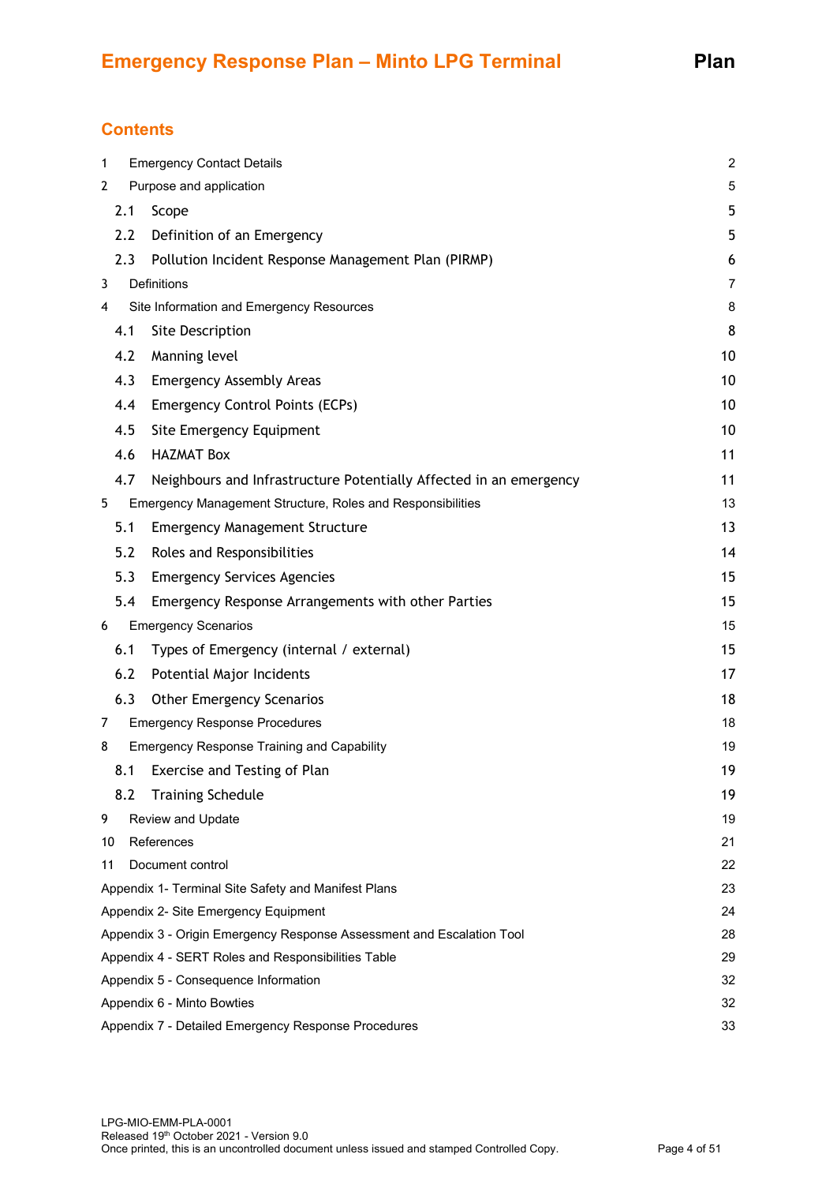## Contents

| | | |
|---|---|---|
| 1 | Emergency Contact Details | 2 |
| 2 | Purpose and application | 5 |
| 2.1 | Scope | 5 |
| 2.2 | Definition of an Emergency | 5 |
| 2.3 | Pollution Incident Response Management Plan (PIRMP) | 6 |
| 3 | Definitions | 7 |
| 4 | Site Information and Emergency Resources | 8 |
| 4.1 | Site Description | 8 |
| 4.2 | Manning level | 10 |
| 4.3 | Emergency Assembly Areas | 10 |
| 4.4 | Emergency Control Points (ECPs) | 10 |
| 4.5 | Site Emergency Equipment | 10 |
| 4.6 | HAZMAT Box | 11 |
| 4.7 | Neighbours and Infrastructure Potentially Affected in an emergency | 11 |
| 5 | Emergency Management Structure, Roles and Responsibilities | 13 |
| 5.1 | Emergency Management Structure | 13 |
| 5.2 | Roles and Responsibilities | 14 |
| 5.3 | Emergency Services Agencies | 15 |
| 5.4 | Emergency Response Arrangements with other Parties | 15 |
| 6 | Emergency Scenarios | 15 |
| 6.1 | Types of Emergency (internal / external) | 15 |
| 6.2 | Potential Major Incidents | 17 |
| 6.3 | Other Emergency Scenarios | 18 |
| 7 | Emergency Response Procedures | 18 |
| 8 | Emergency Response Training and Capability | 19 |
| 8.1 | Exercise and Testing of Plan | 19 |
| 8.2 | Training Schedule | 19 |
| 9 | Review and Update | 19 |
| 10 | References | 21 |
| 11 | Document control | 22 |
| | Appendix 1- Terminal Site Safety and Manifest Plans | 23 |
| | Appendix 2- Site Emergency Equipment | 24 |
| | Appendix 3 - Origin Emergency Response Assessment and Escalation Tool | 28 |
| | Appendix 4 - SERT Roles and Responsibilities Table | 29 |
| | Appendix 5 - Consequence Information | 32 |
| | Appendix 6 - Minto Bowties | 32 |
| | Appendix 7 - Detailed Emergency Response Procedures | 33 |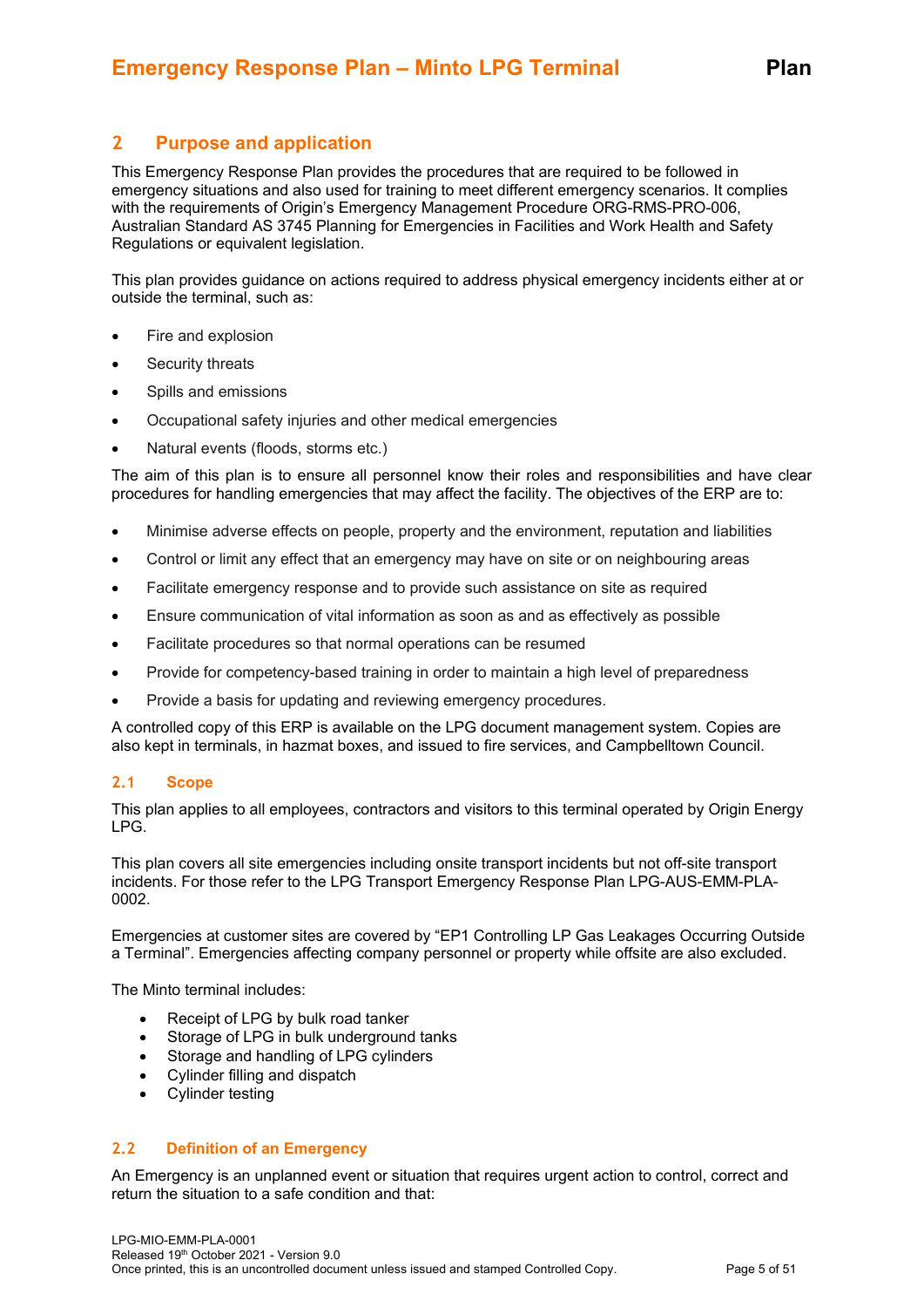## 2 Purpose and application

This Emergency Response Plan provides the procedures that are required to be followed in emergency situations and also used for training to meet different emergency scenarios. It complies with the requirements of Origin's Emergency Management Procedure ORG-RMS-PRO-006, Australian Standard AS 3745 Planning for Emergencies in Facilities and Work Health and Safety Regulations or equivalent legislation.

This plan provides guidance on actions required to address physical emergency incidents either at or outside the terminal, such as:

- Fire and explosion
- Security threats
- Spills and emissions
- Occupational safety injuries and other medical emergencies
- Natural events (floods, storms etc.)

The aim of this plan is to ensure all personnel know their roles and responsibilities and have clear procedures for handling emergencies that may affect the facility. The objectives of the ERP are to:

- Minimise adverse effects on people, property and the environment, reputation and liabilities
- Control or limit any effect that an emergency may have on site or on neighbouring areas
- Facilitate emergency response and to provide such assistance on site as required
- Ensure communication of vital information as soon as and as effectively as possible
- Facilitate procedures so that normal operations can be resumed
- Provide for competency-based training in order to maintain a high level of preparedness
- Provide a basis for updating and reviewing emergency procedures.

A controlled copy of this ERP is available on the LPG document management system. Copies are also kept in terminals, in hazmat boxes, and issued to fire services, and Campbelltown Council.

### 2.1 Scope

This plan applies to all employees, contractors and visitors to this terminal operated by Origin Energy LPG.

This plan covers all site emergencies including onsite transport incidents but not off-site transport incidents. For those refer to the LPG Transport Emergency Response Plan LPG-AUS-EMM-PLA-0002.

Emergencies at customer sites are covered by "EP1 Controlling LP Gas Leakages Occurring Outside a Terminal". Emergencies affecting company personnel or property while offsite are also excluded.

The Minto terminal includes:

- Receipt of LPG by bulk road tanker
- Storage of LPG in bulk underground tanks
- Storage and handling of LPG cylinders
- Cylinder filling and dispatch
- Cylinder testing

### 2.2 Definition of an Emergency

An Emergency is an unplanned event or situation that requires urgent action to control, correct and return the situation to a safe condition and that: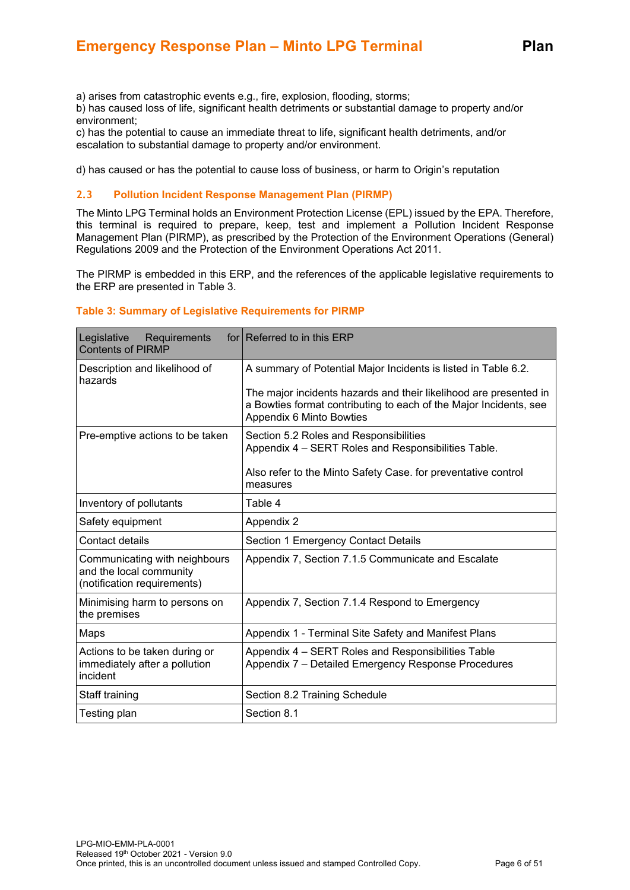a) arises from catastrophic events e.g., fire, explosion, flooding, storms;
b) has caused loss of life, significant health detriments or substantial damage to property and/or environment;
c) has the potential to cause an immediate threat to life, significant health detriments, and/or escalation to substantial damage to property and/or environment.

d) has caused or has the potential to cause loss of business, or harm to Origin's reputation

### 2.3 Pollution Incident Response Management Plan (PIRMP)

The Minto LPG Terminal holds an Environment Protection License (EPL) issued by the EPA. Therefore, this terminal is required to prepare, keep, test and implement a Pollution Incident Response Management Plan (PIRMP), as prescribed by the Protection of the Environment Operations (General) Regulations 2009 and the Protection of the Environment Operations Act 2011.

The PIRMP is embedded in this ERP, and the references of the applicable legislative requirements to the ERP are presented in Table 3.

**Table 3: Summary of Legislative Requirements for PIRMP**

| Legislative Requirements for Contents of PIRMP | Referred to in this ERP |
|---|---|
| Description and likelihood of hazards | A summary of Potential Major Incidents is listed in Table 6.2.<br><br>The major incidents hazards and their likelihood are presented in a Bowties format contributing to each of the Major Incidents, see Appendix 6 Minto Bowties |
| Pre-emptive actions to be taken | Section 5.2 Roles and Responsibilities<br>Appendix 4 – SERT Roles and Responsibilities Table.<br><br>Also refer to the Minto Safety Case. for preventative control measures |
| Inventory of pollutants | Table 4 |
| Safety equipment | Appendix 2 |
| Contact details | Section 1 Emergency Contact Details |
| Communicating with neighbours and the local community (notification requirements) | Appendix 7, Section 7.1.5 Communicate and Escalate |
| Minimising harm to persons on the premises | Appendix 7, Section 7.1.4 Respond to Emergency |
| Maps | Appendix 1 - Terminal Site Safety and Manifest Plans |
| Actions to be taken during or immediately after a pollution incident | Appendix 4 – SERT Roles and Responsibilities Table<br>Appendix 7 – Detailed Emergency Response Procedures |
| Staff training | Section 8.2 Training Schedule |
| Testing plan | Section 8.1 |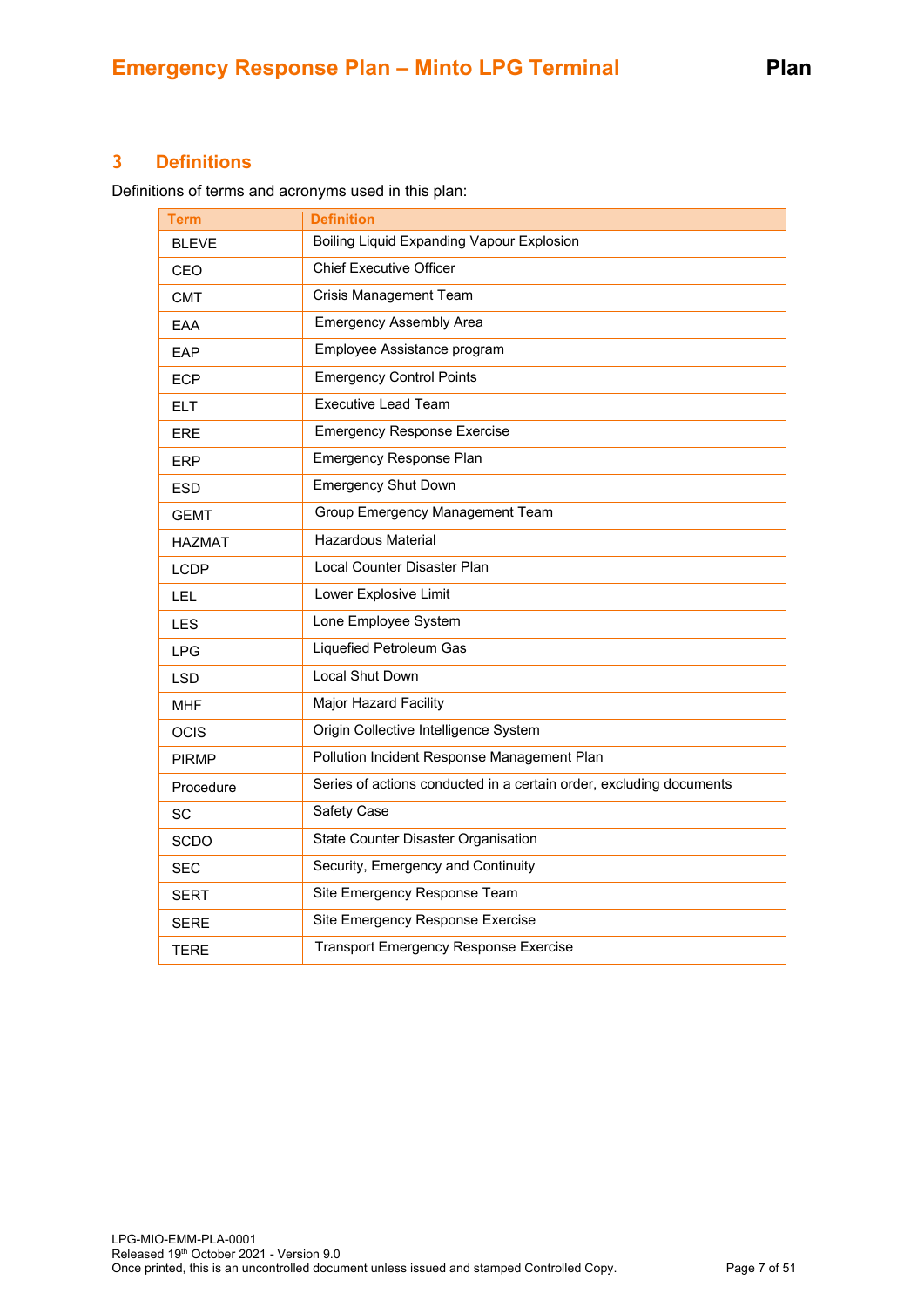## 3 Definitions

Definitions of terms and acronyms used in this plan:

| Term | Definition |
|---|---|
| BLEVE | Boiling Liquid Expanding Vapour Explosion |
| CEO | Chief Executive Officer |
| CMT | Crisis Management Team |
| EAA | Emergency Assembly Area |
| EAP | Employee Assistance program |
| ECP | Emergency Control Points |
| ELT | Executive Lead Team |
| ERE | Emergency Response Exercise |
| ERP | Emergency Response Plan |
| ESD | Emergency Shut Down |
| GEMT | Group Emergency Management Team |
| HAZMAT | Hazardous Material |
| LCDP | Local Counter Disaster Plan |
| LEL | Lower Explosive Limit |
| LES | Lone Employee System |
| LPG | Liquefied Petroleum Gas |
| LSD | Local Shut Down |
| MHF | Major Hazard Facility |
| OCIS | Origin Collective Intelligence System |
| PIRMP | Pollution Incident Response Management Plan |
| Procedure | Series of actions conducted in a certain order, excluding documents |
| SC | Safety Case |
| SCDO | State Counter Disaster Organisation |
| SEC | Security, Emergency and Continuity |
| SERT | Site Emergency Response Team |
| SERE | Site Emergency Response Exercise |
| TERE | Transport Emergency Response Exercise |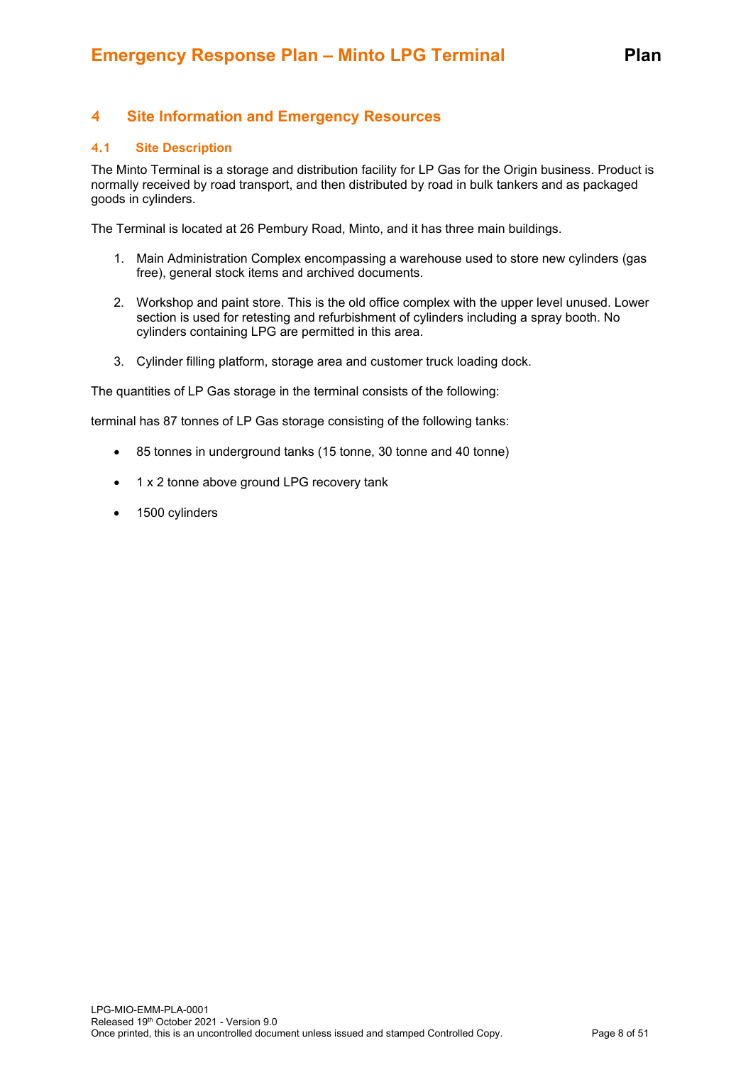# 4 Site Information and Emergency Resources

## 4.1 Site Description

The Minto Terminal is a storage and distribution facility for LP Gas for the Origin business. Product is normally received by road transport, and then distributed by road in bulk tankers and as packaged goods in cylinders.

The Terminal is located at 26 Pembury Road, Minto, and it has three main buildings.

1. Main Administration Complex encompassing a warehouse used to store new cylinders (gas free), general stock items and archived documents.

2. Workshop and paint store. This is the old office complex with the upper level unused. Lower section is used for retesting and refurbishment of cylinders including a spray booth. No cylinders containing LPG are permitted in this area.

3. Cylinder filling platform, storage area and customer truck loading dock.

The quantities of LP Gas storage in the terminal consists of the following:

terminal has 87 tonnes of LP Gas storage consisting of the following tanks:

- 85 tonnes in underground tanks (15 tonne, 30 tonne and 40 tonne)
- 1 x 2 tonne above ground LPG recovery tank
- 1500 cylinders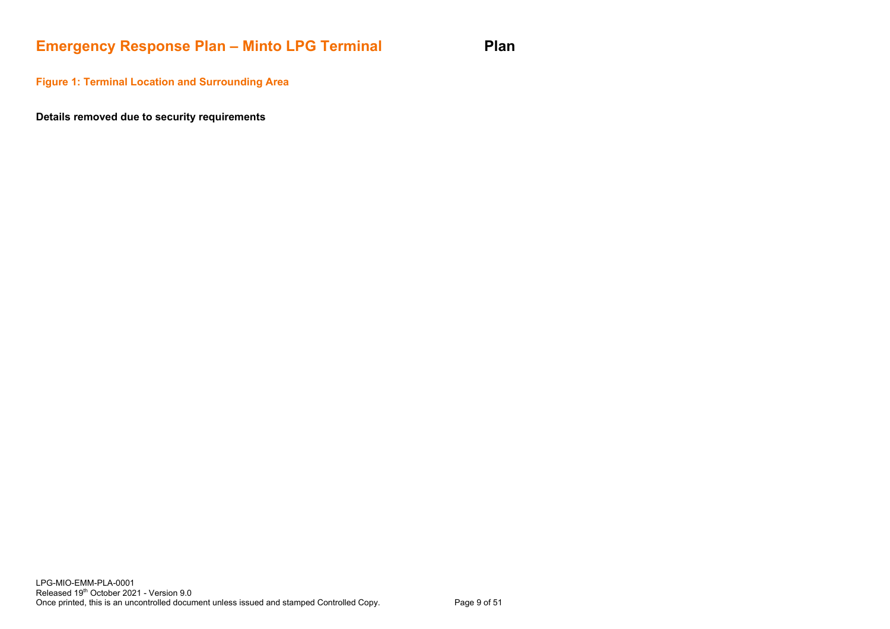**Figure 1: Terminal Location and Surrounding Area**

**Details removed due to security requirements**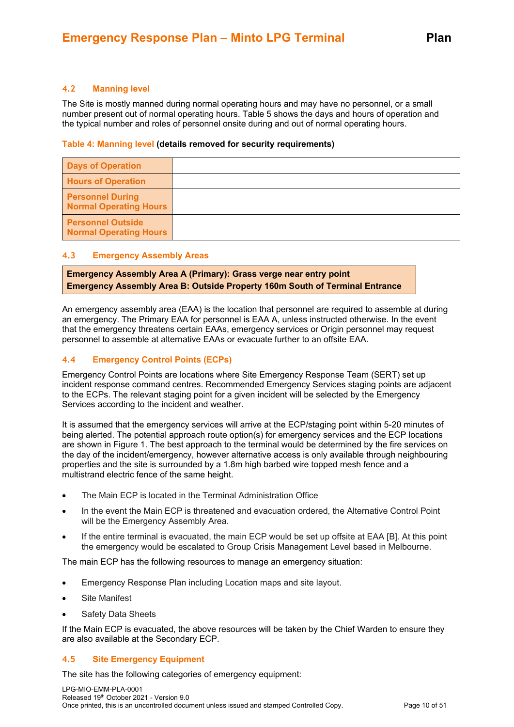### 4.2 Manning level

The Site is mostly manned during normal operating hours and may have no personnel, or a small number present out of normal operating hours. Table 5 shows the days and hours of operation and the typical number and roles of personnel onsite during and out of normal operating hours.

**Table 4: Manning level (details removed for security requirements)**

| | |
|---|---|
| **Days of Operation** | |
| **Hours of Operation** | |
| **Personnel During Normal Operating Hours** | |
| **Personnel Outside Normal Operating Hours** | |

### 4.3 Emergency Assembly Areas

**Emergency Assembly Area A (Primary): Grass verge near entry point**
**Emergency Assembly Area B: Outside Property 160m South of Terminal Entrance**

An emergency assembly area (EAA) is the location that personnel are required to assemble at during an emergency. The Primary EAA for personnel is EAA A, unless instructed otherwise. In the event that the emergency threatens certain EAAs, emergency services or Origin personnel may request personnel to assemble at alternative EAAs or evacuate further to an offsite EAA.

### 4.4 Emergency Control Points (ECPs)

Emergency Control Points are locations where Site Emergency Response Team (SERT) set up incident response command centres. Recommended Emergency Services staging points are adjacent to the ECPs. The relevant staging point for a given incident will be selected by the Emergency Services according to the incident and weather.

It is assumed that the emergency services will arrive at the ECP/staging point within 5-20 minutes of being alerted. The potential approach route option(s) for emergency services and the ECP locations are shown in Figure 1. The best approach to the terminal would be determined by the fire services on the day of the incident/emergency, however alternative access is only available through neighbouring properties and the site is surrounded by a 1.8m high barbed wire topped mesh fence and a multistrand electric fence of the same height.

- The Main ECP is located in the Terminal Administration Office
- In the event the Main ECP is threatened and evacuation ordered, the Alternative Control Point will be the Emergency Assembly Area.
- If the entire terminal is evacuated, the main ECP would be set up offsite at EAA [B]. At this point the emergency would be escalated to Group Crisis Management Level based in Melbourne.

The main ECP has the following resources to manage an emergency situation:

- Emergency Response Plan including Location maps and site layout.
- Site Manifest
- Safety Data Sheets

If the Main ECP is evacuated, the above resources will be taken by the Chief Warden to ensure they are also available at the Secondary ECP.

### 4.5 Site Emergency Equipment

The site has the following categories of emergency equipment: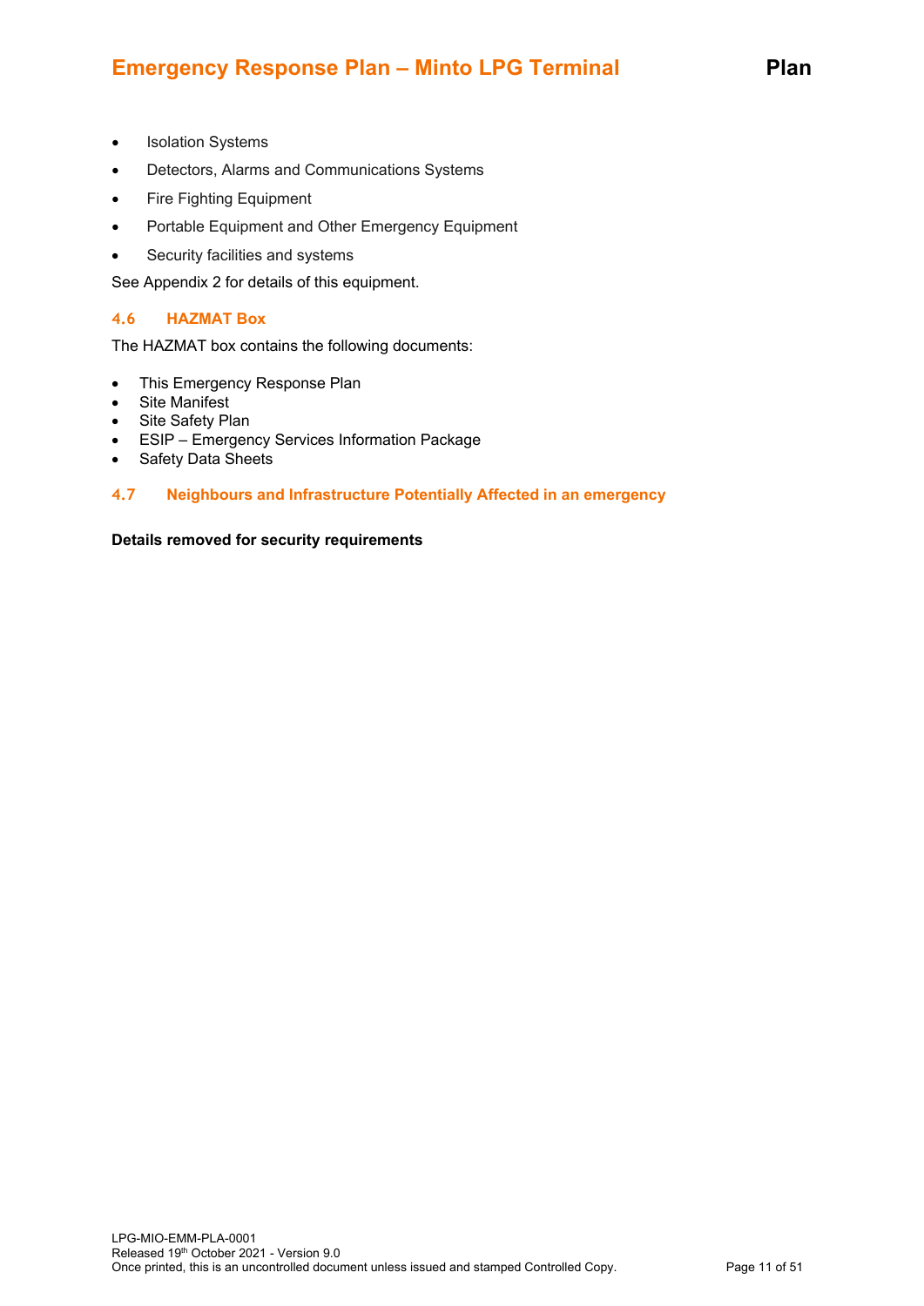- Isolation Systems
- Detectors, Alarms and Communications Systems
- Fire Fighting Equipment
- Portable Equipment and Other Emergency Equipment
- Security facilities and systems

See Appendix 2 for details of this equipment.

### 4.6 HAZMAT Box

The HAZMAT box contains the following documents:

- This Emergency Response Plan
- Site Manifest
- Site Safety Plan
- ESIP – Emergency Services Information Package
- Safety Data Sheets

### 4.7 Neighbours and Infrastructure Potentially Affected in an emergency

**Details removed for security requirements**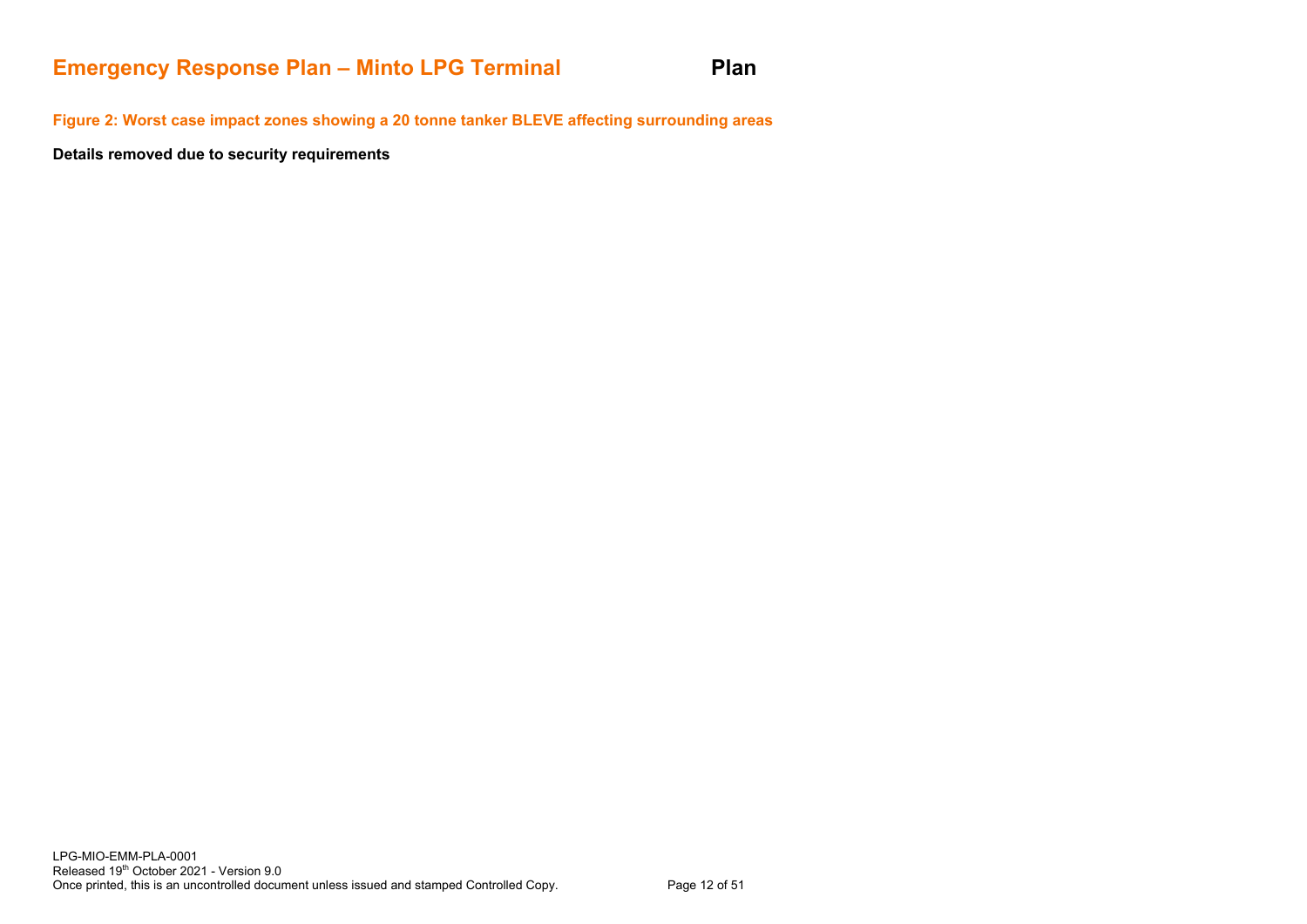**Figure 2: Worst case impact zones showing a 20 tonne tanker BLEVE affecting surrounding areas**

**Details removed due to security requirements**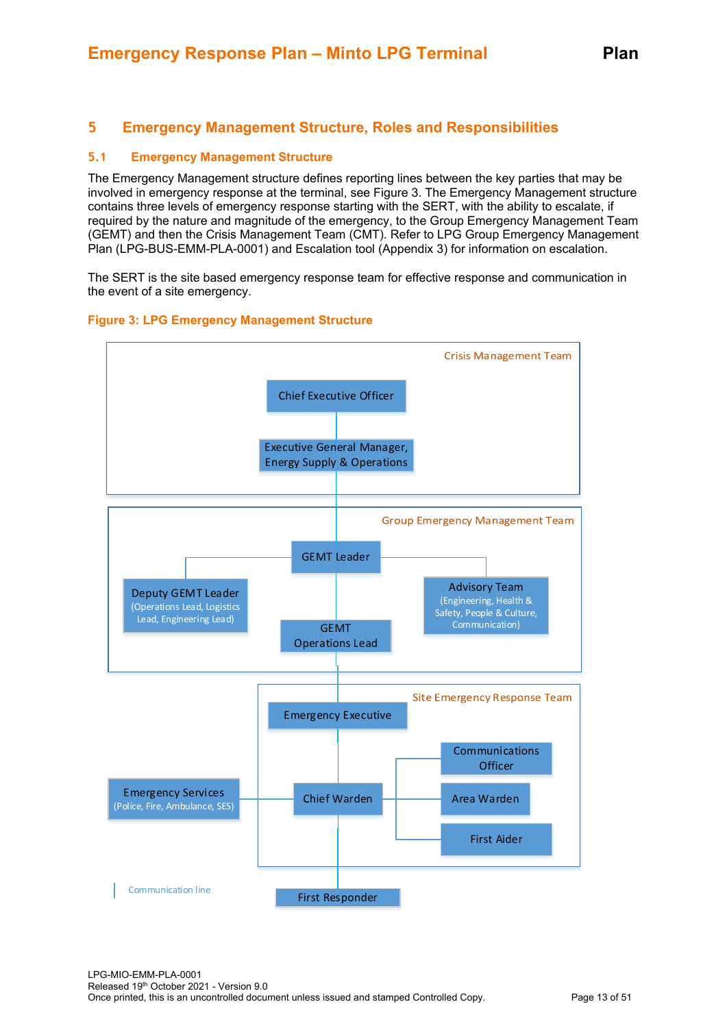## 5 Emergency Management Structure, Roles and Responsibilities

### 5.1 Emergency Management Structure

The Emergency Management structure defines reporting lines between the key parties that may be involved in emergency response at the terminal, see Figure 3. The Emergency Management structure contains three levels of emergency response starting with the SERT, with the ability to escalate, if required by the nature and magnitude of the emergency, to the Group Emergency Management Team (GEMT) and then the Crisis Management Team (CMT). Refer to LPG Group Emergency Management Plan (LPG-BUS-EMM-PLA-0001) and Escalation tool (Appendix 3) for information on escalation.

The SERT is the site based emergency response team for effective response and communication in the event of a site emergency.

**Figure 3: LPG Emergency Management Structure**

Crisis Management Team
- Chief Executive Officer
- Executive General Manager, Energy Supply & Operations

Group Emergency Management Team
- GEMT Leader
- Deputy GEMT Leader (Operations Lead, Logistics Lead, Engineering Lead)
- Advisory Team (Engineering, Health & Safety, People & Culture, Communication)
- GEMT Operations Lead

Site Emergency Response Team
- Emergency Executive
- Chief Warden
- Communications Officer
- Area Warden
- First Aider

Emergency Services (Police, Fire, Ambulance, SES)

First Responder

Communication line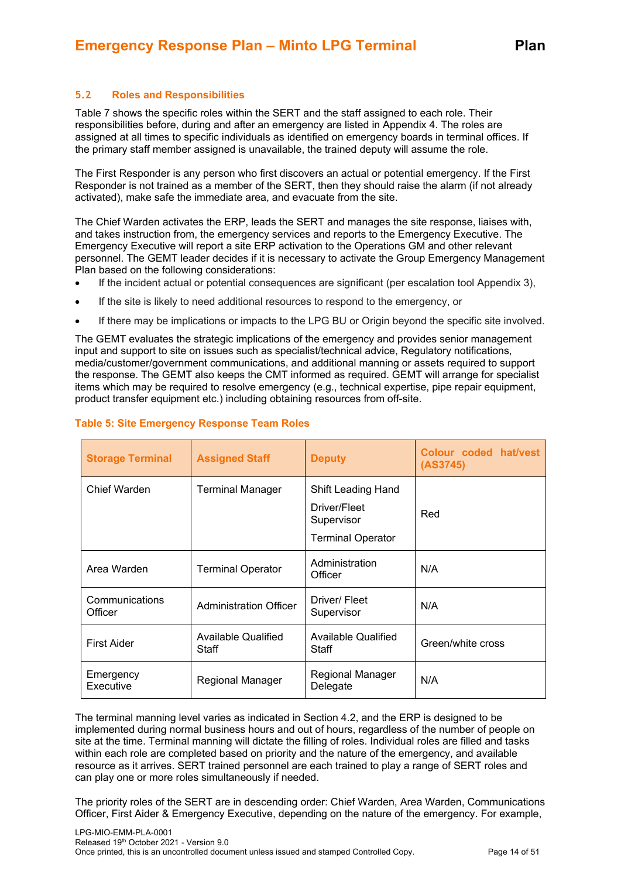### 5.2 Roles and Responsibilities

Table 7 shows the specific roles within the SERT and the staff assigned to each role. Their responsibilities before, during and after an emergency are listed in Appendix 4. The roles are assigned at all times to specific individuals as identified on emergency boards in terminal offices. If the primary staff member assigned is unavailable, the trained deputy will assume the role.

The First Responder is any person who first discovers an actual or potential emergency. If the First Responder is not trained as a member of the SERT, then they should raise the alarm (if not already activated), make safe the immediate area, and evacuate from the site.

The Chief Warden activates the ERP, leads the SERT and manages the site response, liaises with, and takes instruction from, the emergency services and reports to the Emergency Executive. The Emergency Executive will report a site ERP activation to the Operations GM and other relevant personnel. The GEMT leader decides if it is necessary to activate the Group Emergency Management Plan based on the following considerations:

- If the incident actual or potential consequences are significant (per escalation tool Appendix 3),
- If the site is likely to need additional resources to respond to the emergency, or
- If there may be implications or impacts to the LPG BU or Origin beyond the specific site involved.

The GEMT evaluates the strategic implications of the emergency and provides senior management input and support to site on issues such as specialist/technical advice, Regulatory notifications, media/customer/government communications, and additional manning or assets required to support the response. The GEMT also keeps the CMT informed as required. GEMT will arrange for specialist items which may be required to resolve emergency (e.g., technical expertise, pipe repair equipment, product transfer equipment etc.) including obtaining resources from off-site.

**Table 5: Site Emergency Response Team Roles**

| Storage Terminal | Assigned Staff | Deputy | Colour coded hat/vest (AS3745) |
|---|---|---|---|
| Chief Warden | Terminal Manager | Shift Leading Hand<br>Driver/Fleet Supervisor<br>Terminal Operator | Red |
| Area Warden | Terminal Operator | Administration Officer | N/A |
| Communications Officer | Administration Officer | Driver/ Fleet Supervisor | N/A |
| First Aider | Available Qualified Staff | Available Qualified Staff | Green/white cross |
| Emergency Executive | Regional Manager | Regional Manager Delegate | N/A |

The terminal manning level varies as indicated in Section 4.2, and the ERP is designed to be implemented during normal business hours and out of hours, regardless of the number of people on site at the time. Terminal manning will dictate the filling of roles. Individual roles are filled and tasks within each role are completed based on priority and the nature of the emergency, and available resource as it arrives. SERT trained personnel are each trained to play a range of SERT roles and can play one or more roles simultaneously if needed.

The priority roles of the SERT are in descending order: Chief Warden, Area Warden, Communications Officer, First Aider & Emergency Executive, depending on the nature of the emergency. For example,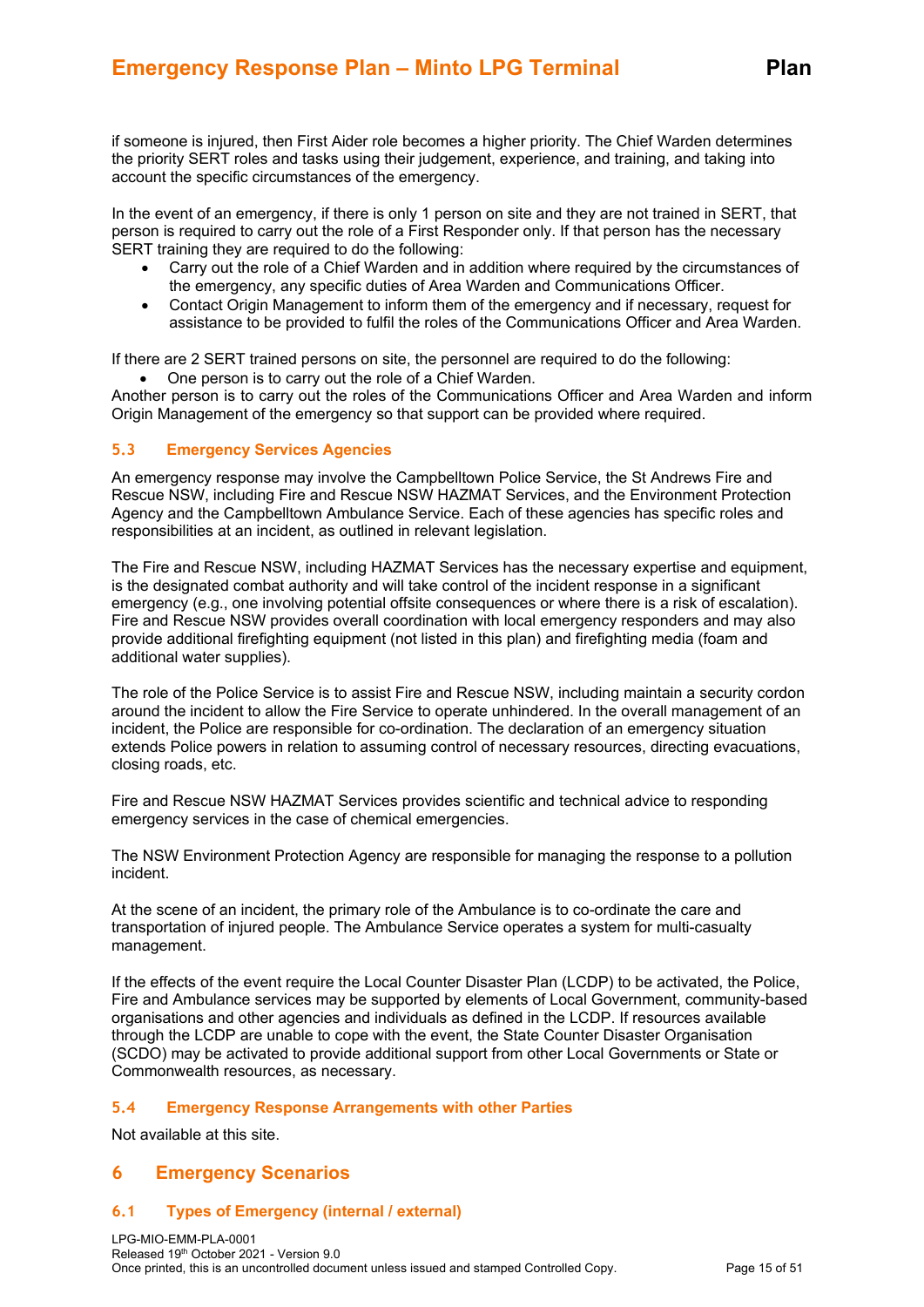if someone is injured, then First Aider role becomes a higher priority. The Chief Warden determines the priority SERT roles and tasks using their judgement, experience, and training, and taking into account the specific circumstances of the emergency.

In the event of an emergency, if there is only 1 person on site and they are not trained in SERT, that person is required to carry out the role of a First Responder only. If that person has the necessary SERT training they are required to do the following:

- Carry out the role of a Chief Warden and in addition where required by the circumstances of the emergency, any specific duties of Area Warden and Communications Officer.
- Contact Origin Management to inform them of the emergency and if necessary, request for assistance to be provided to fulfil the roles of the Communications Officer and Area Warden.

If there are 2 SERT trained persons on site, the personnel are required to do the following:

- One person is to carry out the role of a Chief Warden.

Another person is to carry out the roles of the Communications Officer and Area Warden and inform Origin Management of the emergency so that support can be provided where required.

### 5.3 Emergency Services Agencies

An emergency response may involve the Campbelltown Police Service, the St Andrews Fire and Rescue NSW, including Fire and Rescue NSW HAZMAT Services, and the Environment Protection Agency and the Campbelltown Ambulance Service. Each of these agencies has specific roles and responsibilities at an incident, as outlined in relevant legislation.

The Fire and Rescue NSW, including HAZMAT Services has the necessary expertise and equipment, is the designated combat authority and will take control of the incident response in a significant emergency (e.g., one involving potential offsite consequences or where there is a risk of escalation). Fire and Rescue NSW provides overall coordination with local emergency responders and may also provide additional firefighting equipment (not listed in this plan) and firefighting media (foam and additional water supplies).

The role of the Police Service is to assist Fire and Rescue NSW, including maintain a security cordon around the incident to allow the Fire Service to operate unhindered. In the overall management of an incident, the Police are responsible for co-ordination. The declaration of an emergency situation extends Police powers in relation to assuming control of necessary resources, directing evacuations, closing roads, etc.

Fire and Rescue NSW HAZMAT Services provides scientific and technical advice to responding emergency services in the case of chemical emergencies.

The NSW Environment Protection Agency are responsible for managing the response to a pollution incident.

At the scene of an incident, the primary role of the Ambulance is to co-ordinate the care and transportation of injured people. The Ambulance Service operates a system for multi-casualty management.

If the effects of the event require the Local Counter Disaster Plan (LCDP) to be activated, the Police, Fire and Ambulance services may be supported by elements of Local Government, community-based organisations and other agencies and individuals as defined in the LCDP. If resources available through the LCDP are unable to cope with the event, the State Counter Disaster Organisation (SCDO) may be activated to provide additional support from other Local Governments or State or Commonwealth resources, as necessary.

### 5.4 Emergency Response Arrangements with other Parties

Not available at this site.

## 6 Emergency Scenarios

### 6.1 Types of Emergency (internal / external)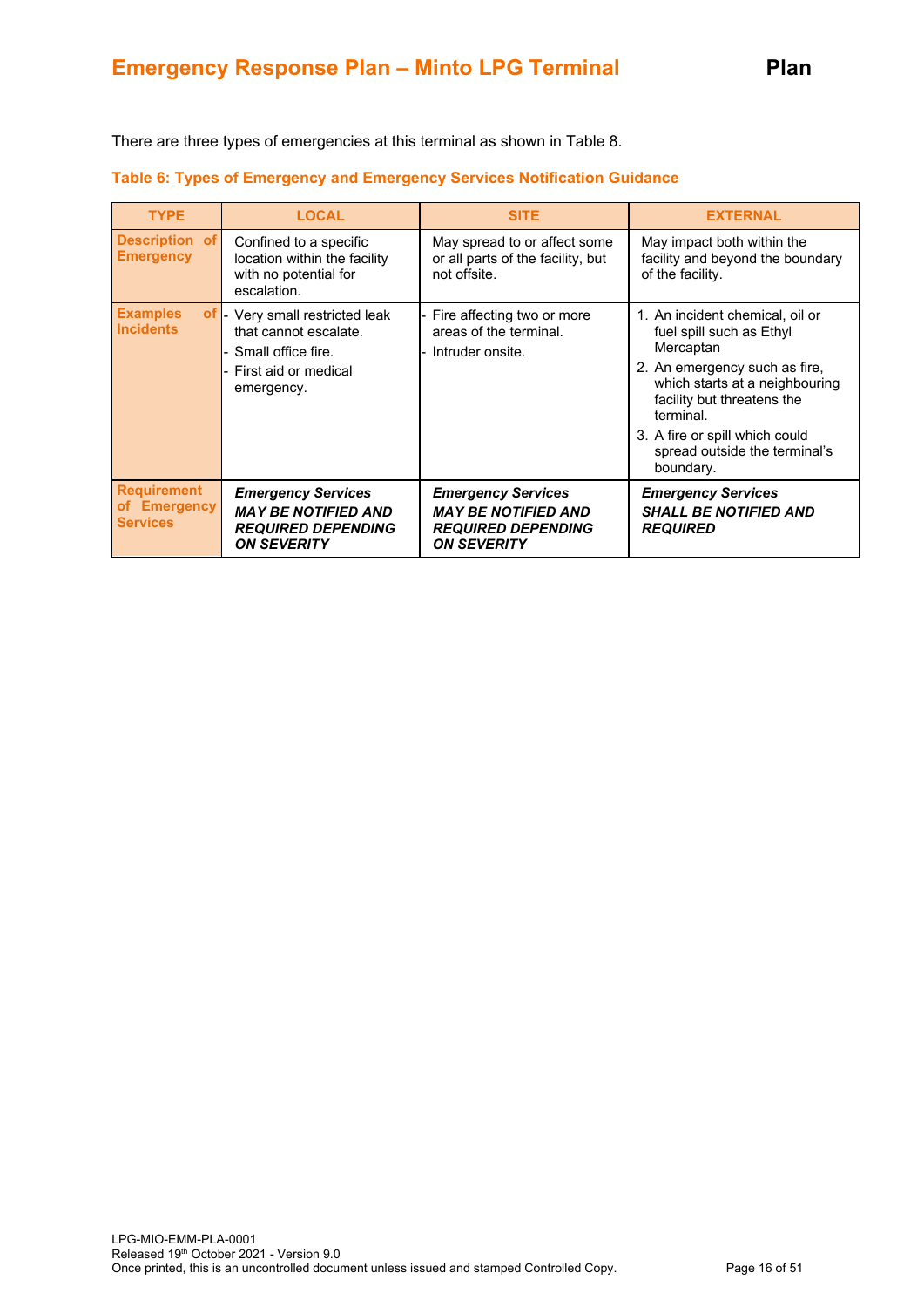There are three types of emergencies at this terminal as shown in Table 8.

**Table 6: Types of Emergency and Emergency Services Notification Guidance**

| TYPE | LOCAL | SITE | EXTERNAL |
|---|---|---|---|
| **Description of Emergency** | Confined to a specific location within the facility with no potential for escalation. | May spread to or affect some or all parts of the facility, but not offsite. | May impact both within the facility and beyond the boundary of the facility. |
| **Examples of Incidents** | - Very small restricted leak that cannot escalate.<br>- Small office fire.<br>- First aid or medical emergency. | - Fire affecting two or more areas of the terminal.<br>- Intruder onsite. | 1. An incident chemical, oil or fuel spill such as Ethyl Mercaptan<br>2. An emergency such as fire, which starts at a neighbouring facility but threatens the terminal.<br>3. A fire or spill which could spread outside the terminal's boundary. |
| **Requirement of Emergency Services** | ***Emergency Services MAY BE NOTIFIED AND REQUIRED DEPENDING ON SEVERITY*** | ***Emergency Services MAY BE NOTIFIED AND REQUIRED DEPENDING ON SEVERITY*** | ***Emergency Services SHALL BE NOTIFIED AND REQUIRED*** |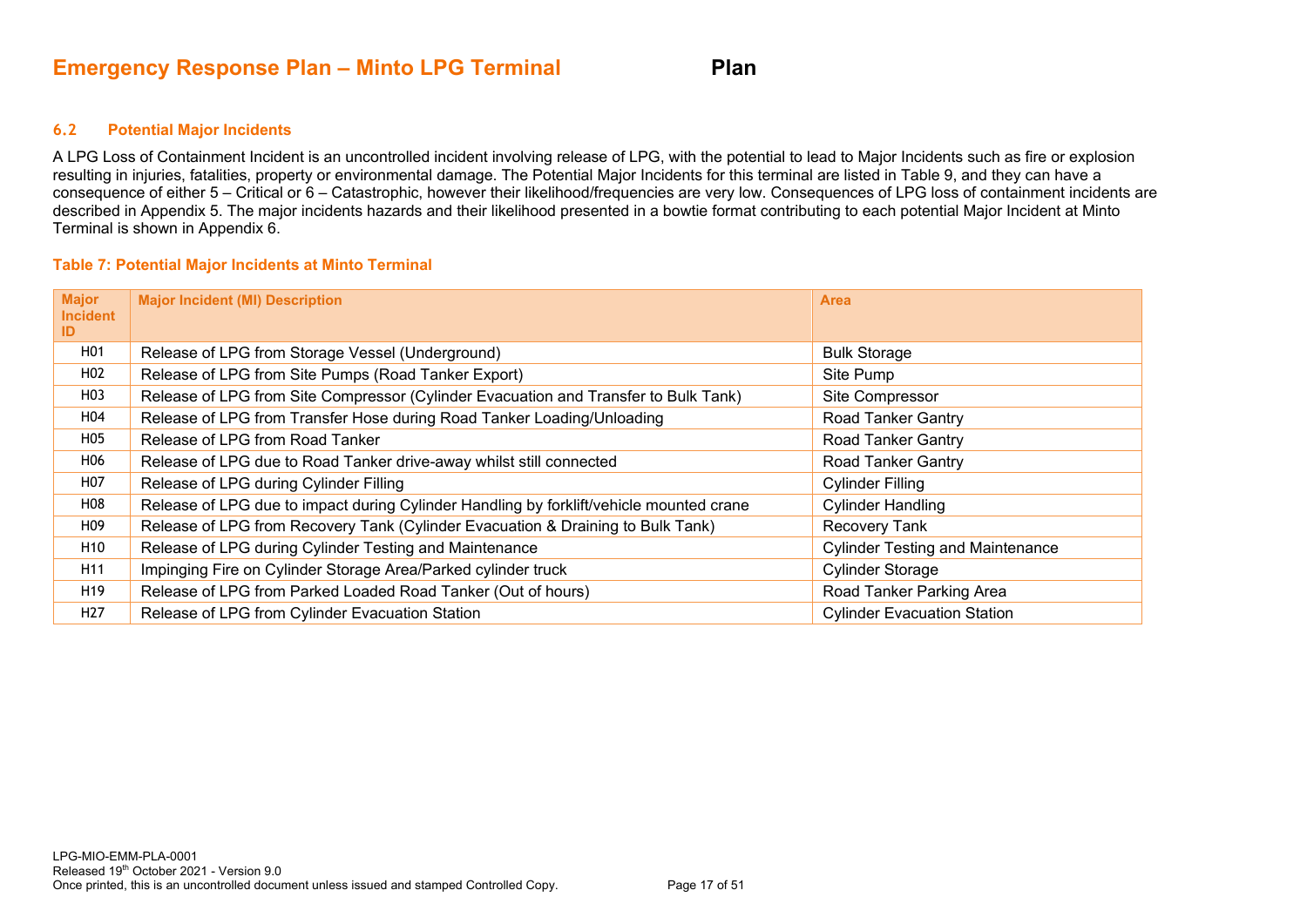### 6.2 Potential Major Incidents

A LPG Loss of Containment Incident is an uncontrolled incident involving release of LPG, with the potential to lead to Major Incidents such as fire or explosion resulting in injuries, fatalities, property or environmental damage. The Potential Major Incidents for this terminal are listed in Table 9, and they can have a consequence of either 5 – Critical or 6 – Catastrophic, however their likelihood/frequencies are very low. Consequences of LPG loss of containment incidents are described in Appendix 5. The major incidents hazards and their likelihood presented in a bowtie format contributing to each potential Major Incident at Minto Terminal is shown in Appendix 6.

**Table 7: Potential Major Incidents at Minto Terminal**

| Major Incident ID | Major Incident (MI) Description | Area |
|---|---|---|
| H01 | Release of LPG from Storage Vessel (Underground) | Bulk Storage |
| H02 | Release of LPG from Site Pumps (Road Tanker Export) | Site Pump |
| H03 | Release of LPG from Site Compressor (Cylinder Evacuation and Transfer to Bulk Tank) | Site Compressor |
| H04 | Release of LPG from Transfer Hose during Road Tanker Loading/Unloading | Road Tanker Gantry |
| H05 | Release of LPG from Road Tanker | Road Tanker Gantry |
| H06 | Release of LPG due to Road Tanker drive-away whilst still connected | Road Tanker Gantry |
| H07 | Release of LPG during Cylinder Filling | Cylinder Filling |
| H08 | Release of LPG due to impact during Cylinder Handling by forklift/vehicle mounted crane | Cylinder Handling |
| H09 | Release of LPG from Recovery Tank (Cylinder Evacuation & Draining to Bulk Tank) | Recovery Tank |
| H10 | Release of LPG during Cylinder Testing and Maintenance | Cylinder Testing and Maintenance |
| H11 | Impinging Fire on Cylinder Storage Area/Parked cylinder truck | Cylinder Storage |
| H19 | Release of LPG from Parked Loaded Road Tanker (Out of hours) | Road Tanker Parking Area |
| H27 | Release of LPG from Cylinder Evacuation Station | Cylinder Evacuation Station |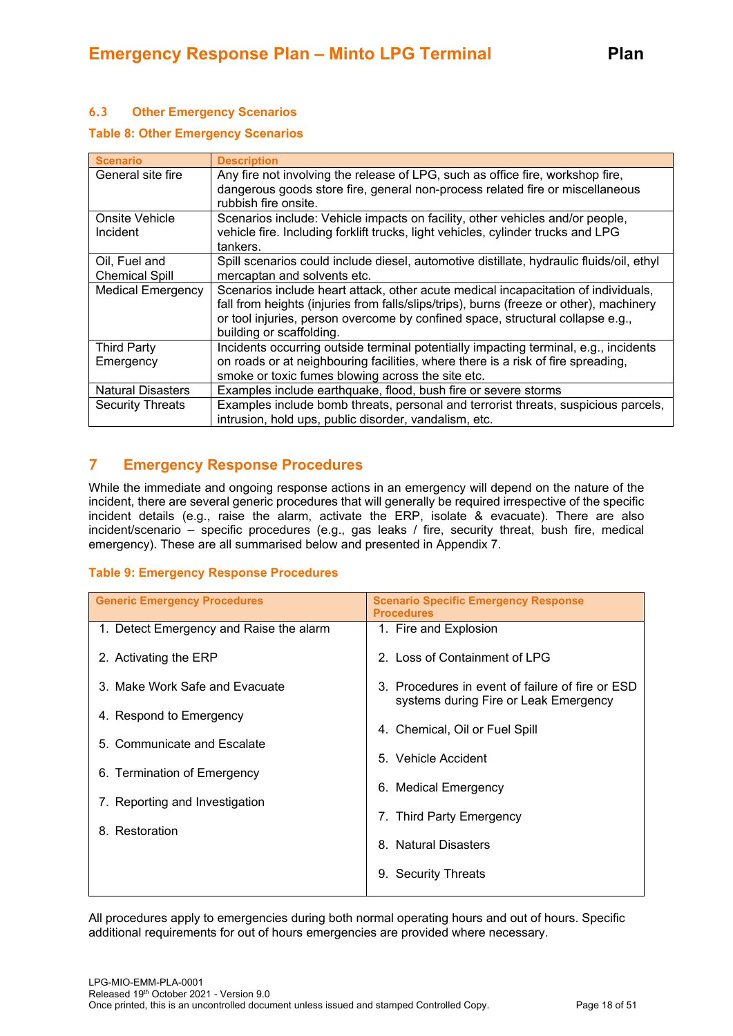### 6.3 Other Emergency Scenarios

**Table 8: Other Emergency Scenarios**

| Scenario | Description |
|---|---|
| General site fire | Any fire not involving the release of LPG, such as office fire, workshop fire, dangerous goods store fire, general non-process related fire or miscellaneous rubbish fire onsite. |
| Onsite Vehicle Incident | Scenarios include: Vehicle impacts on facility, other vehicles and/or people, vehicle fire. Including forklift trucks, light vehicles, cylinder trucks and LPG tankers. |
| Oil, Fuel and Chemical Spill | Spill scenarios could include diesel, automotive distillate, hydraulic fluids/oil, ethyl mercaptan and solvents etc. |
| Medical Emergency | Scenarios include heart attack, other acute medical incapacitation of individuals, fall from heights (injuries from falls/slips/trips), burns (freeze or other), machinery or tool injuries, person overcome by confined space, structural collapse e.g., building or scaffolding. |
| Third Party Emergency | Incidents occurring outside terminal potentially impacting terminal, e.g., incidents on roads or at neighbouring facilities, where there is a risk of fire spreading, smoke or toxic fumes blowing across the site etc. |
| Natural Disasters | Examples include earthquake, flood, bush fire or severe storms |
| Security Threats | Examples include bomb threats, personal and terrorist threats, suspicious parcels, intrusion, hold ups, public disorder, vandalism, etc. |

## 7 Emergency Response Procedures

While the immediate and ongoing response actions in an emergency will depend on the nature of the incident, there are several generic procedures that will generally be required irrespective of the specific incident details (e.g., raise the alarm, activate the ERP, isolate & evacuate). There are also incident/scenario – specific procedures (e.g., gas leaks / fire, security threat, bush fire, medical emergency). These are all summarised below and presented in Appendix 7.

**Table 9: Emergency Response Procedures**

| Generic Emergency Procedures | Scenario Specific Emergency Response Procedures |
|---|---|
| 1. Detect Emergency and Raise the alarm | 1. Fire and Explosion |
| 2. Activating the ERP | 2. Loss of Containment of LPG |
| 3. Make Work Safe and Evacuate | 3. Procedures in event of failure of fire or ESD systems during Fire or Leak Emergency |
| 4. Respond to Emergency | 4. Chemical, Oil or Fuel Spill |
| 5. Communicate and Escalate | 5. Vehicle Accident |
| 6. Termination of Emergency | 6. Medical Emergency |
| 7. Reporting and Investigation | 7. Third Party Emergency |
| 8. Restoration | 8. Natural Disasters |
| | 9. Security Threats |

All procedures apply to emergencies during both normal operating hours and out of hours. Specific additional requirements for out of hours emergencies are provided where necessary.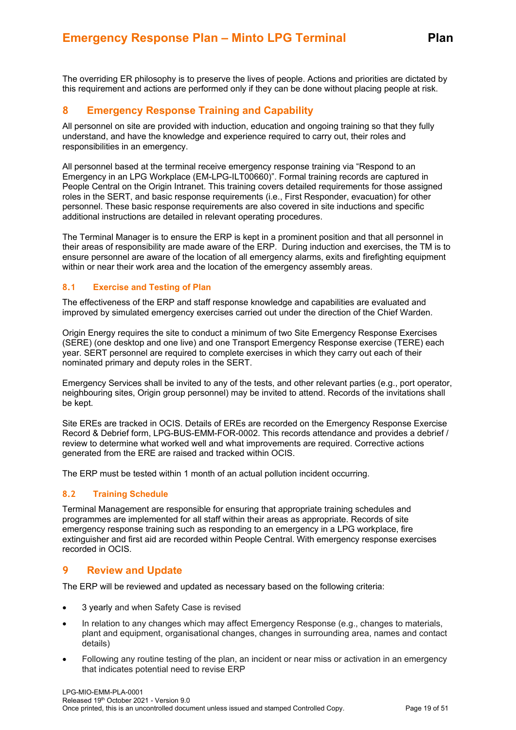The overriding ER philosophy is to preserve the lives of people. Actions and priorities are dictated by this requirement and actions are performed only if they can be done without placing people at risk.

## 8 Emergency Response Training and Capability

All personnel on site are provided with induction, education and ongoing training so that they fully understand, and have the knowledge and experience required to carry out, their roles and responsibilities in an emergency.

All personnel based at the terminal receive emergency response training via "Respond to an Emergency in an LPG Workplace (EM-LPG-ILT00660)". Formal training records are captured in People Central on the Origin Intranet. This training covers detailed requirements for those assigned roles in the SERT, and basic response requirements (i.e., First Responder, evacuation) for other personnel. These basic response requirements are also covered in site inductions and specific additional instructions are detailed in relevant operating procedures.

The Terminal Manager is to ensure the ERP is kept in a prominent position and that all personnel in their areas of responsibility are made aware of the ERP. During induction and exercises, the TM is to ensure personnel are aware of the location of all emergency alarms, exits and firefighting equipment within or near their work area and the location of the emergency assembly areas.

### 8.1 Exercise and Testing of Plan

The effectiveness of the ERP and staff response knowledge and capabilities are evaluated and improved by simulated emergency exercises carried out under the direction of the Chief Warden.

Origin Energy requires the site to conduct a minimum of two Site Emergency Response Exercises (SERE) (one desktop and one live) and one Transport Emergency Response exercise (TERE) each year. SERT personnel are required to complete exercises in which they carry out each of their nominated primary and deputy roles in the SERT.

Emergency Services shall be invited to any of the tests, and other relevant parties (e.g., port operator, neighbouring sites, Origin group personnel) may be invited to attend. Records of the invitations shall be kept.

Site EREs are tracked in OCIS. Details of EREs are recorded on the Emergency Response Exercise Record & Debrief form, LPG-BUS-EMM-FOR-0002. This records attendance and provides a debrief / review to determine what worked well and what improvements are required. Corrective actions generated from the ERE are raised and tracked within OCIS.

The ERP must be tested within 1 month of an actual pollution incident occurring.

### 8.2 Training Schedule

Terminal Management are responsible for ensuring that appropriate training schedules and programmes are implemented for all staff within their areas as appropriate. Records of site emergency response training such as responding to an emergency in a LPG workplace, fire extinguisher and first aid are recorded within People Central. With emergency response exercises recorded in OCIS.

## 9 Review and Update

The ERP will be reviewed and updated as necessary based on the following criteria:

- 3 yearly and when Safety Case is revised
- In relation to any changes which may affect Emergency Response (e.g., changes to materials, plant and equipment, organisational changes, changes in surrounding area, names and contact details)
- Following any routine testing of the plan, an incident or near miss or activation in an emergency that indicates potential need to revise ERP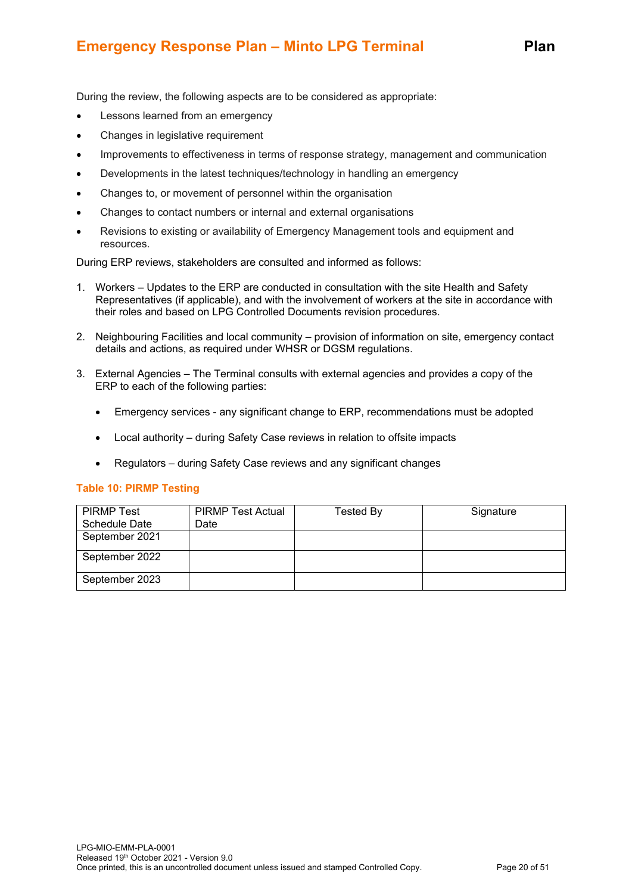During the review, the following aspects are to be considered as appropriate:

- Lessons learned from an emergency
- Changes in legislative requirement
- Improvements to effectiveness in terms of response strategy, management and communication
- Developments in the latest techniques/technology in handling an emergency
- Changes to, or movement of personnel within the organisation
- Changes to contact numbers or internal and external organisations
- Revisions to existing or availability of Emergency Management tools and equipment and resources.

During ERP reviews, stakeholders are consulted and informed as follows:

1. Workers – Updates to the ERP are conducted in consultation with the site Health and Safety Representatives (if applicable), and with the involvement of workers at the site in accordance with their roles and based on LPG Controlled Documents revision procedures.
2. Neighbouring Facilities and local community – provision of information on site, emergency contact details and actions, as required under WHSR or DGSM regulations.
3. External Agencies – The Terminal consults with external agencies and provides a copy of the ERP to each of the following parties:
   - Emergency services - any significant change to ERP, recommendations must be adopted
   - Local authority – during Safety Case reviews in relation to offsite impacts
   - Regulators – during Safety Case reviews and any significant changes

**Table 10: PIRMP Testing**

| PIRMP Test Schedule Date | PIRMP Test Actual Date | Tested By | Signature |
|---|---|---|---|
| September 2021 | | | |
| September 2022 | | | |
| September 2023 | | | |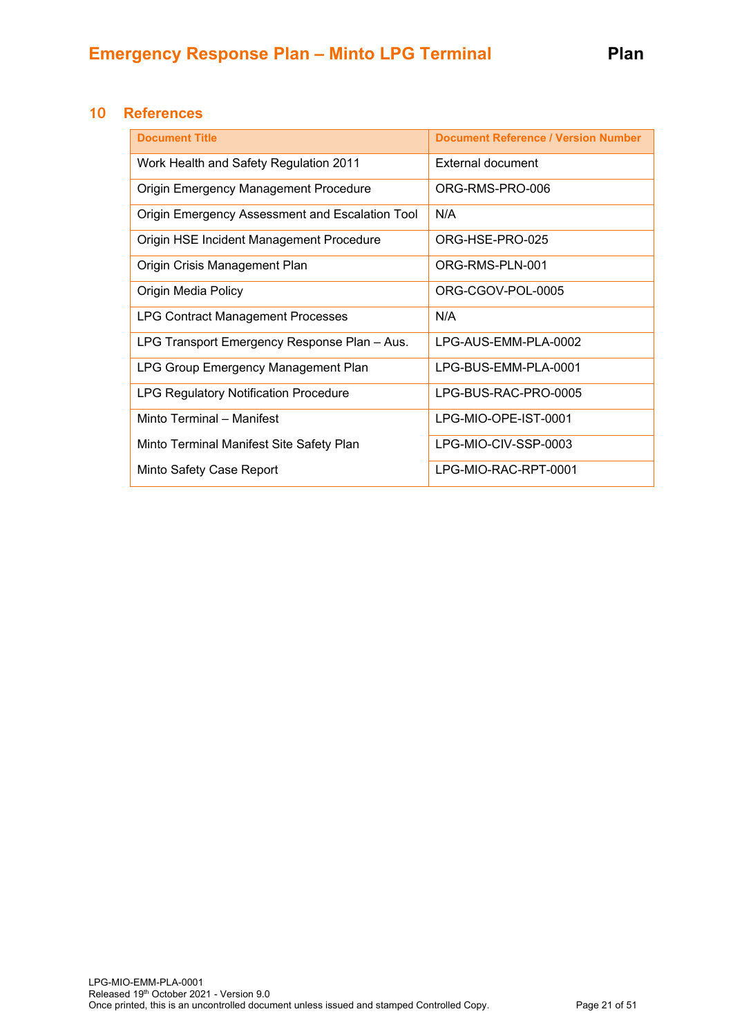## 10 References

| Document Title | Document Reference / Version Number |
|---|---|
| Work Health and Safety Regulation 2011 | External document |
| Origin Emergency Management Procedure | ORG-RMS-PRO-006 |
| Origin Emergency Assessment and Escalation Tool | N/A |
| Origin HSE Incident Management Procedure | ORG-HSE-PRO-025 |
| Origin Crisis Management Plan | ORG-RMS-PLN-001 |
| Origin Media Policy | ORG-CGOV-POL-0005 |
| LPG Contract Management Processes | N/A |
| LPG Transport Emergency Response Plan – Aus. | LPG-AUS-EMM-PLA-0002 |
| LPG Group Emergency Management Plan | LPG-BUS-EMM-PLA-0001 |
| LPG Regulatory Notification Procedure | LPG-BUS-RAC-PRO-0005 |
| Minto Terminal – Manifest | LPG-MIO-OPE-IST-0001 |
| Minto Terminal Manifest Site Safety Plan | LPG-MIO-CIV-SSP-0003 |
| Minto Safety Case Report | LPG-MIO-RAC-RPT-0001 |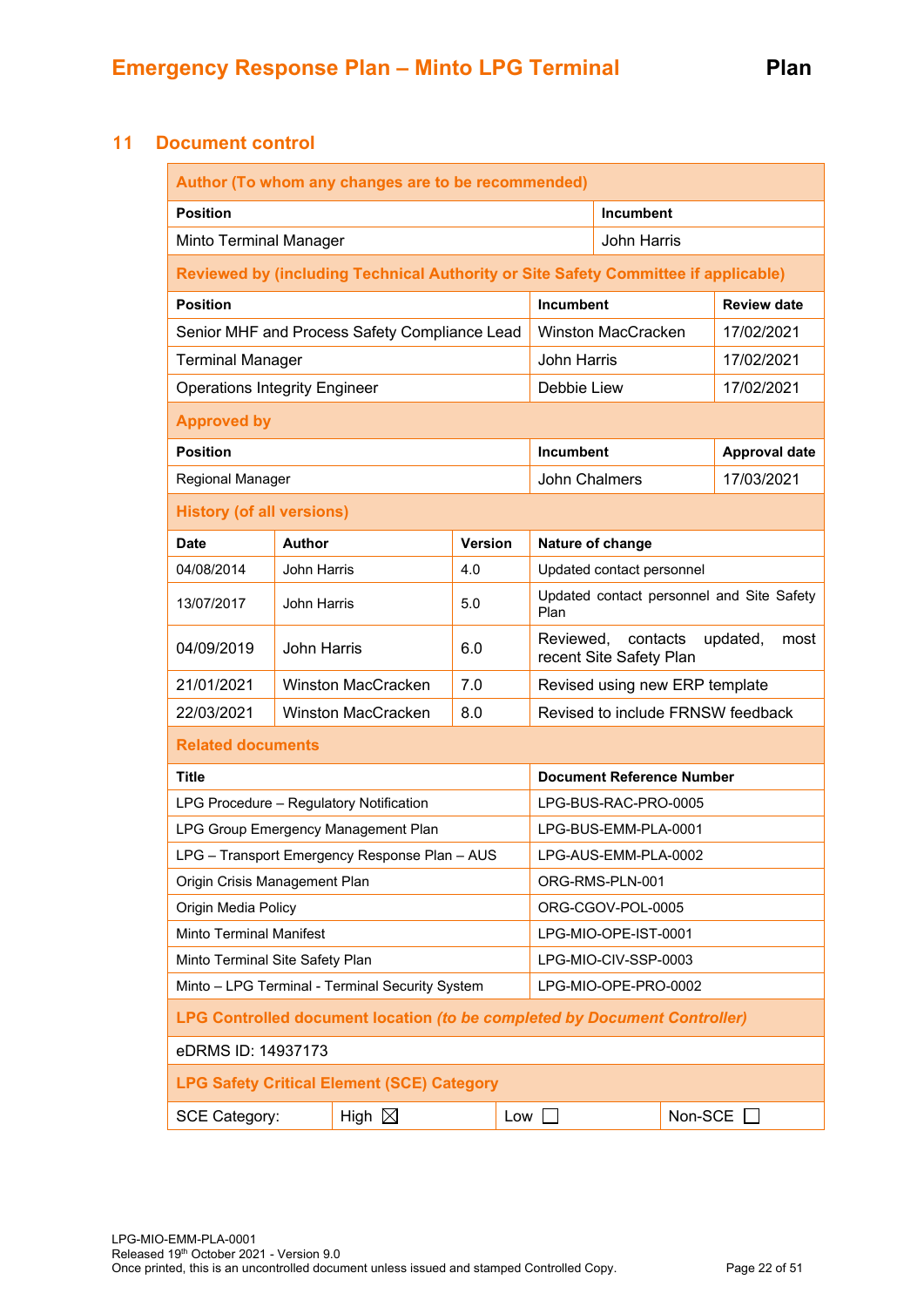## 11 Document control

| Author (To whom any changes are to be recommended) | |
|---|---|
| **Position** | **Incumbent** |
| Minto Terminal Manager | John Harris |

| Reviewed by (including Technical Authority or Site Safety Committee if applicable) | | |
|---|---|---|
| **Position** | **Incumbent** | **Review date** |
| Senior MHF and Process Safety Compliance Lead | Winston MacCracken | 17/02/2021 |
| Terminal Manager | John Harris | 17/02/2021 |
| Operations Integrity Engineer | Debbie Liew | 17/02/2021 |

| Approved by | | |
|---|---|---|
| **Position** | **Incumbent** | **Approval date** |
| Regional Manager | John Chalmers | 17/03/2021 |

| History (of all versions) | | | |
|---|---|---|---|
| **Date** | **Author** | **Version** | **Nature of change** |
| 04/08/2014 | John Harris | 4.0 | Updated contact personnel |
| 13/07/2017 | John Harris | 5.0 | Updated contact personnel and Site Safety Plan |
| 04/09/2019 | John Harris | 6.0 | Reviewed, contacts updated, most recent Site Safety Plan |
| 21/01/2021 | Winston MacCracken | 7.0 | Revised using new ERP template |
| 22/03/2021 | Winston MacCracken | 8.0 | Revised to include FRNSW feedback |

| Related documents | |
|---|---|
| **Title** | **Document Reference Number** |
| LPG Procedure – Regulatory Notification | LPG-BUS-RAC-PRO-0005 |
| LPG Group Emergency Management Plan | LPG-BUS-EMM-PLA-0001 |
| LPG – Transport Emergency Response Plan – AUS | LPG-AUS-EMM-PLA-0002 |
| Origin Crisis Management Plan | ORG-RMS-PLN-001 |
| Origin Media Policy | ORG-CGOV-POL-0005 |
| Minto Terminal Manifest | LPG-MIO-OPE-IST-0001 |
| Minto Terminal Site Safety Plan | LPG-MIO-CIV-SSP-0003 |
| Minto – LPG Terminal - Terminal Security System | LPG-MIO-OPE-PRO-0002 |

| LPG Controlled document location *(to be completed by Document Controller)* |
|---|
| eDRMS ID: 14937173 |

| LPG Safety Critical Element (SCE) Category | | | |
|---|---|---|---|
| SCE Category: | High ☒ | Low ☐ | Non-SCE ☐ |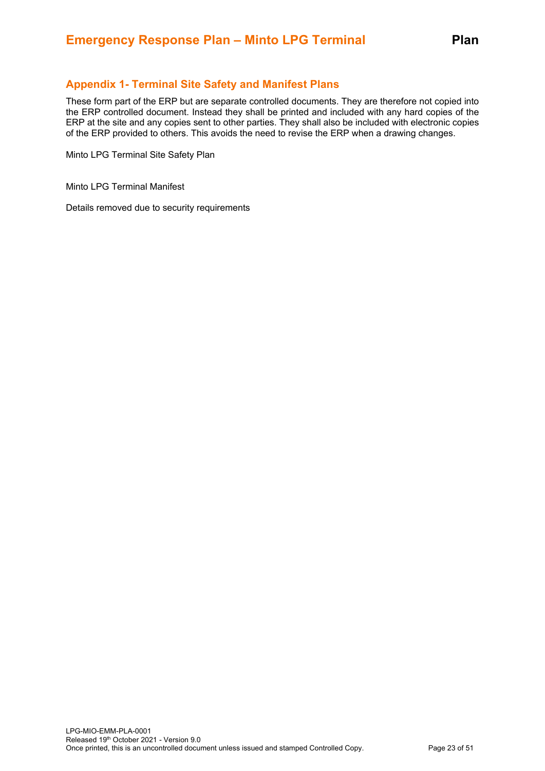## Appendix 1- Terminal Site Safety and Manifest Plans

These form part of the ERP but are separate controlled documents. They are therefore not copied into the ERP controlled document. Instead they shall be printed and included with any hard copies of the ERP at the site and any copies sent to other parties. They shall also be included with electronic copies of the ERP provided to others. This avoids the need to revise the ERP when a drawing changes.

Minto LPG Terminal Site Safety Plan

Minto LPG Terminal Manifest

Details removed due to security requirements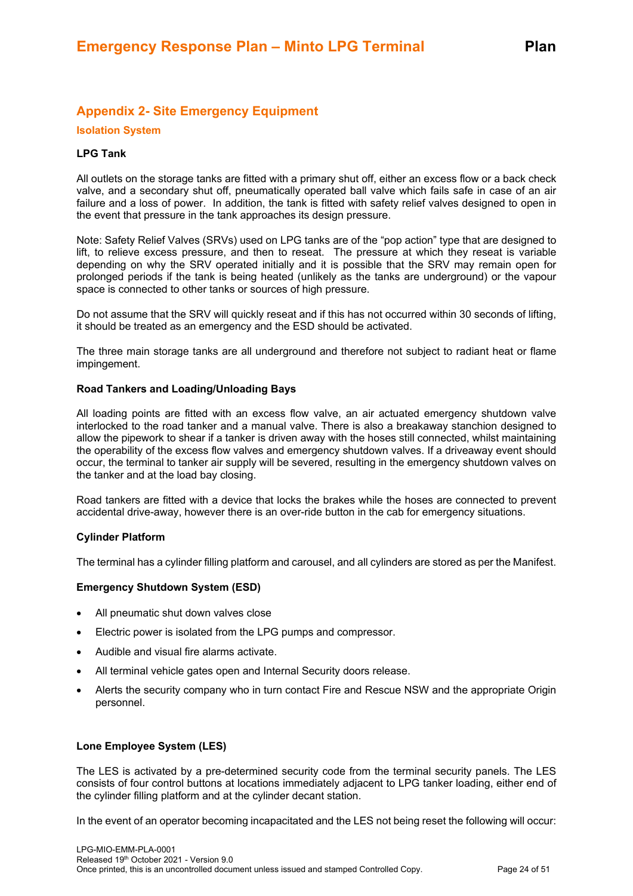## Appendix 2- Site Emergency Equipment

### Isolation System

**LPG Tank**

All outlets on the storage tanks are fitted with a primary shut off, either an excess flow or a back check valve, and a secondary shut off, pneumatically operated ball valve which fails safe in case of an air failure and a loss of power. In addition, the tank is fitted with safety relief valves designed to open in the event that pressure in the tank approaches its design pressure.

Note: Safety Relief Valves (SRVs) used on LPG tanks are of the "pop action" type that are designed to lift, to relieve excess pressure, and then to reseat. The pressure at which they reseat is variable depending on why the SRV operated initially and it is possible that the SRV may remain open for prolonged periods if the tank is being heated (unlikely as the tanks are underground) or the vapour space is connected to other tanks or sources of high pressure.

Do not assume that the SRV will quickly reseat and if this has not occurred within 30 seconds of lifting, it should be treated as an emergency and the ESD should be activated.

The three main storage tanks are all underground and therefore not subject to radiant heat or flame impingement.

**Road Tankers and Loading/Unloading Bays**

All loading points are fitted with an excess flow valve, an air actuated emergency shutdown valve interlocked to the road tanker and a manual valve. There is also a breakaway stanchion designed to allow the pipework to shear if a tanker is driven away with the hoses still connected, whilst maintaining the operability of the excess flow valves and emergency shutdown valves. If a driveaway event should occur, the terminal to tanker air supply will be severed, resulting in the emergency shutdown valves on the tanker and at the load bay closing.

Road tankers are fitted with a device that locks the brakes while the hoses are connected to prevent accidental drive-away, however there is an over-ride button in the cab for emergency situations.

**Cylinder Platform**

The terminal has a cylinder filling platform and carousel, and all cylinders are stored as per the Manifest.

**Emergency Shutdown System (ESD)**

- All pneumatic shut down valves close
- Electric power is isolated from the LPG pumps and compressor.
- Audible and visual fire alarms activate.
- All terminal vehicle gates open and Internal Security doors release.
- Alerts the security company who in turn contact Fire and Rescue NSW and the appropriate Origin personnel.

**Lone Employee System (LES)**

The LES is activated by a pre-determined security code from the terminal security panels. The LES consists of four control buttons at locations immediately adjacent to LPG tanker loading, either end of the cylinder filling platform and at the cylinder decant station.

In the event of an operator becoming incapacitated and the LES not being reset the following will occur: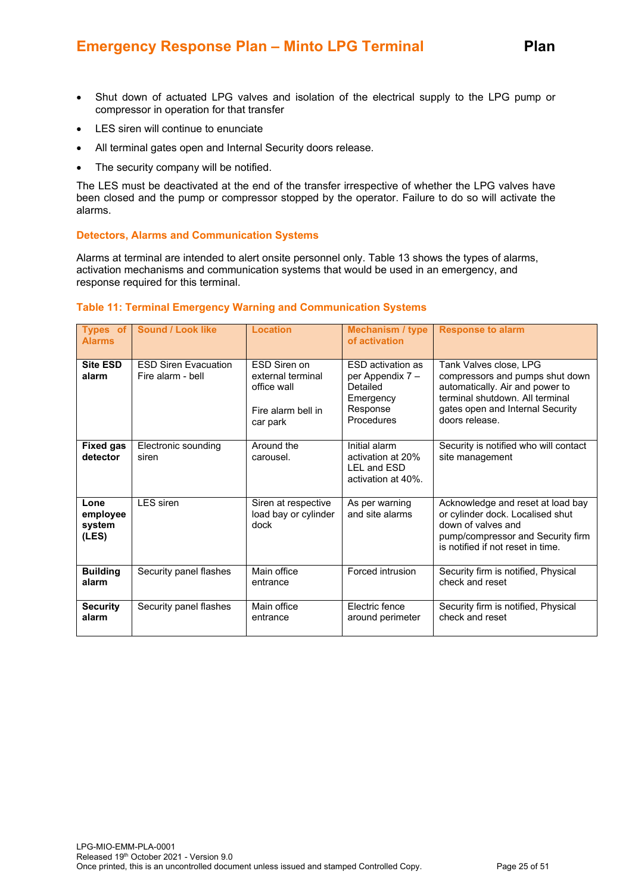- Shut down of actuated LPG valves and isolation of the electrical supply to the LPG pump or compressor in operation for that transfer
- LES siren will continue to enunciate
- All terminal gates open and Internal Security doors release.
- The security company will be notified.

The LES must be deactivated at the end of the transfer irrespective of whether the LPG valves have been closed and the pump or compressor stopped by the operator. Failure to do so will activate the alarms.

### Detectors, Alarms and Communication Systems

Alarms at terminal are intended to alert onsite personnel only. Table 13 shows the types of alarms, activation mechanisms and communication systems that would be used in an emergency, and response required for this terminal.

**Table 11: Terminal Emergency Warning and Communication Systems**

| Types of Alarms | Sound / Look like | Location | Mechanism / type of activation | Response to alarm |
|---|---|---|---|---|
| **Site ESD alarm** | ESD Siren Evacuation Fire alarm - bell | ESD Siren on external terminal office wall<br><br>Fire alarm bell in car park | ESD activation as per Appendix 7 – Detailed Emergency Response Procedures | Tank Valves close, LPG compressors and pumps shut down automatically. Air and power to terminal shutdown. All terminal gates open and Internal Security doors release. |
| **Fixed gas detector** | Electronic sounding siren | Around the carousel. | Initial alarm activation at 20% LEL and ESD activation at 40%. | Security is notified who will contact site management |
| **Lone employee system (LES)** | LES siren | Siren at respective load bay or cylinder dock | As per warning and site alarms | Acknowledge and reset at load bay or cylinder dock. Localised shut down of valves and pump/compressor and Security firm is notified if not reset in time. |
| **Building alarm** | Security panel flashes | Main office entrance | Forced intrusion | Security firm is notified, Physical check and reset |
| **Security alarm** | Security panel flashes | Main office entrance | Electric fence around perimeter | Security firm is notified, Physical check and reset |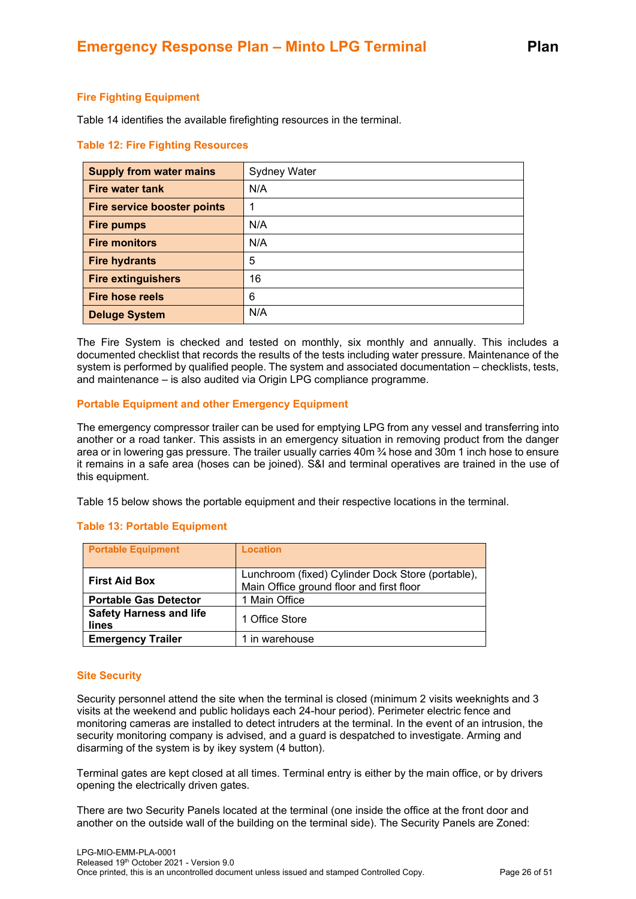### Fire Fighting Equipment

Table 14 identifies the available firefighting resources in the terminal.

**Table 12: Fire Fighting Resources**

| | |
|---|---|
| **Supply from water mains** | Sydney Water |
| **Fire water tank** | N/A |
| **Fire service booster points** | 1 |
| **Fire pumps** | N/A |
| **Fire monitors** | N/A |
| **Fire hydrants** | 5 |
| **Fire extinguishers** | 16 |
| **Fire hose reels** | 6 |
| **Deluge System** | N/A |

The Fire System is checked and tested on monthly, six monthly and annually. This includes a documented checklist that records the results of the tests including water pressure. Maintenance of the system is performed by qualified people. The system and associated documentation – checklists, tests, and maintenance – is also audited via Origin LPG compliance programme.

### Portable Equipment and other Emergency Equipment

The emergency compressor trailer can be used for emptying LPG from any vessel and transferring into another or a road tanker. This assists in an emergency situation in removing product from the danger area or in lowering gas pressure. The trailer usually carries 40m ¾ hose and 30m 1 inch hose to ensure it remains in a safe area (hoses can be joined). S&I and terminal operatives are trained in the use of this equipment.

Table 15 below shows the portable equipment and their respective locations in the terminal.

**Table 13: Portable Equipment**

| Portable Equipment | Location |
|---|---|
| **First Aid Box** | Lunchroom (fixed) Cylinder Dock Store (portable), Main Office ground floor and first floor |
| **Portable Gas Detector** | 1 Main Office |
| **Safety Harness and life lines** | 1 Office Store |
| **Emergency Trailer** | 1 in warehouse |

### Site Security

Security personnel attend the site when the terminal is closed (minimum 2 visits weeknights and 3 visits at the weekend and public holidays each 24-hour period). Perimeter electric fence and monitoring cameras are installed to detect intruders at the terminal. In the event of an intrusion, the security monitoring company is advised, and a guard is despatched to investigate. Arming and disarming of the system is by ikey system (4 button).

Terminal gates are kept closed at all times. Terminal entry is either by the main office, or by drivers opening the electrically driven gates.

There are two Security Panels located at the terminal (one inside the office at the front door and another on the outside wall of the building on the terminal side). The Security Panels are Zoned: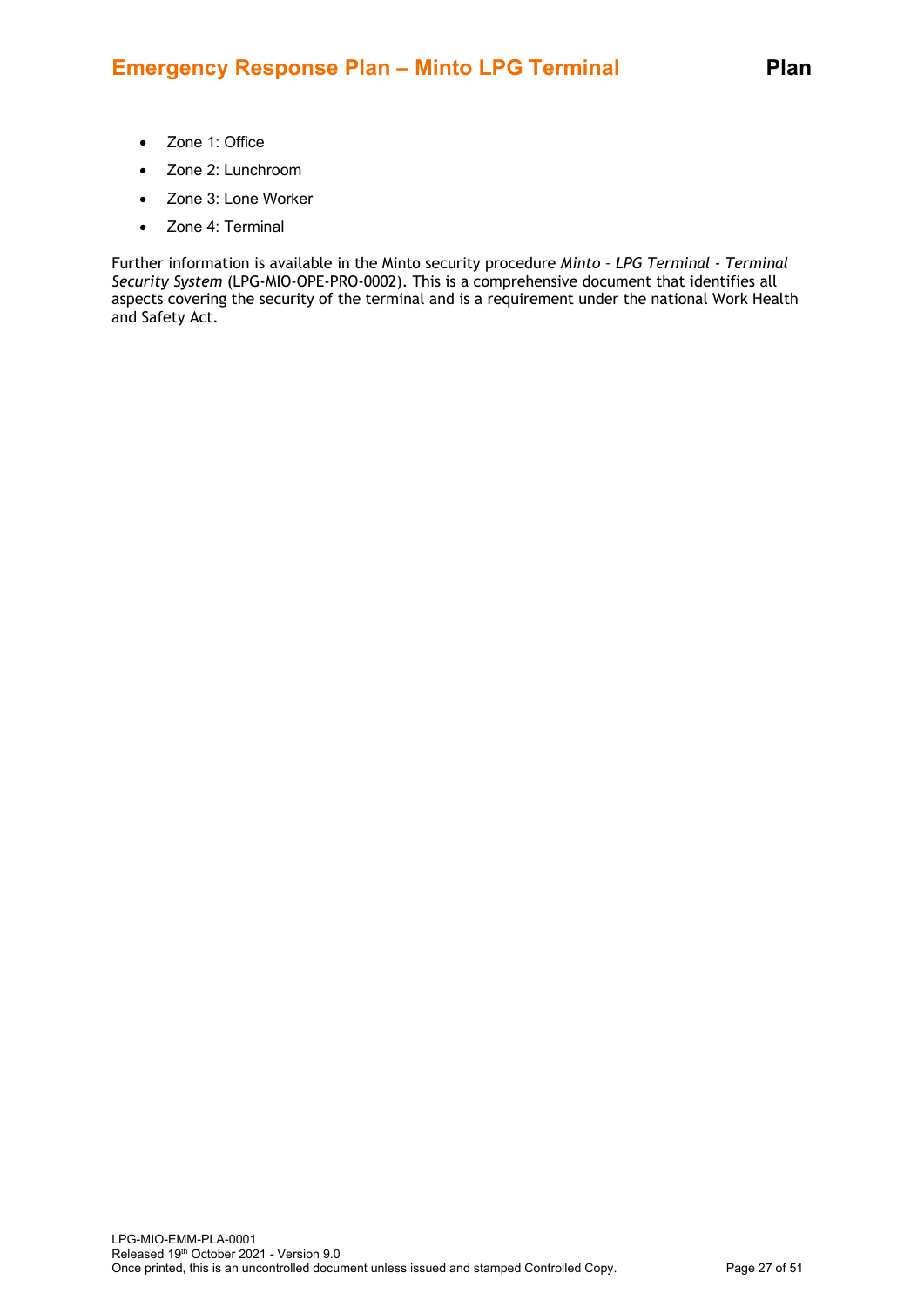- Zone 1: Office
- Zone 2: Lunchroom
- Zone 3: Lone Worker
- Zone 4: Terminal

Further information is available in the Minto security procedure *Minto – LPG Terminal - Terminal Security System* (LPG-MIO-OPE-PRO-0002). This is a comprehensive document that identifies all aspects covering the security of the terminal and is a requirement under the national Work Health and Safety Act.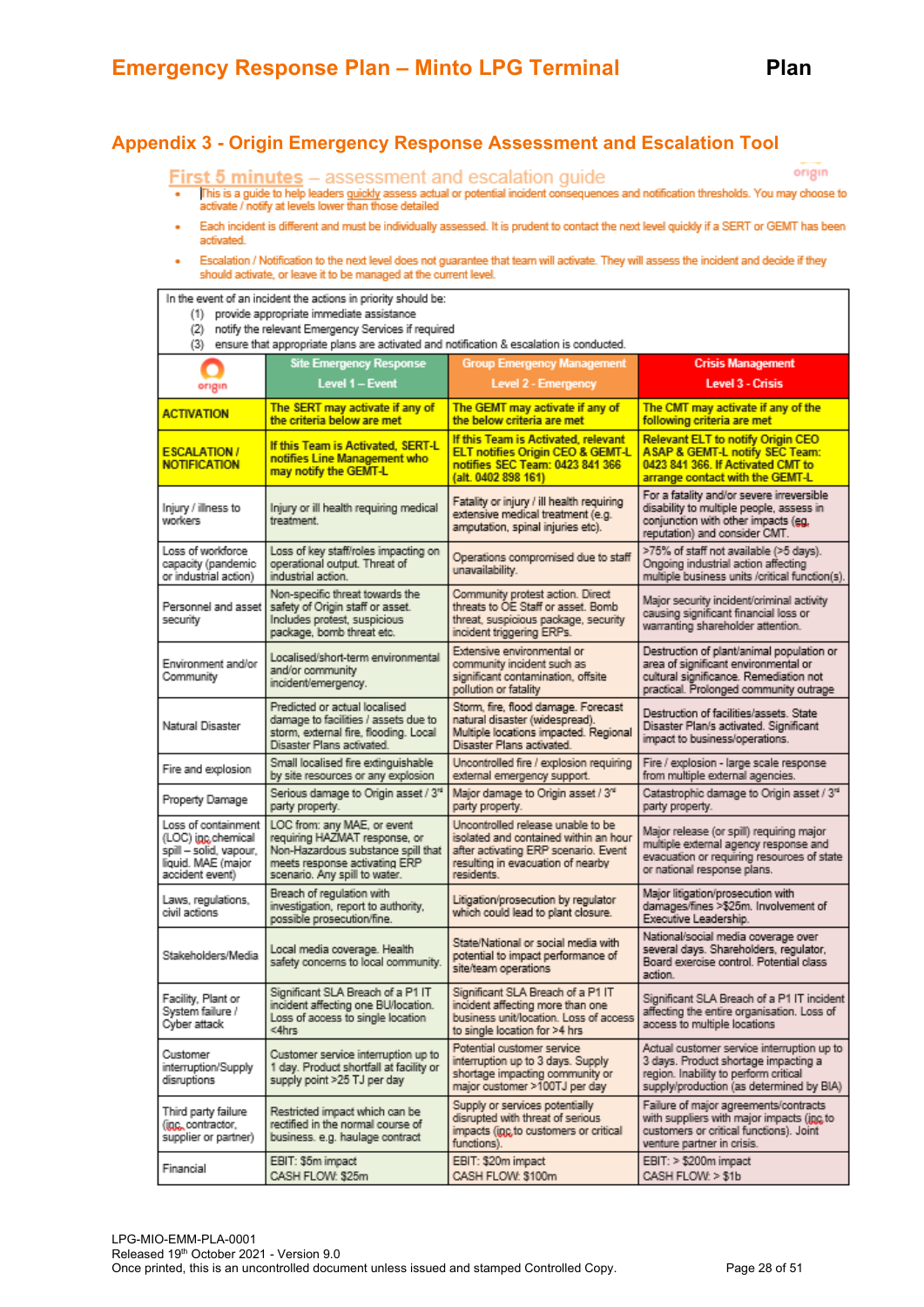## Appendix 3 - Origin Emergency Response Assessment and Escalation Tool

### First 5 minutes – assessment and escalation guide

- This is a guide to help leaders quickly assess actual or potential incident consequences and notification thresholds. You may choose to activate / notify at levels lower than those detailed
- Each incident is different and must be individually assessed. It is prudent to contact the next level quickly if a SERT or GEMT has been activated.
- Escalation / Notification to the next level does not guarantee that team will activate. They will assess the incident and decide if they should activate, or leave it to be managed at the current level.

In the event of an incident the actions in priority should be:

(1) provide appropriate immediate assistance
(2) notify the relevant Emergency Services if required
(3) ensure that appropriate plans are activated and notification & escalation is conducted.

| origin | Site Emergency Response Level 1 – Event | Group Emergency Management Level 2 - Emergency | Crisis Management Level 3 - Crisis |
|---|---|---|---|
| **ACTIVATION** | **The SERT may activate if any of the criteria below are met** | **The GEMT may activate if any of the below criteria are met** | **The CMT may activate if any of the following criteria are met** |
| **ESCALATION / NOTIFICATION** | **If this Team is Activated, SERT-L notifies Line Management who may notify the GEMT-L** | **If this Team is Activated, relevant ELT notifies Origin CEO & GEMT-L notifies SEC Team: 0423 841 366 (alt. 0402 898 161)** | **Relevant ELT to notify Origin CEO ASAP & GEMT-L notify SEC Team: 0423 841 366. If Activated CMT to arrange contact with the GEMT-L** |
| Injury / illness to workers | Injury or ill health requiring medical treatment. | Fatality or injury / ill health requiring extensive medical treatment (e.g. amputation, spinal injuries etc). | For a fatality and/or severe irreversible disability to multiple people, assess in conjunction with other impacts (eg. reputation) and consider CMT. |
| Loss of workforce capacity (pandemic or industrial action) | Loss of key staff/roles impacting on operational output. Threat of industrial action. | Operations compromised due to staff unavailability. | >75% of staff not available (>5 days). Ongoing industrial action affecting multiple business units /critical function(s). |
| Personnel and asset security | Non-specific threat towards the safety of Origin staff or asset. Includes protest, suspicious package, bomb threat etc. | Community protest action. Direct threats to OE Staff or asset. Bomb threat, suspicious package, security incident triggering ERPs. | Major security incident/criminal activity causing significant financial loss or warranting shareholder attention. |
| Environment and/or Community | Localised/short-term environmental and/or community incident/emergency. | Extensive environmental or community incident such as significant contamination, offsite pollution or fatality | Destruction of plant/animal population or area of significant environmental or cultural significance. Remediation not practical. Prolonged community outrage |
| Natural Disaster | Predicted or actual localised damage to facilities / assets due to storm, external fire, flooding. Local Disaster Plans activated. | Storm, fire, flood damage. Forecast natural disaster (widespread). Multiple locations impacted. Regional Disaster Plans activated. | Destruction of facilities/assets. State Disaster Plan/s activated. Significant impact to business/operations. |
| Fire and explosion | Small localised fire extinguishable by site resources or any explosion | Uncontrolled fire / explosion requiring external emergency support. | Fire / explosion - large scale response from multiple external agencies. |
| Property Damage | Serious damage to Origin asset / 3rd party property. | Major damage to Origin asset / 3rd party property. | Catastrophic damage to Origin asset / 3rd party property. |
| Loss of containment (LOC) inc chemical spill – solid, vapour, liquid. MAE (major accident event) | LOC from: any MAE, or event requiring HAZMAT response, or Non-Hazardous substance spill that meets response activating ERP scenario. Any spill to water. | Uncontrolled release unable to be isolated and contained within an hour after activating ERP scenario. Event resulting in evacuation of nearby residents. | Major release (or spill) requiring major multiple external agency response and evacuation or requiring resources of state or national response plans. |
| Laws, regulations, civil actions | Breach of regulation with investigation, report to authority, possible prosecution/fine. | Litigation/prosecution by regulator which could lead to plant closure. | Major litigation/prosecution with damages/fines >$25m. Involvement of Executive Leadership. |
| Stakeholders/Media | Local media coverage. Health safety concerns to local community. | State/National or social media with potential to impact performance of site/team operations | National/social media coverage over several days. Shareholders, regulator, Board exercise control. Potential class action. |
| Facility, Plant or System failure / Cyber attack | Significant SLA Breach of a P1 IT incident affecting one BU/location. Loss of access to single location <4hrs | Significant SLA Breach of a P1 IT incident affecting more than one business unit/location. Loss of access to single location for >4 hrs | Significant SLA Breach of a P1 IT incident affecting the entire organisation. Loss of access to multiple locations |
| Customer interruption/Supply disruptions | Customer service interruption up to 1 day. Product shortfall at facility or supply point >25 TJ per day | Potential customer service interruption up to 3 days. Supply shortage impacting community or major customer >100TJ per day | Actual customer service interruption up to 3 days. Product shortage impacting a region. Inability to perform critical supply/production (as determined by BIA) |
| Third party failure (inc. contractor, supplier or partner) | Restricted impact which can be rectified in the normal course of business. e.g. haulage contract | Supply or services potentially disrupted with threat of serious impacts (inc to customers or critical functions). | Failure of major agreements/contracts with suppliers with major impacts (inc to customers or critical functions). Joint venture partner in crisis. |
| Financial | EBIT: $5m impact<br>CASH FLOW: $25m | EBIT: $20m impact<br>CASH FLOW: $100m | EBIT: > $200m impact<br>CASH FLOW: > $1b |

LPG-MIO-EMM-PLA-0001
Released 19th October 2021 - Version 9.0
Once printed, this is an uncontrolled document unless issued and stamped Controlled Copy.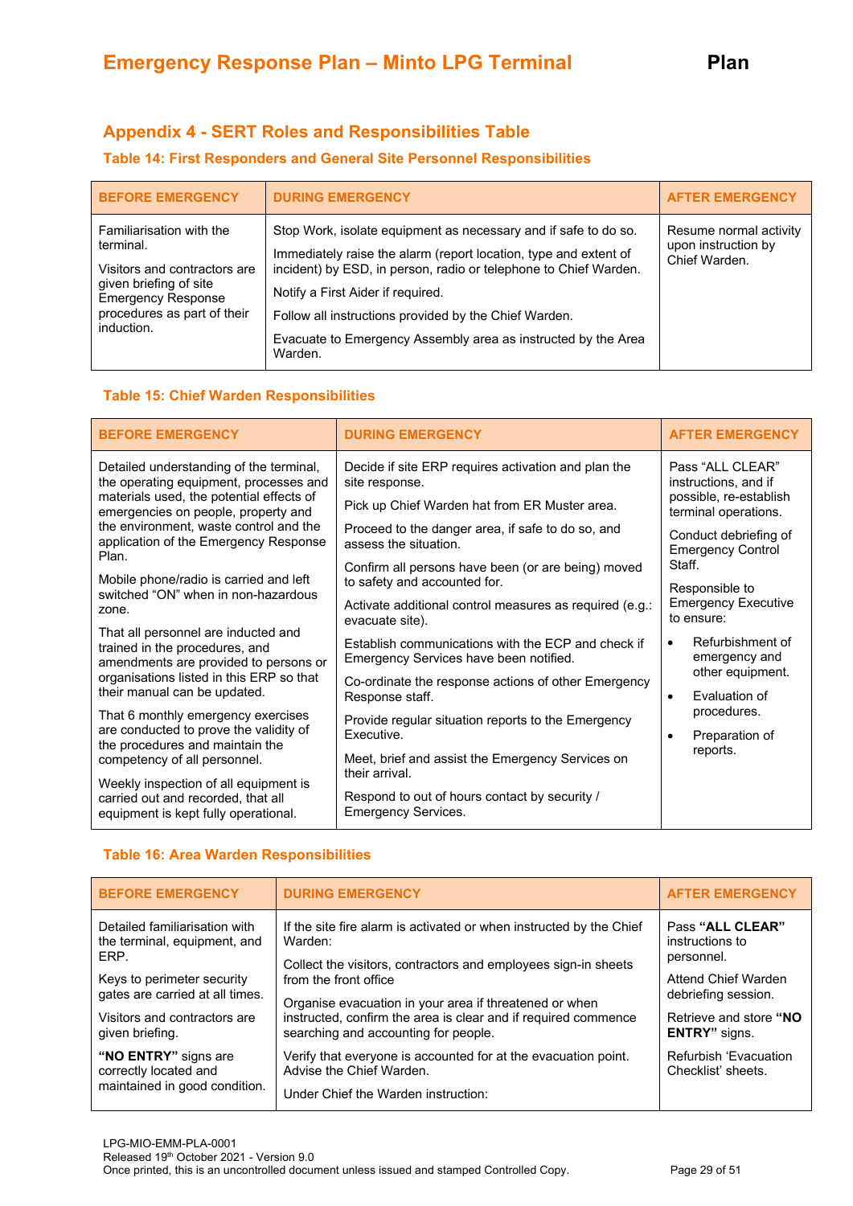## Appendix 4 - SERT Roles and Responsibilities Table

### Table 14: First Responders and General Site Personnel Responsibilities

| BEFORE EMERGENCY | DURING EMERGENCY | AFTER EMERGENCY |
|---|---|---|
| Familiarisation with the terminal.<br><br>Visitors and contractors are given briefing of site Emergency Response procedures as part of their induction. | Stop Work, isolate equipment as necessary and if safe to do so.<br><br>Immediately raise the alarm (report location, type and extent of incident) by ESD, in person, radio or telephone to Chief Warden.<br><br>Notify a First Aider if required.<br><br>Follow all instructions provided by the Chief Warden.<br><br>Evacuate to Emergency Assembly area as instructed by the Area Warden. | Resume normal activity upon instruction by Chief Warden. |

### Table 15: Chief Warden Responsibilities

| BEFORE EMERGENCY | DURING EMERGENCY | AFTER EMERGENCY |
|---|---|---|
| Detailed understanding of the terminal, the operating equipment, processes and materials used, the potential effects of emergencies on people, property and the environment, waste control and the application of the Emergency Response Plan.<br><br>Mobile phone/radio is carried and left switched "ON" when in non-hazardous zone.<br><br>That all personnel are inducted and trained in the procedures, and amendments are provided to persons or organisations listed in this ERP so that their manual can be updated.<br><br>That 6 monthly emergency exercises are conducted to prove the validity of the procedures and maintain the competency of all personnel.<br><br>Weekly inspection of all equipment is carried out and recorded, that all equipment is kept fully operational. | Decide if site ERP requires activation and plan the site response.<br><br>Pick up Chief Warden hat from ER Muster area.<br><br>Proceed to the danger area, if safe to do so, and assess the situation.<br><br>Confirm all persons have been (or are being) moved to safety and accounted for.<br><br>Activate additional control measures as required (e.g.: evacuate site).<br><br>Establish communications with the ECP and check if Emergency Services have been notified.<br><br>Co-ordinate the response actions of other Emergency Response staff.<br><br>Provide regular situation reports to the Emergency Executive.<br><br>Meet, brief and assist the Emergency Services on their arrival.<br><br>Respond to out of hours contact by security / Emergency Services. | Pass "ALL CLEAR" instructions, and if possible, re-establish terminal operations.<br><br>Conduct debriefing of Emergency Control Staff.<br><br>Responsible to Emergency Executive to ensure:<br><br>• Refurbishment of emergency and other equipment.<br>• Evaluation of procedures.<br>• Preparation of reports. |

### Table 16: Area Warden Responsibilities

| BEFORE EMERGENCY | DURING EMERGENCY | AFTER EMERGENCY |
|---|---|---|
| Detailed familiarisation with the terminal, equipment, and ERP.<br><br>Keys to perimeter security gates are carried at all times.<br><br>Visitors and contractors are given briefing.<br><br>**"NO ENTRY"** signs are correctly located and maintained in good condition. | If the site fire alarm is activated or when instructed by the Chief Warden:<br><br>Collect the visitors, contractors and employees sign-in sheets from the front office<br><br>Organise evacuation in your area if threatened or when instructed, confirm the area is clear and if required commence searching and accounting for people.<br><br>Verify that everyone is accounted for at the evacuation point. Advise the Chief Warden.<br><br>Under Chief the Warden instruction: | Pass **"ALL CLEAR"** instructions to personnel.<br><br>Attend Chief Warden debriefing session.<br><br>Retrieve and store **"NO ENTRY"** signs.<br><br>Refurbish 'Evacuation Checklist' sheets. |

LPG-MIO-EMM-PLA-0001
Released 19th October 2021 - Version 9.0
Once printed, this is an uncontrolled document unless issued and stamped Controlled Copy.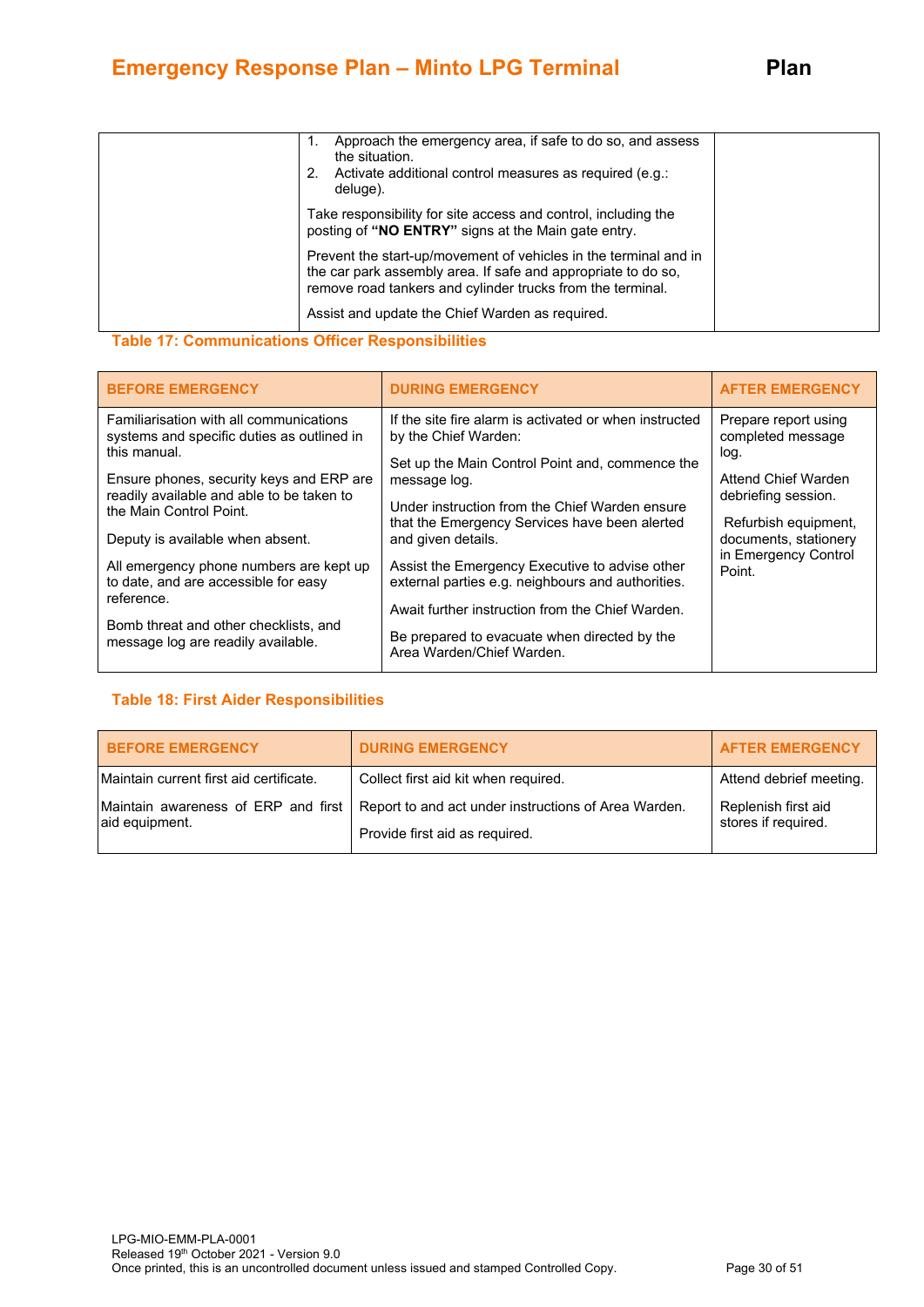| | | |
|---|---|---|
| | 1. Approach the emergency area, if safe to do so, and assess the situation.<br>2. Activate additional control measures as required (e.g.: deluge).<br><br>Take responsibility for site access and control, including the posting of **"NO ENTRY"** signs at the Main gate entry.<br><br>Prevent the start-up/movement of vehicles in the terminal and in the car park assembly area. If safe and appropriate to do so, remove road tankers and cylinder trucks from the terminal.<br><br>Assist and update the Chief Warden as required. | |

**Table 17: Communications Officer Responsibilities**

| BEFORE EMERGENCY | DURING EMERGENCY | AFTER EMERGENCY |
|---|---|---|
| Familiarisation with all communications systems and specific duties as outlined in this manual.<br><br>Ensure phones, security keys and ERP are readily available and able to be taken to the Main Control Point.<br><br>Deputy is available when absent.<br><br>All emergency phone numbers are kept up to date, and are accessible for easy reference.<br><br>Bomb threat and other checklists, and message log are readily available. | If the site fire alarm is activated or when instructed by the Chief Warden:<br><br>Set up the Main Control Point and, commence the message log.<br><br>Under instruction from the Chief Warden ensure that the Emergency Services have been alerted and given details.<br><br>Assist the Emergency Executive to advise other external parties e.g. neighbours and authorities.<br><br>Await further instruction from the Chief Warden.<br><br>Be prepared to evacuate when directed by the Area Warden/Chief Warden. | Prepare report using completed message log.<br><br>Attend Chief Warden debriefing session.<br><br>Refurbish equipment, documents, stationery in Emergency Control Point. |

**Table 18: First Aider Responsibilities**

| BEFORE EMERGENCY | DURING EMERGENCY | AFTER EMERGENCY |
|---|---|---|
| Maintain current first aid certificate.<br><br>Maintain awareness of ERP and first aid equipment. | Collect first aid kit when required.<br><br>Report to and act under instructions of Area Warden.<br><br>Provide first aid as required. | Attend debrief meeting.<br><br>Replenish first aid stores if required. |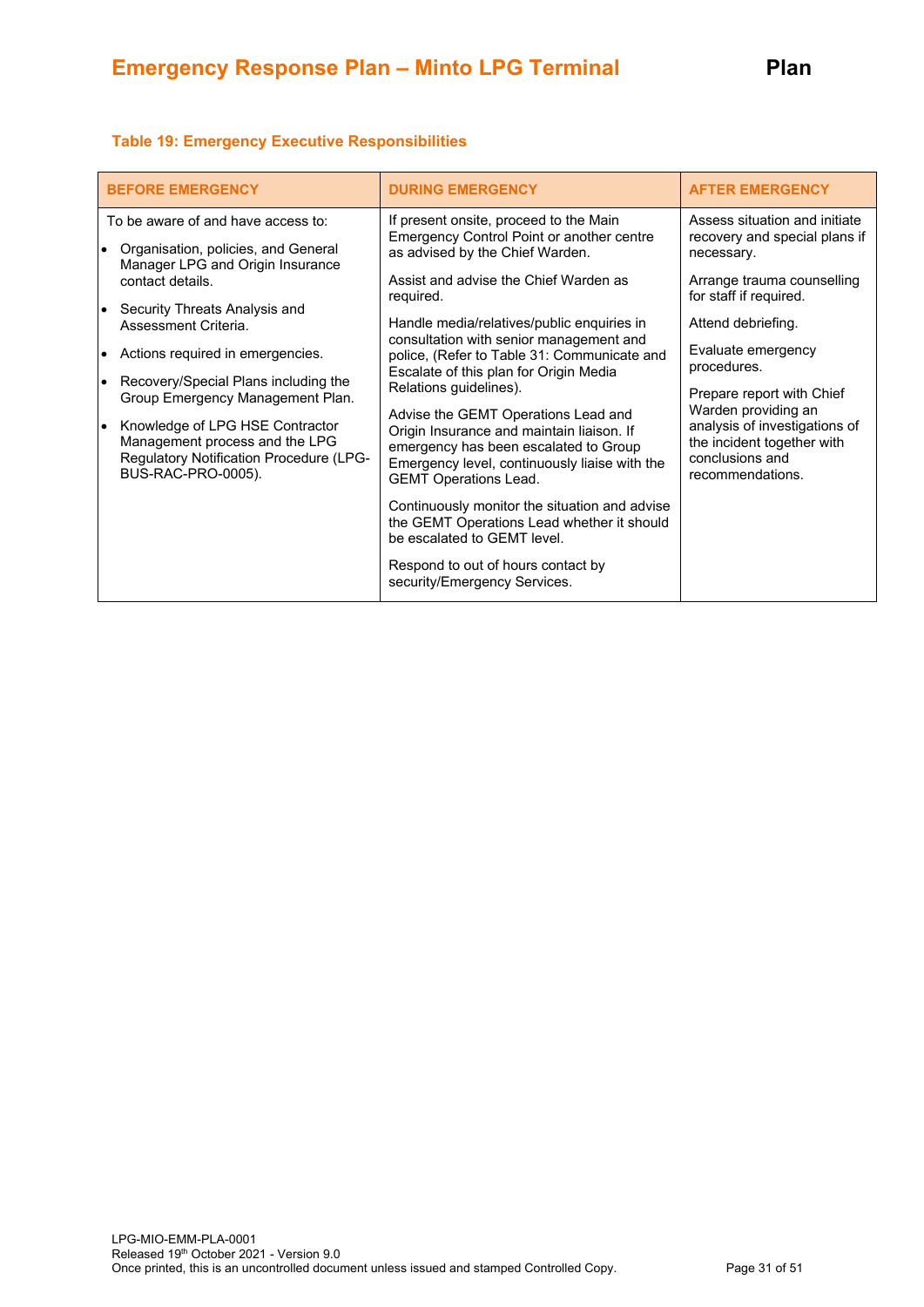**Table 19: Emergency Executive Responsibilities**

| BEFORE EMERGENCY | DURING EMERGENCY | AFTER EMERGENCY |
|---|---|---|
| To be aware of and have access to:<br>• Organisation, policies, and General Manager LPG and Origin Insurance contact details.<br>• Security Threats Analysis and Assessment Criteria.<br>• Actions required in emergencies.<br>• Recovery/Special Plans including the Group Emergency Management Plan.<br>• Knowledge of LPG HSE Contractor Management process and the LPG Regulatory Notification Procedure (LPG-BUS-RAC-PRO-0005). | If present onsite, proceed to the Main Emergency Control Point or another centre as advised by the Chief Warden.<br><br>Assist and advise the Chief Warden as required.<br><br>Handle media/relatives/public enquiries in consultation with senior management and police, (Refer to Table 31: Communicate and Escalate of this plan for Origin Media Relations guidelines).<br><br>Advise the GEMT Operations Lead and Origin Insurance and maintain liaison. If emergency has been escalated to Group Emergency level, continuously liaise with the GEMT Operations Lead.<br><br>Continuously monitor the situation and advise the GEMT Operations Lead whether it should be escalated to GEMT level.<br><br>Respond to out of hours contact by security/Emergency Services. | Assess situation and initiate recovery and special plans if necessary.<br><br>Arrange trauma counselling for staff if required.<br><br>Attend debriefing.<br><br>Evaluate emergency procedures.<br><br>Prepare report with Chief Warden providing an analysis of investigations of the incident together with conclusions and recommendations. |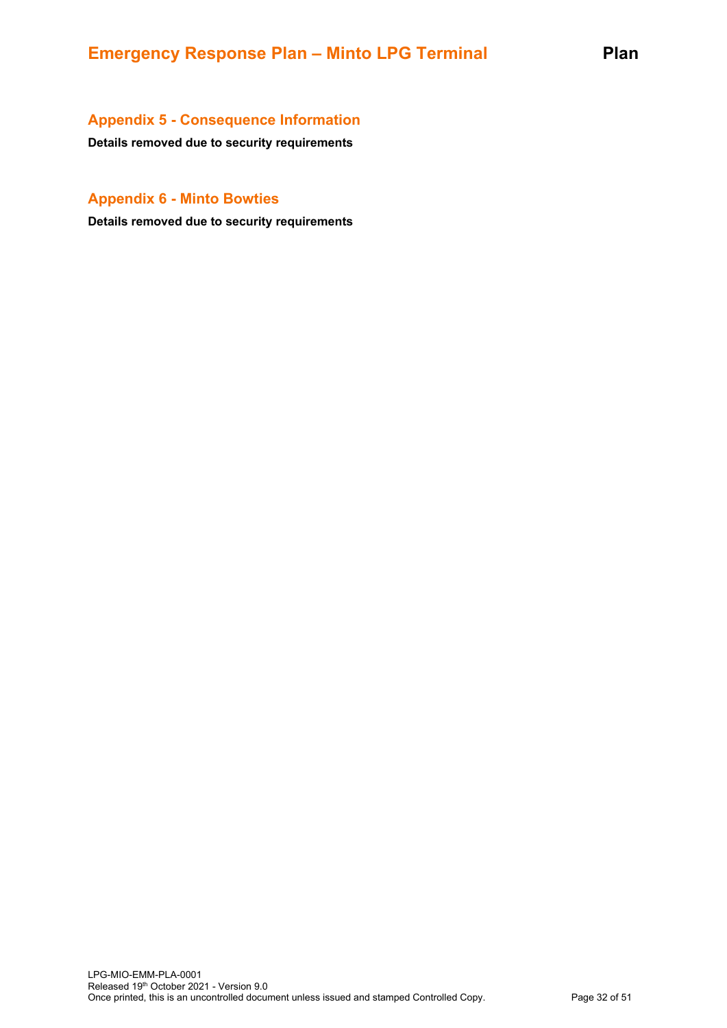## Appendix 5 - Consequence Information

**Details removed due to security requirements**

## Appendix 6 - Minto Bowties

**Details removed due to security requirements**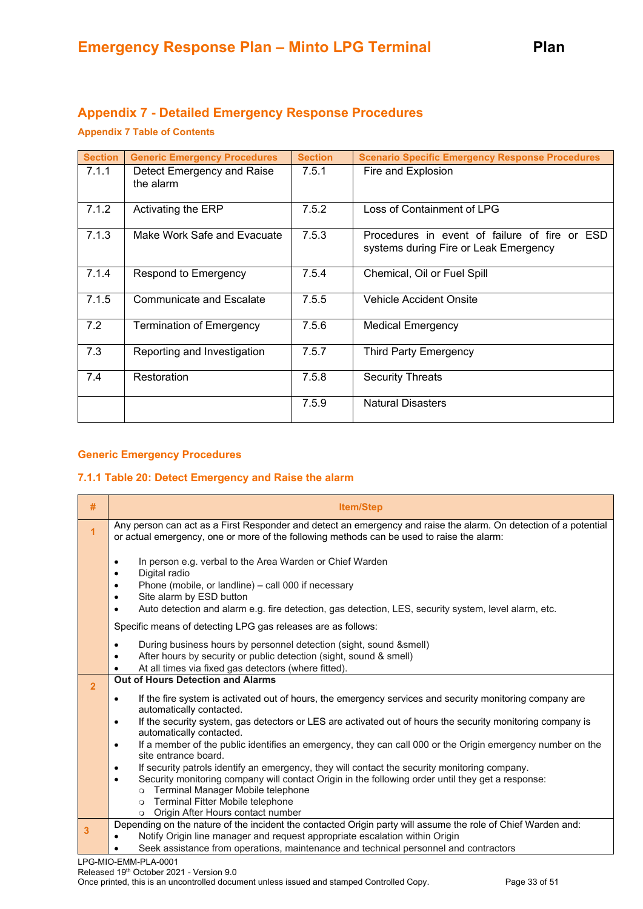## Appendix 7 - Detailed Emergency Response Procedures

### Appendix 7 Table of Contents

| Section | Generic Emergency Procedures | Section | Scenario Specific Emergency Response Procedures |
|---|---|---|---|
| 7.1.1 | Detect Emergency and Raise the alarm | 7.5.1 | Fire and Explosion |
| 7.1.2 | Activating the ERP | 7.5.2 | Loss of Containment of LPG |
| 7.1.3 | Make Work Safe and Evacuate | 7.5.3 | Procedures in event of failure of fire or ESD systems during Fire or Leak Emergency |
| 7.1.4 | Respond to Emergency | 7.5.4 | Chemical, Oil or Fuel Spill |
| 7.1.5 | Communicate and Escalate | 7.5.5 | Vehicle Accident Onsite |
| 7.2 | Termination of Emergency | 7.5.6 | Medical Emergency |
| 7.3 | Reporting and Investigation | 7.5.7 | Third Party Emergency |
| 7.4 | Restoration | 7.5.8 | Security Threats |
| | | 7.5.9 | Natural Disasters |

### Generic Emergency Procedures

#### 7.1.1 Table 20: Detect Emergency and Raise the alarm

| # | Item/Step |
|---|---|
| 1 | Any person can act as a First Responder and detect an emergency and raise the alarm. On detection of a potential or actual emergency, one or more of the following methods can be used to raise the alarm:<br><br>• In person e.g. verbal to the Area Warden or Chief Warden<br>• Digital radio<br>• Phone (mobile, or landline) – call 000 if necessary<br>• Site alarm by ESD button<br>• Auto detection and alarm e.g. fire detection, gas detection, LES, security system, level alarm, etc.<br><br>Specific means of detecting LPG gas releases are as follows:<br><br>• During business hours by personnel detection (sight, sound &smell)<br>• After hours by security or public detection (sight, sound & smell)<br>• At all times via fixed gas detectors (where fitted). |
| 2 | **Out of Hours Detection and Alarms**<br><br>• If the fire system is activated out of hours, the emergency services and security monitoring company are automatically contacted.<br>• If the security system, gas detectors or LES are activated out of hours the security monitoring company is automatically contacted.<br>• If a member of the public identifies an emergency, they can call 000 or the Origin emergency number on the site entrance board.<br>• If security patrols identify an emergency, they will contact the security monitoring company.<br>• Security monitoring company will contact Origin in the following order until they get a response:<br>&nbsp;&nbsp;○ Terminal Manager Mobile telephone<br>&nbsp;&nbsp;○ Terminal Fitter Mobile telephone<br>&nbsp;&nbsp;○ Origin After Hours contact number |
| 3 | Depending on the nature of the incident the contacted Origin party will assume the role of Chief Warden and:<br>• Notify Origin line manager and request appropriate escalation within Origin<br>• Seek assistance from operations, maintenance and technical personnel and contractors |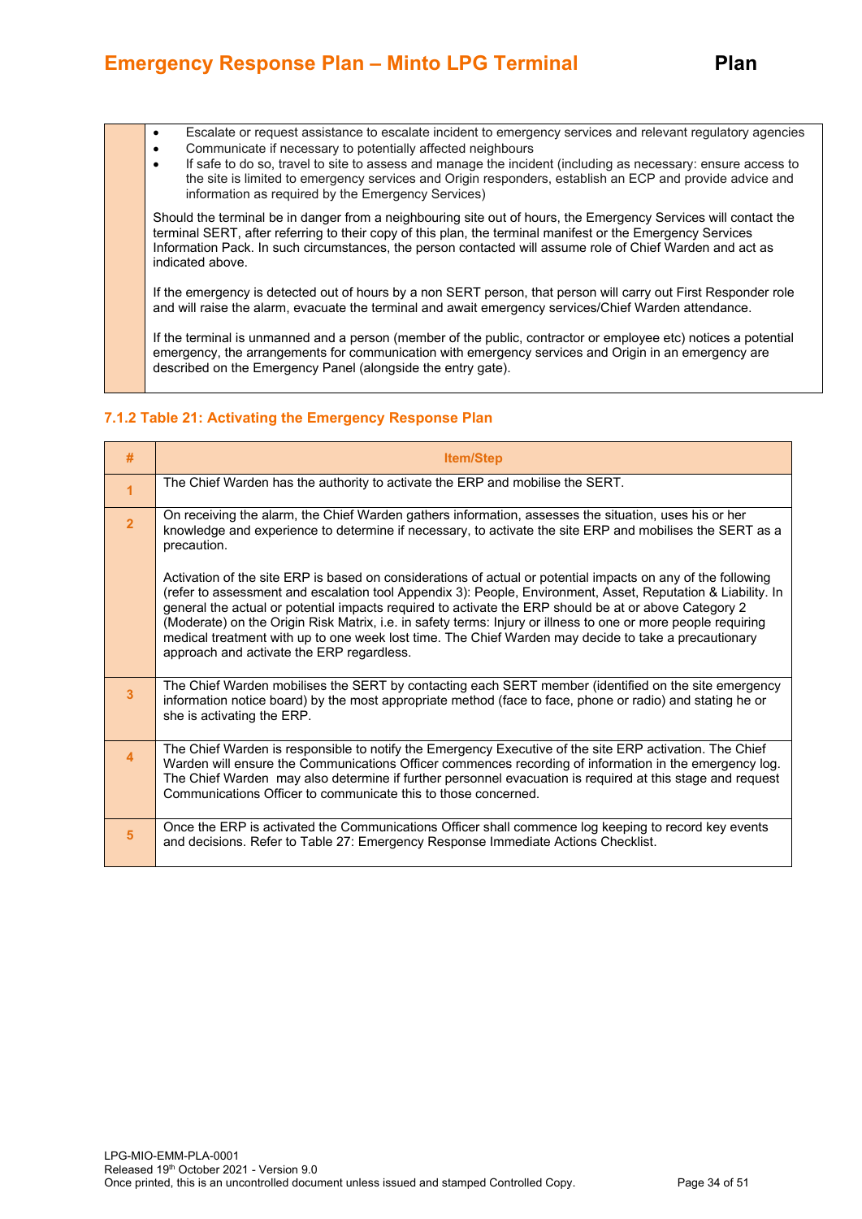| | |
|---|---|
| | • Escalate or request assistance to escalate incident to emergency services and relevant regulatory agencies<br>• Communicate if necessary to potentially affected neighbours<br>• If safe to do so, travel to site to assess and manage the incident (including as necessary: ensure access to the site is limited to emergency services and Origin responders, establish an ECP and provide advice and information as required by the Emergency Services)<br><br>Should the terminal be in danger from a neighbouring site out of hours, the Emergency Services will contact the terminal SERT, after referring to their copy of this plan, the terminal manifest or the Emergency Services Information Pack. In such circumstances, the person contacted will assume role of Chief Warden and act as indicated above.<br><br>If the emergency is detected out of hours by a non SERT person, that person will carry out First Responder role and will raise the alarm, evacuate the terminal and await emergency services/Chief Warden attendance.<br><br>If the terminal is unmanned and a person (member of the public, contractor or employee etc) notices a potential emergency, the arrangements for communication with emergency services and Origin in an emergency are described on the Emergency Panel (alongside the entry gate). |

### 7.1.2 Table 21: Activating the Emergency Response Plan

| # | Item/Step |
|---|---|
| 1 | The Chief Warden has the authority to activate the ERP and mobilise the SERT. |
| 2 | On receiving the alarm, the Chief Warden gathers information, assesses the situation, uses his or her knowledge and experience to determine if necessary, to activate the site ERP and mobilises the SERT as a precaution.<br><br>Activation of the site ERP is based on considerations of actual or potential impacts on any of the following (refer to assessment and escalation tool Appendix 3): People, Environment, Asset, Reputation & Liability. In general the actual or potential impacts required to activate the ERP should be at or above Category 2 (Moderate) on the Origin Risk Matrix, i.e. in safety terms: Injury or illness to one or more people requiring medical treatment with up to one week lost time. The Chief Warden may decide to take a precautionary approach and activate the ERP regardless. |
| 3 | The Chief Warden mobilises the SERT by contacting each SERT member (identified on the site emergency information notice board) by the most appropriate method (face to face, phone or radio) and stating he or she is activating the ERP. |
| 4 | The Chief Warden is responsible to notify the Emergency Executive of the site ERP activation. The Chief Warden will ensure the Communications Officer commences recording of information in the emergency log. The Chief Warden may also determine if further personnel evacuation is required at this stage and request Communications Officer to communicate this to those concerned. |
| 5 | Once the ERP is activated the Communications Officer shall commence log keeping to record key events and decisions. Refer to Table 27: Emergency Response Immediate Actions Checklist. |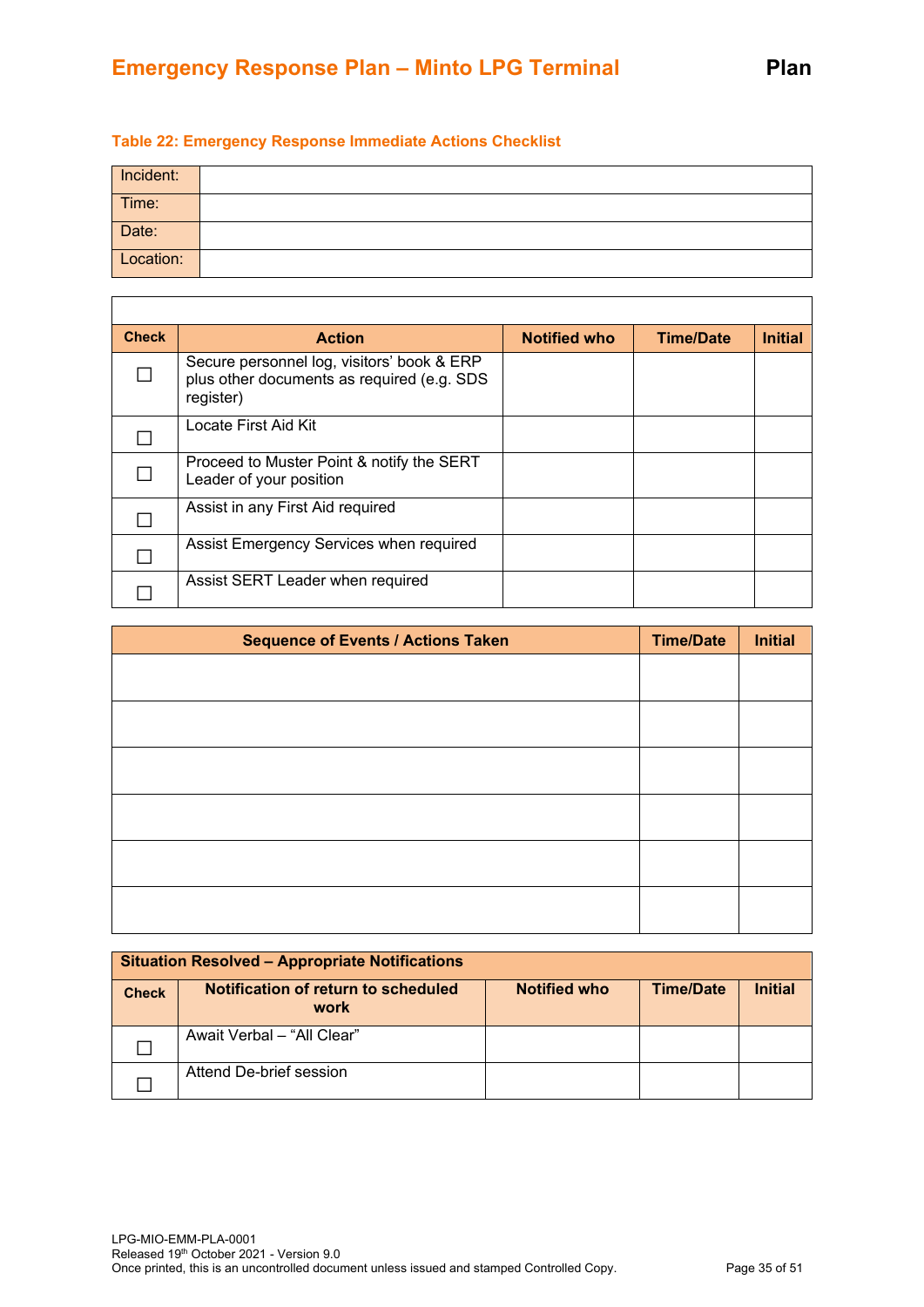**Table 22: Emergency Response Immediate Actions Checklist**

| | |
|---|---|
| Incident: | |
| Time: | |
| Date: | |
| Location: | |

| Check | Action | Notified who | Time/Date | Initial |
|---|---|---|---|---|
| ☐ | Secure personnel log, visitors' book & ERP plus other documents as required (e.g. SDS register) | | | |
| ☐ | Locate First Aid Kit | | | |
| ☐ | Proceed to Muster Point & notify the SERT Leader of your position | | | |
| ☐ | Assist in any First Aid required | | | |
| ☐ | Assist Emergency Services when required | | | |
| ☐ | Assist SERT Leader when required | | | |

| Sequence of Events / Actions Taken | Time/Date | Initial |
|---|---|---|
| | | |
| | | |
| | | |
| | | |
| | | |
| | | |

| Situation Resolved – Appropriate Notifications | | | | |
|---|---|---|---|---|
| **Check** | **Notification of return to scheduled work** | **Notified who** | **Time/Date** | **Initial** |
| ☐ | Await Verbal – "All Clear" | | | |
| ☐ | Attend De-brief session | | | |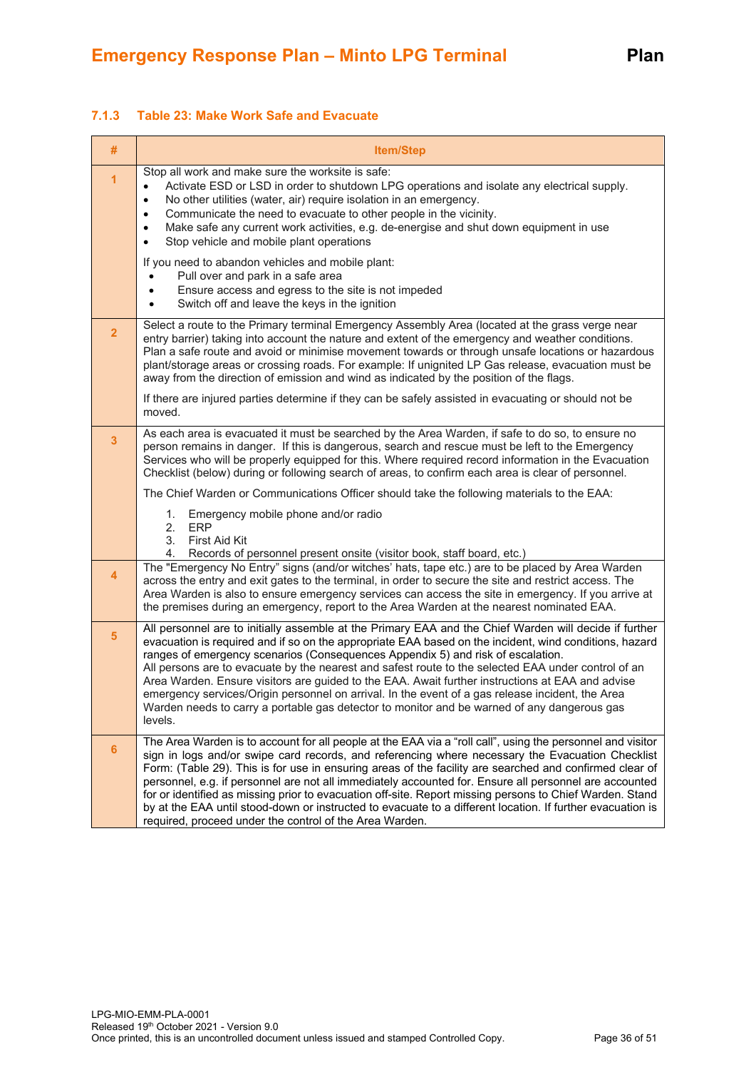### 7.1.3 Table 23: Make Work Safe and Evacuate

| # | Item/Step |
|---|---|
| 1 | Stop all work and make sure the worksite is safe:<br>• Activate ESD or LSD in order to shutdown LPG operations and isolate any electrical supply.<br>• No other utilities (water, air) require isolation in an emergency.<br>• Communicate the need to evacuate to other people in the vicinity.<br>• Make safe any current work activities, e.g. de-energise and shut down equipment in use<br>• Stop vehicle and mobile plant operations<br><br>If you need to abandon vehicles and mobile plant:<br>• Pull over and park in a safe area<br>• Ensure access and egress to the site is not impeded<br>• Switch off and leave the keys in the ignition |
| 2 | Select a route to the Primary terminal Emergency Assembly Area (located at the grass verge near entry barrier) taking into account the nature and extent of the emergency and weather conditions. Plan a safe route and avoid or minimise movement towards or through unsafe locations or hazardous plant/storage areas or crossing roads. For example: If unignited LP Gas release, evacuation must be away from the direction of emission and wind as indicated by the position of the flags.<br><br>If there are injured parties determine if they can be safely assisted in evacuating or should not be moved. |
| 3 | As each area is evacuated it must be searched by the Area Warden, if safe to do so, to ensure no person remains in danger. If this is dangerous, search and rescue must be left to the Emergency Services who will be properly equipped for this. Where required record information in the Evacuation Checklist (below) during or following search of areas, to confirm each area is clear of personnel.<br><br>The Chief Warden or Communications Officer should take the following materials to the EAA:<br><br>1. Emergency mobile phone and/or radio<br>2. ERP<br>3. First Aid Kit<br>4. Records of personnel present onsite (visitor book, staff board, etc.) |
| 4 | The "Emergency No Entry" signs (and/or witches' hats, tape etc.) are to be placed by Area Warden across the entry and exit gates to the terminal, in order to secure the site and restrict access. The Area Warden is also to ensure emergency services can access the site in emergency. If you arrive at the premises during an emergency, report to the Area Warden at the nearest nominated EAA. |
| 5 | All personnel are to initially assemble at the Primary EAA and the Chief Warden will decide if further evacuation is required and if so on the appropriate EAA based on the incident, wind conditions, hazard ranges of emergency scenarios (Consequences Appendix 5) and risk of escalation.<br>All persons are to evacuate by the nearest and safest route to the selected EAA under control of an Area Warden. Ensure visitors are guided to the EAA. Await further instructions at EAA and advise emergency services/Origin personnel on arrival. In the event of a gas release incident, the Area Warden needs to carry a portable gas detector to monitor and be warned of any dangerous gas levels. |
| 6 | The Area Warden is to account for all people at the EAA via a "roll call", using the personnel and visitor sign in logs and/or swipe card records, and referencing where necessary the Evacuation Checklist Form: (Table 29). This is for use in ensuring areas of the facility are searched and confirmed clear of personnel, e.g. if personnel are not all immediately accounted for. Ensure all personnel are accounted for or identified as missing prior to evacuation off-site. Report missing persons to Chief Warden. Stand by at the EAA until stood-down or instructed to evacuate to a different location. If further evacuation is required, proceed under the control of the Area Warden. |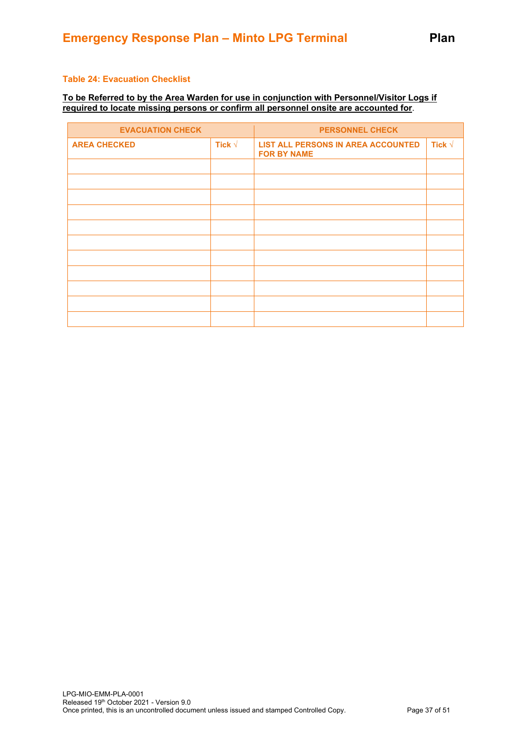**Table 24: Evacuation Checklist**

**<u>To be Referred to by the Area Warden for use in conjunction with Personnel/Visitor Logs if required to locate missing persons or confirm all personnel onsite are accounted for</u>.**

| EVACUATION CHECK | | PERSONNEL CHECK | |
|---|---|---|---|
| **AREA CHECKED** | **Tick √** | **LIST ALL PERSONS IN AREA ACCOUNTED FOR BY NAME** | **Tick √** |
| | | | |
| | | | |
| | | | |
| | | | |
| | | | |
| | | | |
| | | | |
| | | | |
| | | | |
| | | | |
| | | | |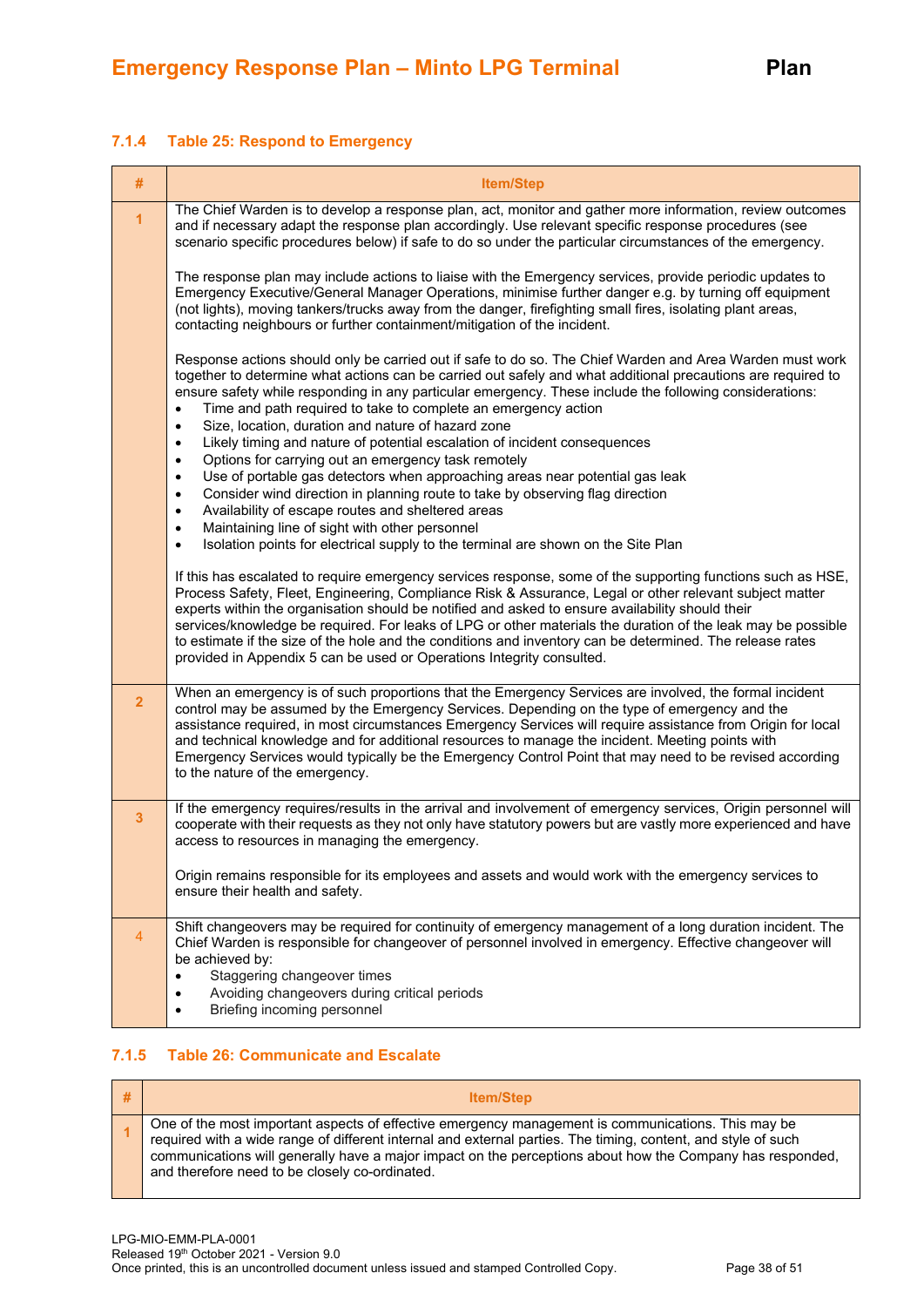### 7.1.4 Table 25: Respond to Emergency

| # | Item/Step |
|---|---|
| 1 | The Chief Warden is to develop a response plan, act, monitor and gather more information, review outcomes and if necessary adapt the response plan accordingly. Use relevant specific response procedures (see scenario specific procedures below) if safe to do so under the particular circumstances of the emergency.<br><br>The response plan may include actions to liaise with the Emergency services, provide periodic updates to Emergency Executive/General Manager Operations, minimise further danger e.g. by turning off equipment (not lights), moving tankers/trucks away from the danger, firefighting small fires, isolating plant areas, contacting neighbours or further containment/mitigation of the incident.<br><br>Response actions should only be carried out if safe to do so. The Chief Warden and Area Warden must work together to determine what actions can be carried out safely and what additional precautions are required to ensure safety while responding in any particular emergency. These include the following considerations:<br>• Time and path required to take to complete an emergency action<br>• Size, location, duration and nature of hazard zone<br>• Likely timing and nature of potential escalation of incident consequences<br>• Options for carrying out an emergency task remotely<br>• Use of portable gas detectors when approaching areas near potential gas leak<br>• Consider wind direction in planning route to take by observing flag direction<br>• Availability of escape routes and sheltered areas<br>• Maintaining line of sight with other personnel<br>• Isolation points for electrical supply to the terminal are shown on the Site Plan<br><br>If this has escalated to require emergency services response, some of the supporting functions such as HSE, Process Safety, Fleet, Engineering, Compliance Risk & Assurance, Legal or other relevant subject matter experts within the organisation should be notified and asked to ensure availability should their services/knowledge be required. For leaks of LPG or other materials the duration of the leak may be possible to estimate if the size of the hole and the conditions and inventory can be determined. The release rates provided in Appendix 5 can be used or Operations Integrity consulted. |
| 2 | When an emergency is of such proportions that the Emergency Services are involved, the formal incident control may be assumed by the Emergency Services. Depending on the type of emergency and the assistance required, in most circumstances Emergency Services will require assistance from Origin for local and technical knowledge and for additional resources to manage the incident. Meeting points with Emergency Services would typically be the Emergency Control Point that may need to be revised according to the nature of the emergency. |
| 3 | If the emergency requires/results in the arrival and involvement of emergency services, Origin personnel will cooperate with their requests as they not only have statutory powers but are vastly more experienced and have access to resources in managing the emergency.<br><br>Origin remains responsible for its employees and assets and would work with the emergency services to ensure their health and safety. |
| 4 | Shift changeovers may be required for continuity of emergency management of a long duration incident. The Chief Warden is responsible for changeover of personnel involved in emergency. Effective changeover will be achieved by:<br>• Staggering changeover times<br>• Avoiding changeovers during critical periods<br>• Briefing incoming personnel |

### 7.1.5 Table 26: Communicate and Escalate

| # | Item/Step |
|---|---|
| 1 | One of the most important aspects of effective emergency management is communications. This may be required with a wide range of different internal and external parties. The timing, content, and style of such communications will generally have a major impact on the perceptions about how the Company has responded, and therefore need to be closely co-ordinated. |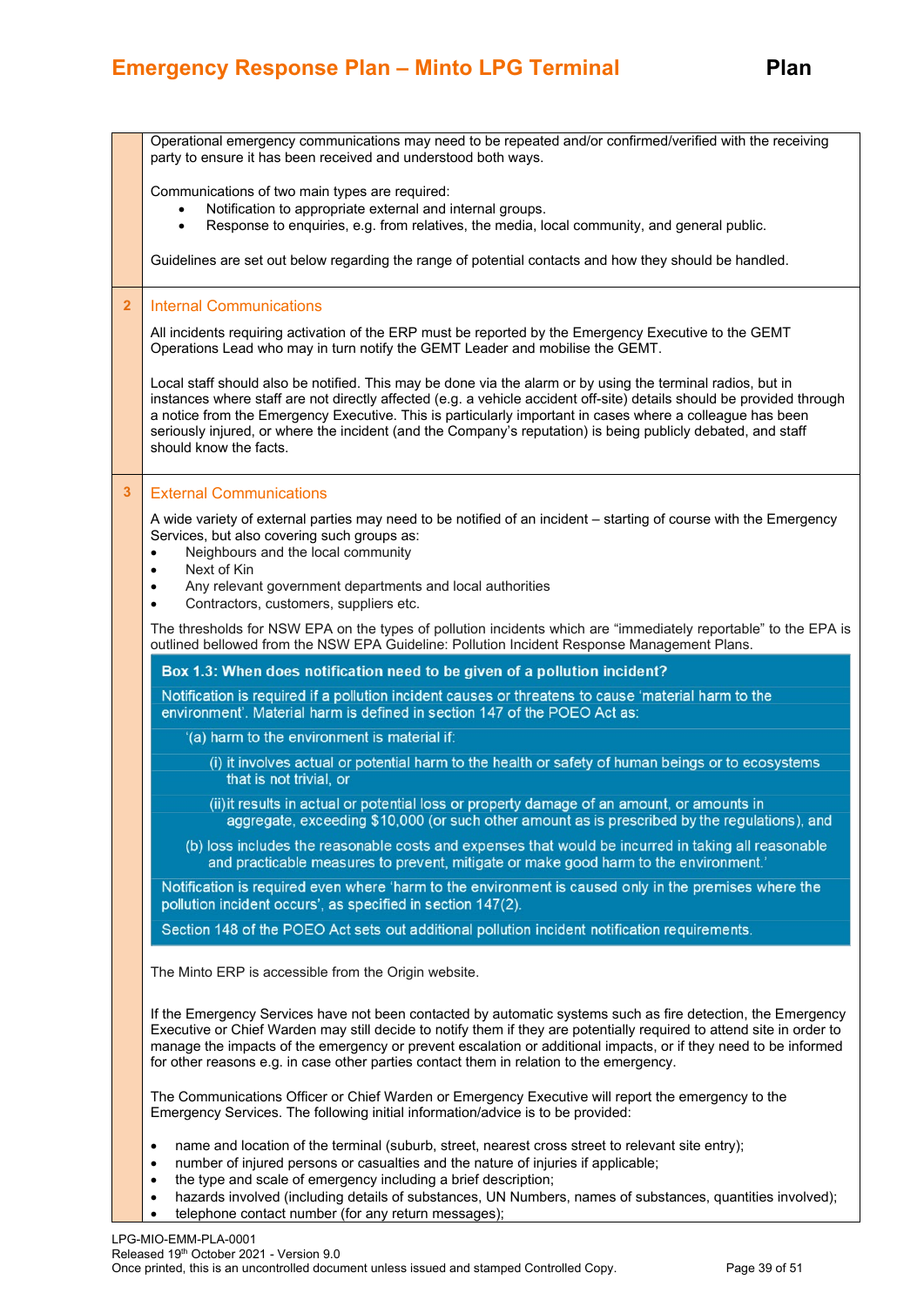Operational emergency communications may need to be repeated and/or confirmed/verified with the receiving party to ensure it has been received and understood both ways.

Communications of two main types are required:

- Notification to appropriate external and internal groups.
- Response to enquiries, e.g. from relatives, the media, local community, and general public.

Guidelines are set out below regarding the range of potential contacts and how they should be handled.

## 2 Internal Communications

All incidents requiring activation of the ERP must be reported by the Emergency Executive to the GEMT Operations Lead who may in turn notify the GEMT Leader and mobilise the GEMT.

Local staff should also be notified. This may be done via the alarm or by using the terminal radios, but in instances where staff are not directly affected (e.g. a vehicle accident off-site) details should be provided through a notice from the Emergency Executive. This is particularly important in cases where a colleague has been seriously injured, or where the incident (and the Company's reputation) is being publicly debated, and staff should know the facts.

## 3 External Communications

A wide variety of external parties may need to be notified of an incident – starting of course with the Emergency Services, but also covering such groups as:

- Neighbours and the local community
- Next of Kin
- Any relevant government departments and local authorities
- Contractors, customers, suppliers etc.

The thresholds for NSW EPA on the types of pollution incidents which are "immediately reportable" to the EPA is outlined bellowed from the NSW EPA Guideline: Pollution Incident Response Management Plans.

> **Box 1.3: When does notification need to be given of a pollution incident?**
>
> Notification is required if a pollution incident causes or threatens to cause 'material harm to the environment'. Material harm is defined in section 147 of the POEO Act as:
>
> '(a) harm to the environment is material if:
>
> (i) it involves actual or potential harm to the health or safety of human beings or to ecosystems that is not trivial, or
>
> (ii) it results in actual or potential loss or property damage of an amount, or amounts in aggregate, exceeding $10,000 (or such other amount as is prescribed by the regulations), and
>
> (b) loss includes the reasonable costs and expenses that would be incurred in taking all reasonable and practicable measures to prevent, mitigate or make good harm to the environment.'
>
> Notification is required even where 'harm to the environment is caused only in the premises where the pollution incident occurs', as specified in section 147(2).
>
> Section 148 of the POEO Act sets out additional pollution incident notification requirements.

The Minto ERP is accessible from the Origin website.

If the Emergency Services have not been contacted by automatic systems such as fire detection, the Emergency Executive or Chief Warden may still decide to notify them if they are potentially required to attend site in order to manage the impacts of the emergency or prevent escalation or additional impacts, or if they need to be informed for other reasons e.g. in case other parties contact them in relation to the emergency.

The Communications Officer or Chief Warden or Emergency Executive will report the emergency to the Emergency Services. The following initial information/advice is to be provided:

- name and location of the terminal (suburb, street, nearest cross street to relevant site entry);
- number of injured persons or casualties and the nature of injuries if applicable;
- the type and scale of emergency including a brief description;
- hazards involved (including details of substances, UN Numbers, names of substances, quantities involved);
- telephone contact number (for any return messages);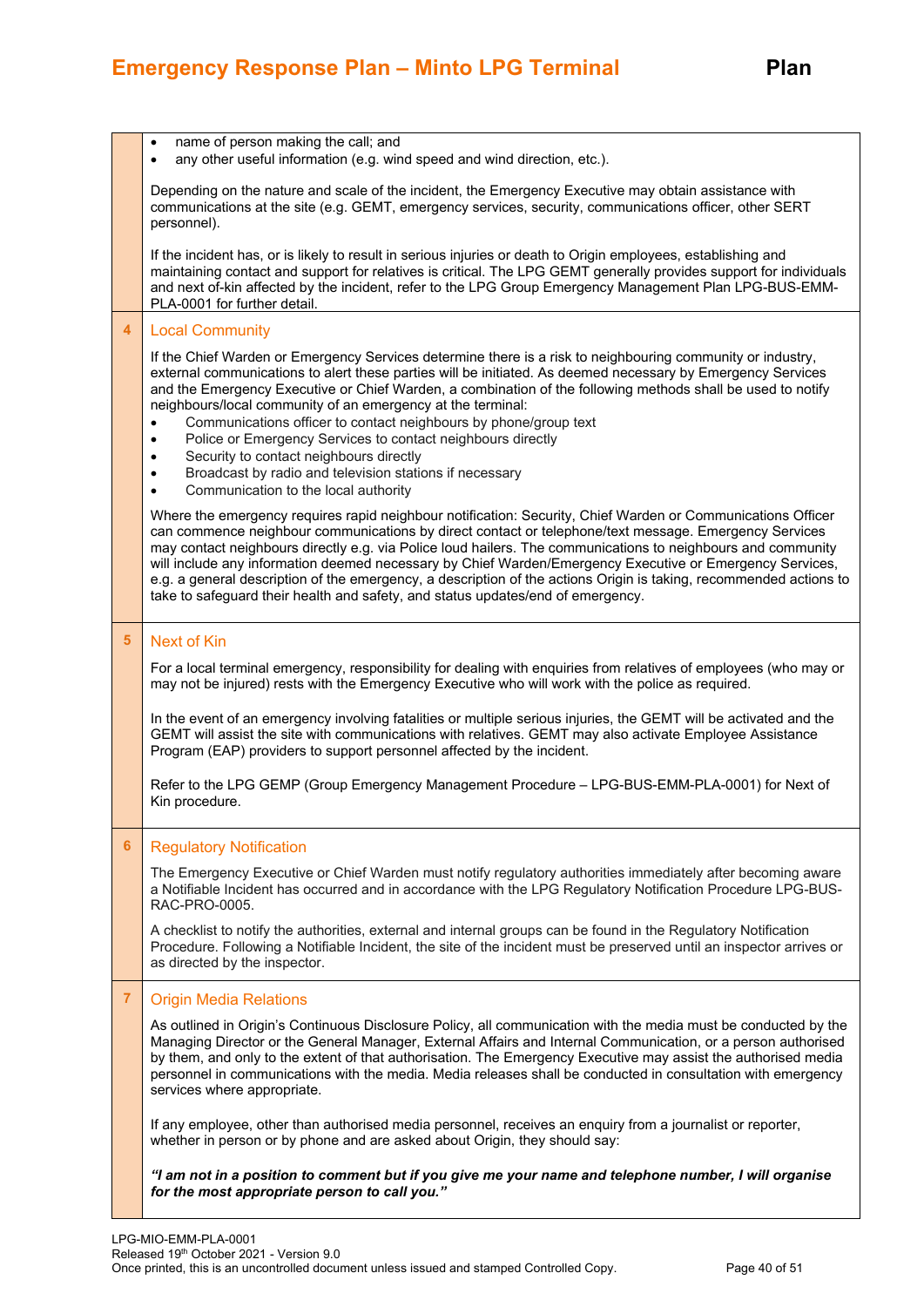- name of person making the call; and
- any other useful information (e.g. wind speed and wind direction, etc.).

Depending on the nature and scale of the incident, the Emergency Executive may obtain assistance with communications at the site (e.g. GEMT, emergency services, security, communications officer, other SERT personnel).

If the incident has, or is likely to result in serious injuries or death to Origin employees, establishing and maintaining contact and support for relatives is critical. The LPG GEMT generally provides support for individuals and next of-kin affected by the incident, refer to the LPG Group Emergency Management Plan LPG-BUS-EMM-PLA-0001 for further detail.

## 4 Local Community

If the Chief Warden or Emergency Services determine there is a risk to neighbouring community or industry, external communications to alert these parties will be initiated. As deemed necessary by Emergency Services and the Emergency Executive or Chief Warden, a combination of the following methods shall be used to notify neighbours/local community of an emergency at the terminal:

- Communications officer to contact neighbours by phone/group text
- Police or Emergency Services to contact neighbours directly
- Security to contact neighbours directly
- Broadcast by radio and television stations if necessary
- Communication to the local authority

Where the emergency requires rapid neighbour notification: Security, Chief Warden or Communications Officer can commence neighbour communications by direct contact or telephone/text message. Emergency Services may contact neighbours directly e.g. via Police loud hailers. The communications to neighbours and community will include any information deemed necessary by Chief Warden/Emergency Executive or Emergency Services, e.g. a general description of the emergency, a description of the actions Origin is taking, recommended actions to take to safeguard their health and safety, and status updates/end of emergency.

## 5 Next of Kin

For a local terminal emergency, responsibility for dealing with enquiries from relatives of employees (who may or may not be injured) rests with the Emergency Executive who will work with the police as required.

In the event of an emergency involving fatalities or multiple serious injuries, the GEMT will be activated and the GEMT will assist the site with communications with relatives. GEMT may also activate Employee Assistance Program (EAP) providers to support personnel affected by the incident.

Refer to the LPG GEMP (Group Emergency Management Procedure – LPG-BUS-EMM-PLA-0001) for Next of Kin procedure.

## 6 Regulatory Notification

The Emergency Executive or Chief Warden must notify regulatory authorities immediately after becoming aware a Notifiable Incident has occurred and in accordance with the LPG Regulatory Notification Procedure LPG-BUS-RAC-PRO-0005.

A checklist to notify the authorities, external and internal groups can be found in the Regulatory Notification Procedure. Following a Notifiable Incident, the site of the incident must be preserved until an inspector arrives or as directed by the inspector.

## 7 Origin Media Relations

As outlined in Origin's Continuous Disclosure Policy, all communication with the media must be conducted by the Managing Director or the General Manager, External Affairs and Internal Communication, or a person authorised by them, and only to the extent of that authorisation. The Emergency Executive may assist the authorised media personnel in communications with the media. Media releases shall be conducted in consultation with emergency services where appropriate.

If any employee, other than authorised media personnel, receives an enquiry from a journalist or reporter, whether in person or by phone and are asked about Origin, they should say:

***"I am not in a position to comment but if you give me your name and telephone number, I will organise for the most appropriate person to call you."***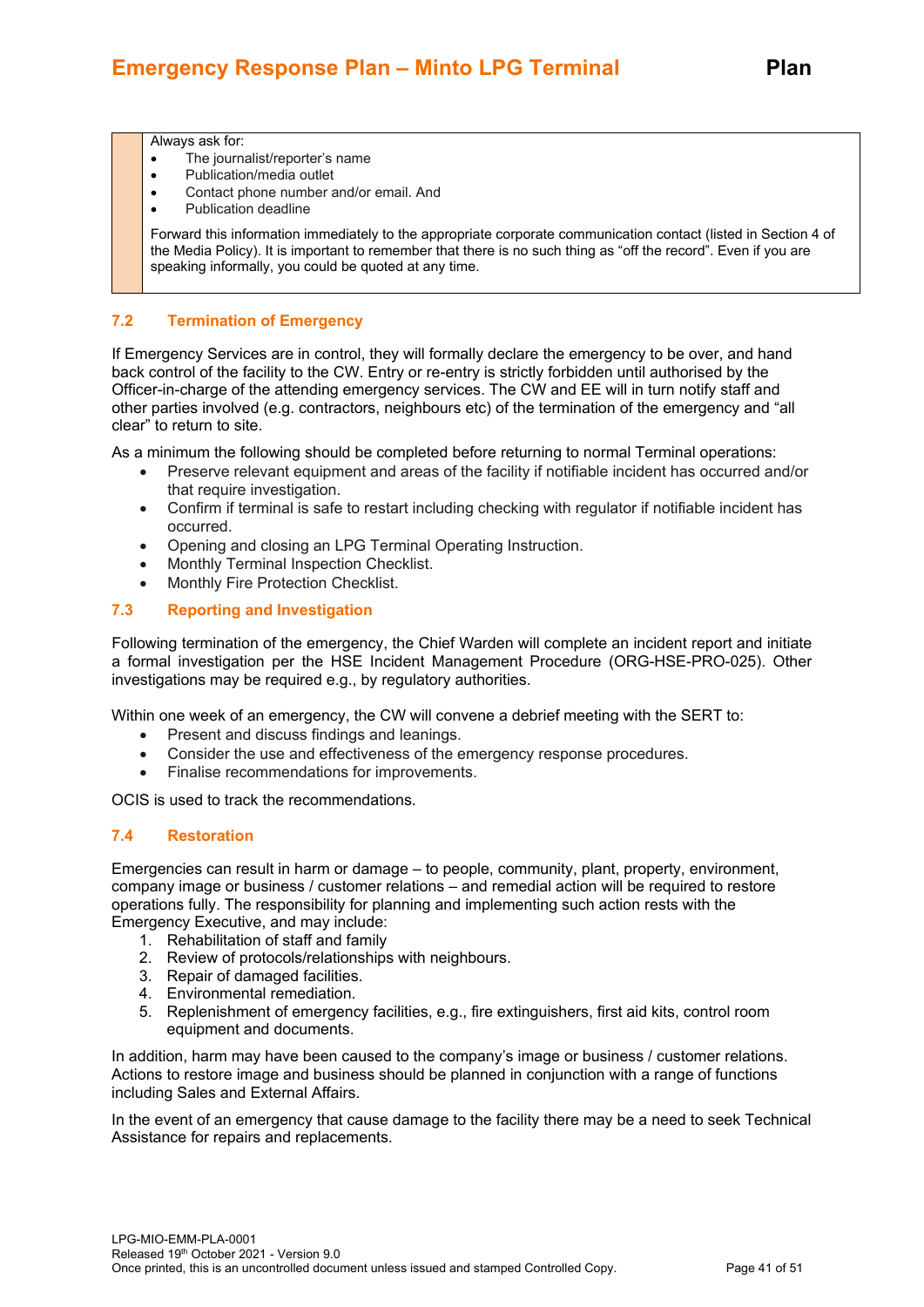Always ask for:

- The journalist/reporter's name
- Publication/media outlet
- Contact phone number and/or email. And
- Publication deadline

Forward this information immediately to the appropriate corporate communication contact (listed in Section 4 of the Media Policy). It is important to remember that there is no such thing as "off the record". Even if you are speaking informally, you could be quoted at any time.

## 7.2 Termination of Emergency

If Emergency Services are in control, they will formally declare the emergency to be over, and hand back control of the facility to the CW. Entry or re-entry is strictly forbidden until authorised by the Officer-in-charge of the attending emergency services. The CW and EE will in turn notify staff and other parties involved (e.g. contractors, neighbours etc) of the termination of the emergency and "all clear" to return to site.

As a minimum the following should be completed before returning to normal Terminal operations:

- Preserve relevant equipment and areas of the facility if notifiable incident has occurred and/or that require investigation.
- Confirm if terminal is safe to restart including checking with regulator if notifiable incident has occurred.
- Opening and closing an LPG Terminal Operating Instruction.
- Monthly Terminal Inspection Checklist.
- Monthly Fire Protection Checklist.

## 7.3 Reporting and Investigation

Following termination of the emergency, the Chief Warden will complete an incident report and initiate a formal investigation per the HSE Incident Management Procedure (ORG-HSE-PRO-025). Other investigations may be required e.g., by regulatory authorities.

Within one week of an emergency, the CW will convene a debrief meeting with the SERT to:

- Present and discuss findings and leanings.
- Consider the use and effectiveness of the emergency response procedures.
- Finalise recommendations for improvements.

OCIS is used to track the recommendations.

## 7.4 Restoration

Emergencies can result in harm or damage – to people, community, plant, property, environment, company image or business / customer relations – and remedial action will be required to restore operations fully. The responsibility for planning and implementing such action rests with the Emergency Executive, and may include:

1. Rehabilitation of staff and family
2. Review of protocols/relationships with neighbours.
3. Repair of damaged facilities.
4. Environmental remediation.
5. Replenishment of emergency facilities, e.g., fire extinguishers, first aid kits, control room equipment and documents.

In addition, harm may have been caused to the company's image or business / customer relations. Actions to restore image and business should be planned in conjunction with a range of functions including Sales and External Affairs.

In the event of an emergency that cause damage to the facility there may be a need to seek Technical Assistance for repairs and replacements.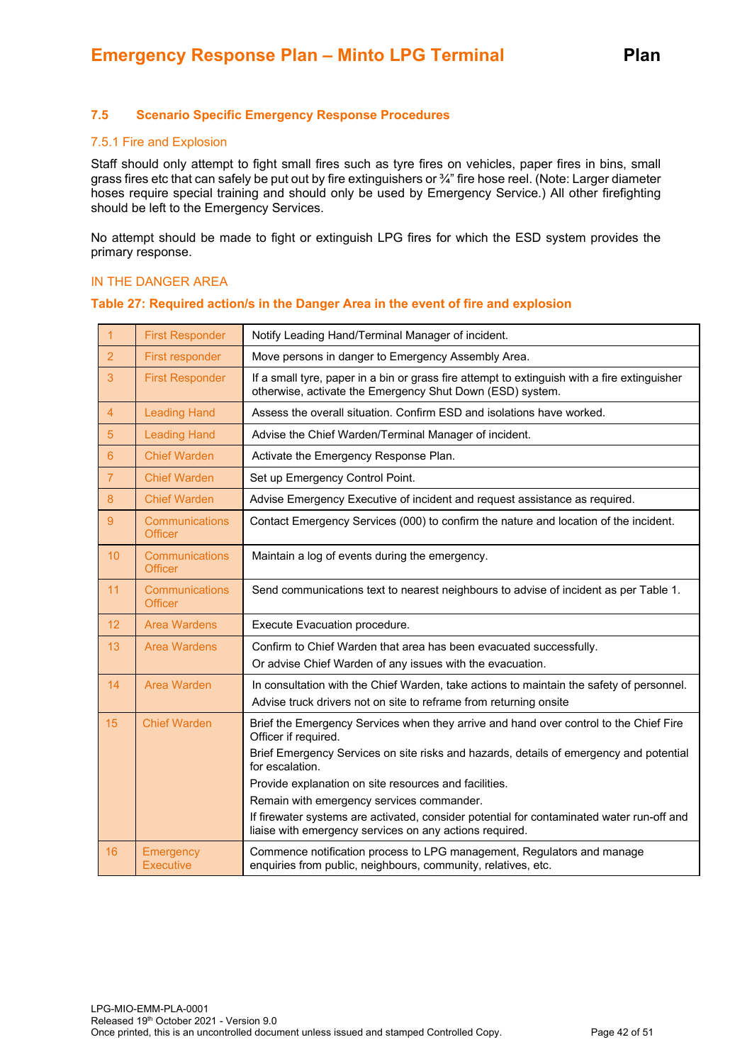### 7.5 Scenario Specific Emergency Response Procedures

#### 7.5.1 Fire and Explosion

Staff should only attempt to fight small fires such as tyre fires on vehicles, paper fires in bins, small grass fires etc that can safely be put out by fire extinguishers or ¾" fire hose reel. (Note: Larger diameter hoses require special training and should only be used by Emergency Service.) All other firefighting should be left to the Emergency Services.

No attempt should be made to fight or extinguish LPG fires for which the ESD system provides the primary response.

IN THE DANGER AREA

**Table 27: Required action/s in the Danger Area in the event of fire and explosion**

| | | |
|---|---|---|
| 1 | First Responder | Notify Leading Hand/Terminal Manager of incident. |
| 2 | First responder | Move persons in danger to Emergency Assembly Area. |
| 3 | First Responder | If a small tyre, paper in a bin or grass fire attempt to extinguish with a fire extinguisher otherwise, activate the Emergency Shut Down (ESD) system. |
| 4 | Leading Hand | Assess the overall situation. Confirm ESD and isolations have worked. |
| 5 | Leading Hand | Advise the Chief Warden/Terminal Manager of incident. |
| 6 | Chief Warden | Activate the Emergency Response Plan. |
| 7 | Chief Warden | Set up Emergency Control Point. |
| 8 | Chief Warden | Advise Emergency Executive of incident and request assistance as required. |
| 9 | Communications Officer | Contact Emergency Services (000) to confirm the nature and location of the incident. |
| 10 | Communications Officer | Maintain a log of events during the emergency. |
| 11 | Communications Officer | Send communications text to nearest neighbours to advise of incident as per Table 1. |
| 12 | Area Wardens | Execute Evacuation procedure. |
| 13 | Area Wardens | Confirm to Chief Warden that area has been evacuated successfully.<br>Or advise Chief Warden of any issues with the evacuation. |
| 14 | Area Warden | In consultation with the Chief Warden, take actions to maintain the safety of personnel.<br>Advise truck drivers not on site to reframe from returning onsite |
| 15 | Chief Warden | Brief the Emergency Services when they arrive and hand over control to the Chief Fire Officer if required.<br>Brief Emergency Services on site risks and hazards, details of emergency and potential for escalation.<br>Provide explanation on site resources and facilities.<br>Remain with emergency services commander.<br>If firewater systems are activated, consider potential for contaminated water run-off and liaise with emergency services on any actions required. |
| 16 | Emergency Executive | Commence notification process to LPG management, Regulators and manage enquiries from public, neighbours, community, relatives, etc. |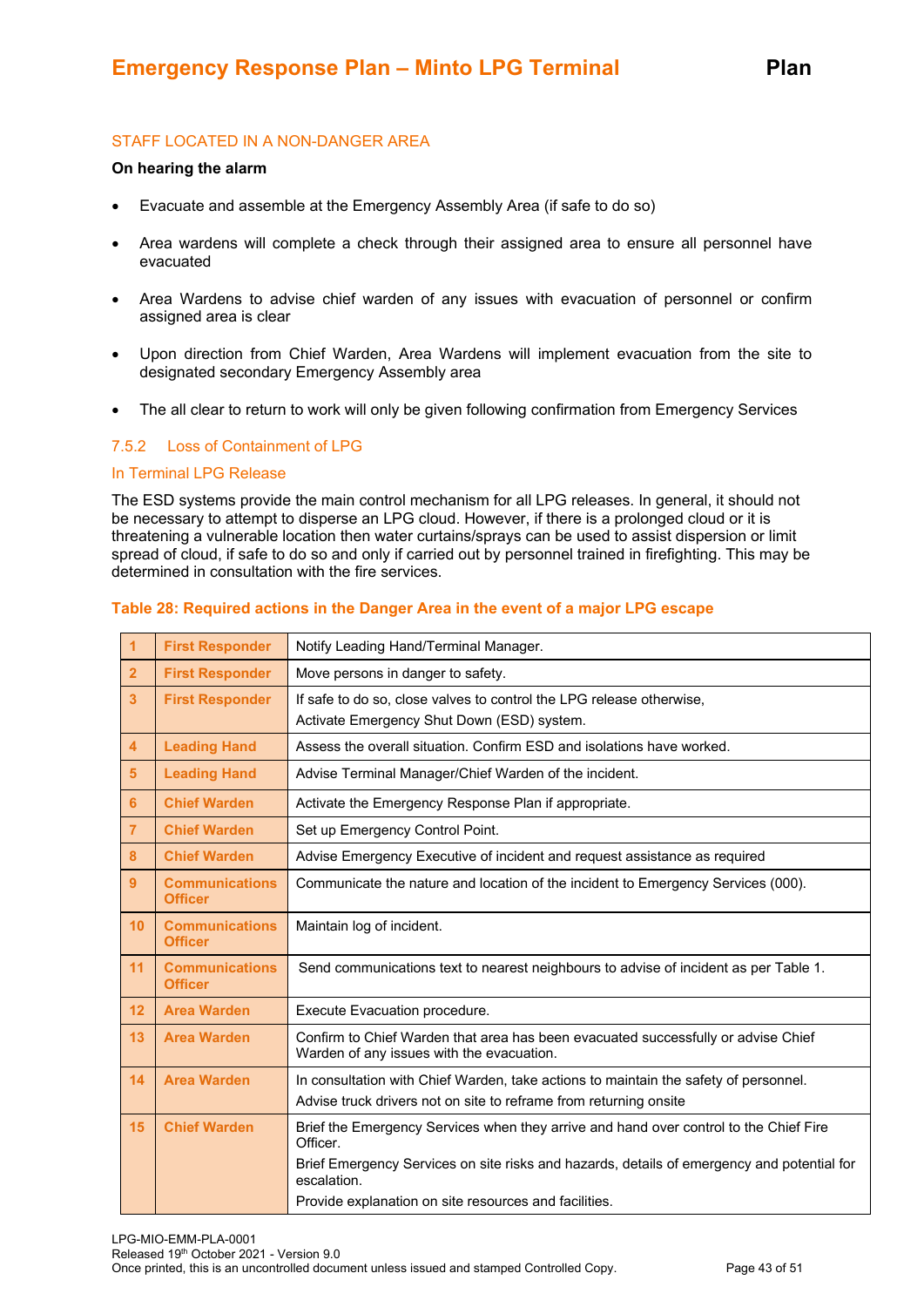STAFF LOCATED IN A NON-DANGER AREA

**On hearing the alarm**

- Evacuate and assemble at the Emergency Assembly Area (if safe to do so)
- Area wardens will complete a check through their assigned area to ensure all personnel have evacuated
- Area Wardens to advise chief warden of any issues with evacuation of personnel or confirm assigned area is clear
- Upon direction from Chief Warden, Area Wardens will implement evacuation from the site to designated secondary Emergency Assembly area
- The all clear to return to work will only be given following confirmation from Emergency Services

### 7.5.2 Loss of Containment of LPG

#### In Terminal LPG Release

The ESD systems provide the main control mechanism for all LPG releases. In general, it should not be necessary to attempt to disperse an LPG cloud. However, if there is a prolonged cloud or it is threatening a vulnerable location then water curtains/sprays can be used to assist dispersion or limit spread of cloud, if safe to do so and only if carried out by personnel trained in firefighting. This may be determined in consultation with the fire services.

**Table 28: Required actions in the Danger Area in the event of a major LPG escape**

| | | |
|---|---|---|
| 1 | First Responder | Notify Leading Hand/Terminal Manager. |
| 2 | First Responder | Move persons in danger to safety. |
| 3 | First Responder | If safe to do so, close valves to control the LPG release otherwise, Activate Emergency Shut Down (ESD) system. |
| 4 | Leading Hand | Assess the overall situation. Confirm ESD and isolations have worked. |
| 5 | Leading Hand | Advise Terminal Manager/Chief Warden of the incident. |
| 6 | Chief Warden | Activate the Emergency Response Plan if appropriate. |
| 7 | Chief Warden | Set up Emergency Control Point. |
| 8 | Chief Warden | Advise Emergency Executive of incident and request assistance as required |
| 9 | Communications Officer | Communicate the nature and location of the incident to Emergency Services (000). |
| 10 | Communications Officer | Maintain log of incident. |
| 11 | Communications Officer | Send communications text to nearest neighbours to advise of incident as per Table 1. |
| 12 | Area Warden | Execute Evacuation procedure. |
| 13 | Area Warden | Confirm to Chief Warden that area has been evacuated successfully or advise Chief Warden of any issues with the evacuation. |
| 14 | Area Warden | In consultation with Chief Warden, take actions to maintain the safety of personnel. Advise truck drivers not on site to reframe from returning onsite |
| 15 | Chief Warden | Brief the Emergency Services when they arrive and hand over control to the Chief Fire Officer. Brief Emergency Services on site risks and hazards, details of emergency and potential for escalation. Provide explanation on site resources and facilities. |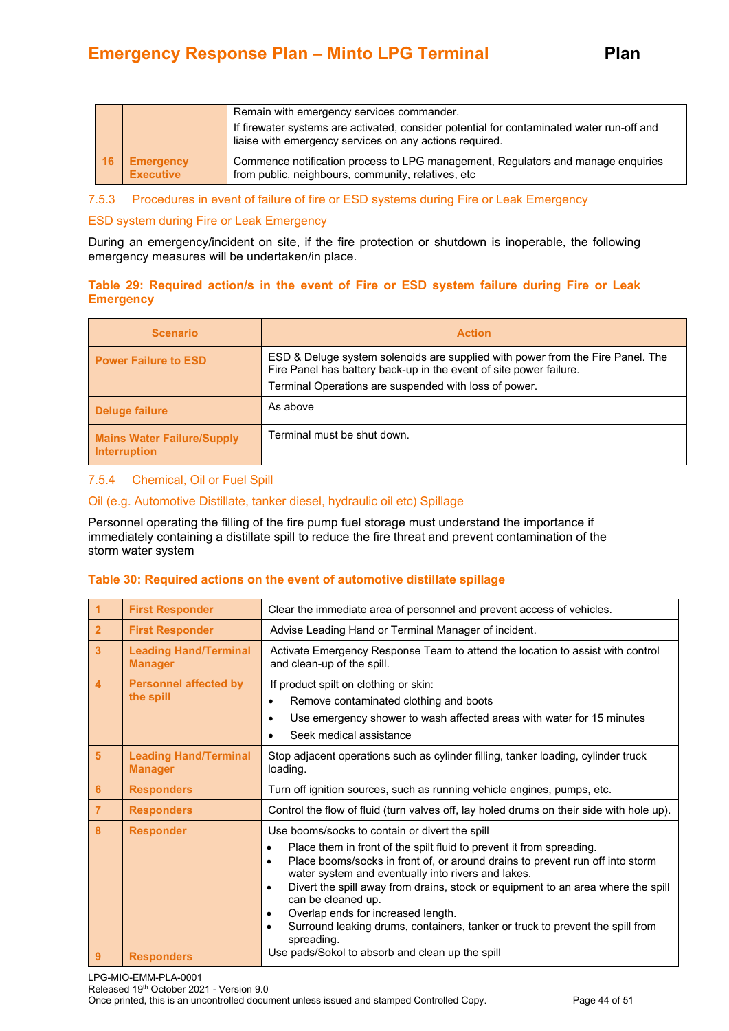| | | |
|---|---|---|
| | | Remain with emergency services commander.<br>If firewater systems are activated, consider potential for contaminated water run-off and liaise with emergency services on any actions required. |
| 16 | **Emergency Executive** | Commence notification process to LPG management, Regulators and manage enquiries from public, neighbours, community, relatives, etc |

### 7.5.3 Procedures in event of failure of fire or ESD systems during Fire or Leak Emergency

#### ESD system during Fire or Leak Emergency

During an emergency/incident on site, if the fire protection or shutdown is inoperable, the following emergency measures will be undertaken/in place.

**Table 29: Required action/s in the event of Fire or ESD system failure during Fire or Leak Emergency**

| Scenario | Action |
|---|---|
| **Power Failure to ESD** | ESD & Deluge system solenoids are supplied with power from the Fire Panel. The Fire Panel has battery back-up in the event of site power failure.<br>Terminal Operations are suspended with loss of power. |
| **Deluge failure** | As above |
| **Mains Water Failure/Supply Interruption** | Terminal must be shut down. |

### 7.5.4 Chemical, Oil or Fuel Spill

#### Oil (e.g. Automotive Distillate, tanker diesel, hydraulic oil etc) Spillage

Personnel operating the filling of the fire pump fuel storage must understand the importance if immediately containing a distillate spill to reduce the fire threat and prevent contamination of the storm water system

**Table 30: Required actions on the event of automotive distillate spillage**

| | | |
|---|---|---|
| 1 | **First Responder** | Clear the immediate area of personnel and prevent access of vehicles. |
| 2 | **First Responder** | Advise Leading Hand or Terminal Manager of incident. |
| 3 | **Leading Hand/Terminal Manager** | Activate Emergency Response Team to attend the location to assist with control and clean-up of the spill. |
| 4 | **Personnel affected by the spill** | If product spilt on clothing or skin:<br>• Remove contaminated clothing and boots<br>• Use emergency shower to wash affected areas with water for 15 minutes<br>• Seek medical assistance |
| 5 | **Leading Hand/Terminal Manager** | Stop adjacent operations such as cylinder filling, tanker loading, cylinder truck loading. |
| 6 | **Responders** | Turn off ignition sources, such as running vehicle engines, pumps, etc. |
| 7 | **Responders** | Control the flow of fluid (turn valves off, lay holed drums on their side with hole up). |
| 8 | **Responder** | Use booms/socks to contain or divert the spill<br>• Place them in front of the spilt fluid to prevent it from spreading.<br>• Place booms/socks in front of, or around drains to prevent run off into storm water system and eventually into rivers and lakes.<br>• Divert the spill away from drains, stock or equipment to an area where the spill can be cleaned up.<br>• Overlap ends for increased length.<br>• Surround leaking drums, containers, tanker or truck to prevent the spill from spreading. |
| 9 | **Responders** | Use pads/Sokol to absorb and clean up the spill |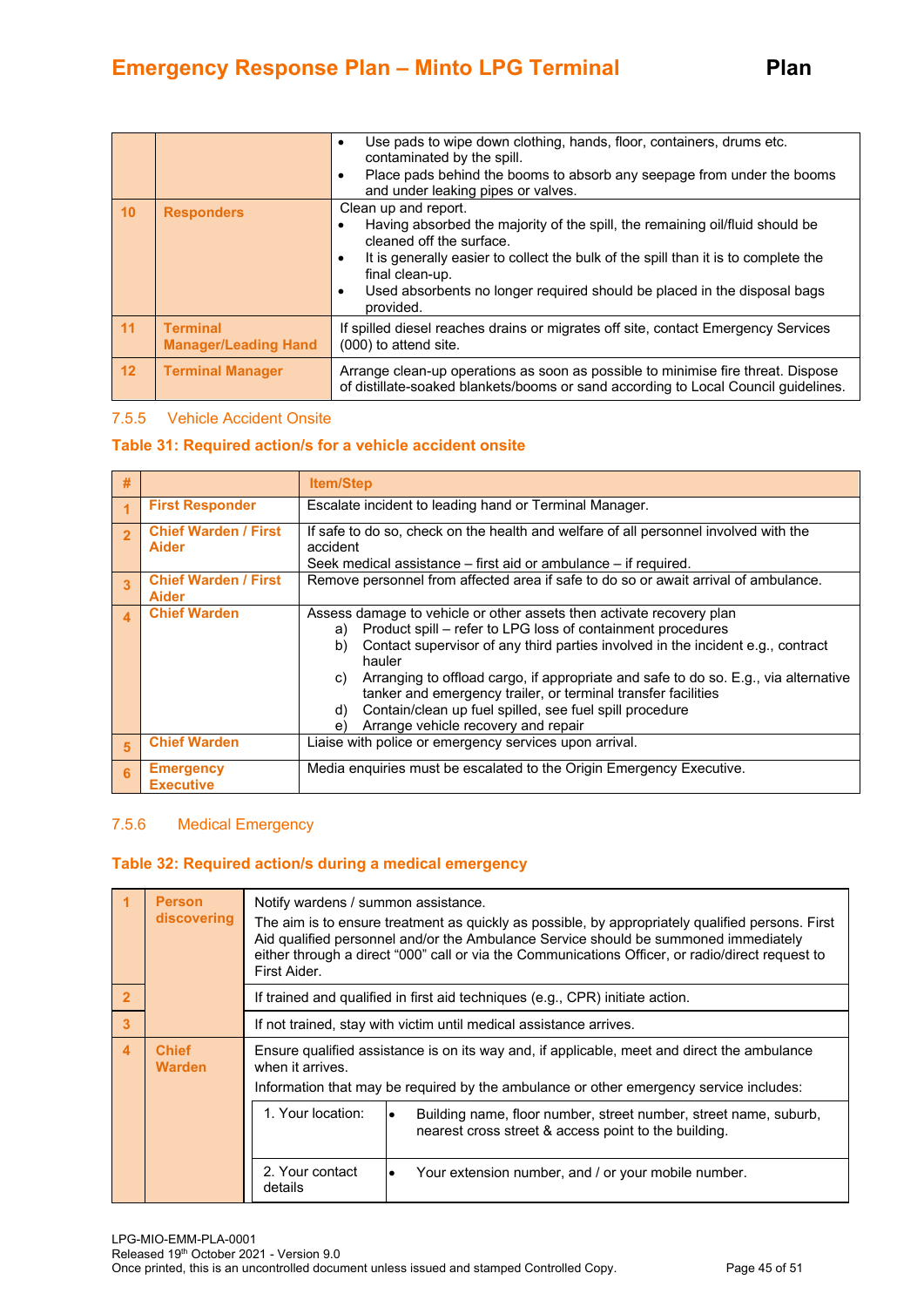| | | |
|---|---|---|
| | | • Use pads to wipe down clothing, hands, floor, containers, drums etc. contaminated by the spill.<br>• Place pads behind the booms to absorb any seepage from under the booms and under leaking pipes or valves. |
| 10 | **Responders** | Clean up and report.<br>• Having absorbed the majority of the spill, the remaining oil/fluid should be cleaned off the surface.<br>• It is generally easier to collect the bulk of the spill than it is to complete the final clean-up.<br>• Used absorbents no longer required should be placed in the disposal bags provided. |
| 11 | **Terminal Manager/Leading Hand** | If spilled diesel reaches drains or migrates off site, contact Emergency Services (000) to attend site. |
| 12 | **Terminal Manager** | Arrange clean-up operations as soon as possible to minimise fire threat. Dispose of distillate-soaked blankets/booms or sand according to Local Council guidelines. |

### 7.5.5 Vehicle Accident Onsite

**Table 31: Required action/s for a vehicle accident onsite**

| # | | Item/Step |
|---|---|---|
| 1 | **First Responder** | Escalate incident to leading hand or Terminal Manager. |
| 2 | **Chief Warden / First Aider** | If safe to do so, check on the health and welfare of all personnel involved with the accident<br>Seek medical assistance – first aid or ambulance – if required. |
| 3 | **Chief Warden / First Aider** | Remove personnel from affected area if safe to do so or await arrival of ambulance. |
| 4 | **Chief Warden** | Assess damage to vehicle or other assets then activate recovery plan<br>a) Product spill – refer to LPG loss of containment procedures<br>b) Contact supervisor of any third parties involved in the incident e.g., contract hauler<br>c) Arranging to offload cargo, if appropriate and safe to do so. E.g., via alternative tanker and emergency trailer, or terminal transfer facilities<br>d) Contain/clean up fuel spilled, see fuel spill procedure<br>e) Arrange vehicle recovery and repair |
| 5 | **Chief Warden** | Liaise with police or emergency services upon arrival. |
| 6 | **Emergency Executive** | Media enquiries must be escalated to the Origin Emergency Executive. |

### 7.5.6 Medical Emergency

**Table 32: Required action/s during a medical emergency**

| | | |
|---|---|---|
| 1 | **Person discovering** | Notify wardens / summon assistance.<br>The aim is to ensure treatment as quickly as possible, by appropriately qualified persons. First Aid qualified personnel and/or the Ambulance Service should be summoned immediately either through a direct "000" call or via the Communications Officer, or radio/direct request to First Aider. |
| 2 | | If trained and qualified in first aid techniques (e.g., CPR) initiate action. |
| 3 | | If not trained, stay with victim until medical assistance arrives. |
| 4 | **Chief Warden** | Ensure qualified assistance is on its way and, if applicable, meet and direct the ambulance when it arrives.<br>Information that may be required by the ambulance or other emergency service includes:<br>1. Your location: • Building name, floor number, street number, street name, suburb, nearest cross street & access point to the building.<br>2. Your contact details: • Your extension number, and / or your mobile number. |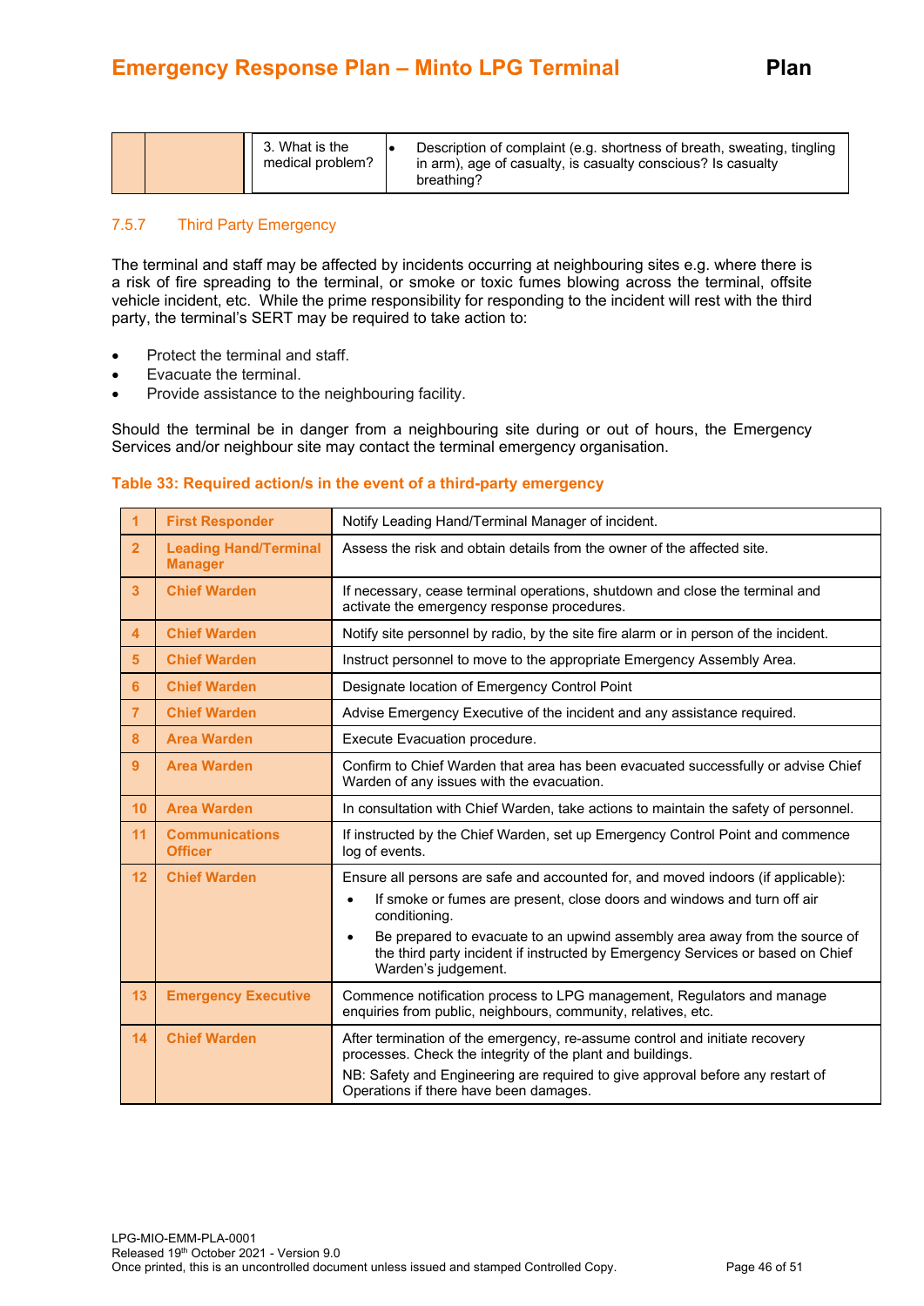| | | 3. What is the medical problem? | • Description of complaint (e.g. shortness of breath, sweating, tingling in arm), age of casualty, is casualty conscious? Is casualty breathing? |
|---|---|---|---|

### 7.5.7 Third Party Emergency

The terminal and staff may be affected by incidents occurring at neighbouring sites e.g. where there is a risk of fire spreading to the terminal, or smoke or toxic fumes blowing across the terminal, offsite vehicle incident, etc. While the prime responsibility for responding to the incident will rest with the third party, the terminal's SERT may be required to take action to:

- Protect the terminal and staff.
- Evacuate the terminal.
- Provide assistance to the neighbouring facility.

Should the terminal be in danger from a neighbouring site during or out of hours, the Emergency Services and/or neighbour site may contact the terminal emergency organisation.

**Table 33: Required action/s in the event of a third-party emergency**

| | | |
|---|---|---|
| **1** | **First Responder** | Notify Leading Hand/Terminal Manager of incident. |
| **2** | **Leading Hand/Terminal Manager** | Assess the risk and obtain details from the owner of the affected site. |
| **3** | **Chief Warden** | If necessary, cease terminal operations, shutdown and close the terminal and activate the emergency response procedures. |
| **4** | **Chief Warden** | Notify site personnel by radio, by the site fire alarm or in person of the incident. |
| **5** | **Chief Warden** | Instruct personnel to move to the appropriate Emergency Assembly Area. |
| **6** | **Chief Warden** | Designate location of Emergency Control Point |
| **7** | **Chief Warden** | Advise Emergency Executive of the incident and any assistance required. |
| **8** | **Area Warden** | Execute Evacuation procedure. |
| **9** | **Area Warden** | Confirm to Chief Warden that area has been evacuated successfully or advise Chief Warden of any issues with the evacuation. |
| **10** | **Area Warden** | In consultation with Chief Warden, take actions to maintain the safety of personnel. |
| **11** | **Communications Officer** | If instructed by the Chief Warden, set up Emergency Control Point and commence log of events. |
| **12** | **Chief Warden** | Ensure all persons are safe and accounted for, and moved indoors (if applicable):<br>• If smoke or fumes are present, close doors and windows and turn off air conditioning.<br>• Be prepared to evacuate to an upwind assembly area away from the source of the third party incident if instructed by Emergency Services or based on Chief Warden's judgement. |
| **13** | **Emergency Executive** | Commence notification process to LPG management, Regulators and manage enquiries from public, neighbours, community, relatives, etc. |
| **14** | **Chief Warden** | After termination of the emergency, re-assume control and initiate recovery processes. Check the integrity of the plant and buildings.<br>NB: Safety and Engineering are required to give approval before any restart of Operations if there have been damages. |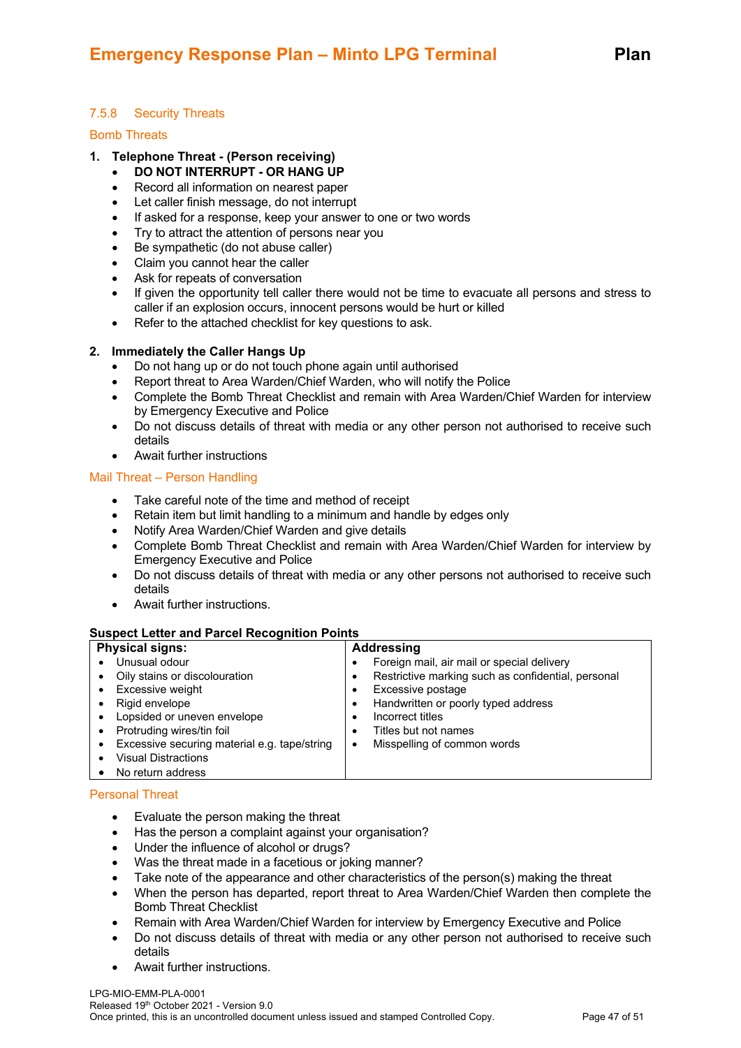### 7.5.8 Security Threats

#### Bomb Threats

1. **Telephone Threat - (Person receiving)**
   - **DO NOT INTERRUPT - OR HANG UP**
   - Record all information on nearest paper
   - Let caller finish message, do not interrupt
   - If asked for a response, keep your answer to one or two words
   - Try to attract the attention of persons near you
   - Be sympathetic (do not abuse caller)
   - Claim you cannot hear the caller
   - Ask for repeats of conversation
   - If given the opportunity tell caller there would not be time to evacuate all persons and stress to caller if an explosion occurs, innocent persons would be hurt or killed
   - Refer to the attached checklist for key questions to ask.

2. **Immediately the Caller Hangs Up**
   - Do not hang up or do not touch phone again until authorised
   - Report threat to Area Warden/Chief Warden, who will notify the Police
   - Complete the Bomb Threat Checklist and remain with Area Warden/Chief Warden for interview by Emergency Executive and Police
   - Do not discuss details of threat with media or any other person not authorised to receive such details
   - Await further instructions

#### Mail Threat – Person Handling

- Take careful note of the time and method of receipt
- Retain item but limit handling to a minimum and handle by edges only
- Notify Area Warden/Chief Warden and give details
- Complete Bomb Threat Checklist and remain with Area Warden/Chief Warden for interview by Emergency Executive and Police
- Do not discuss details of threat with media or any other persons not authorised to receive such details
- Await further instructions.

**Suspect Letter and Parcel Recognition Points**

| Physical signs: | Addressing |
|---|---|
| • Unusual odour<br>• Oily stains or discolouration<br>• Excessive weight<br>• Rigid envelope<br>• Lopsided or uneven envelope<br>• Protruding wires/tin foil<br>• Excessive securing material e.g. tape/string<br>• Visual Distractions<br>• No return address | • Foreign mail, air mail or special delivery<br>• Restrictive marking such as confidential, personal<br>• Excessive postage<br>• Handwritten or poorly typed address<br>• Incorrect titles<br>• Titles but not names<br>• Misspelling of common words |

#### Personal Threat

- Evaluate the person making the threat
- Has the person a complaint against your organisation?
- Under the influence of alcohol or drugs?
- Was the threat made in a facetious or joking manner?
- Take note of the appearance and other characteristics of the person(s) making the threat
- When the person has departed, report threat to Area Warden/Chief Warden then complete the Bomb Threat Checklist
- Remain with Area Warden/Chief Warden for interview by Emergency Executive and Police
- Do not discuss details of threat with media or any other person not authorised to receive such details
- Await further instructions.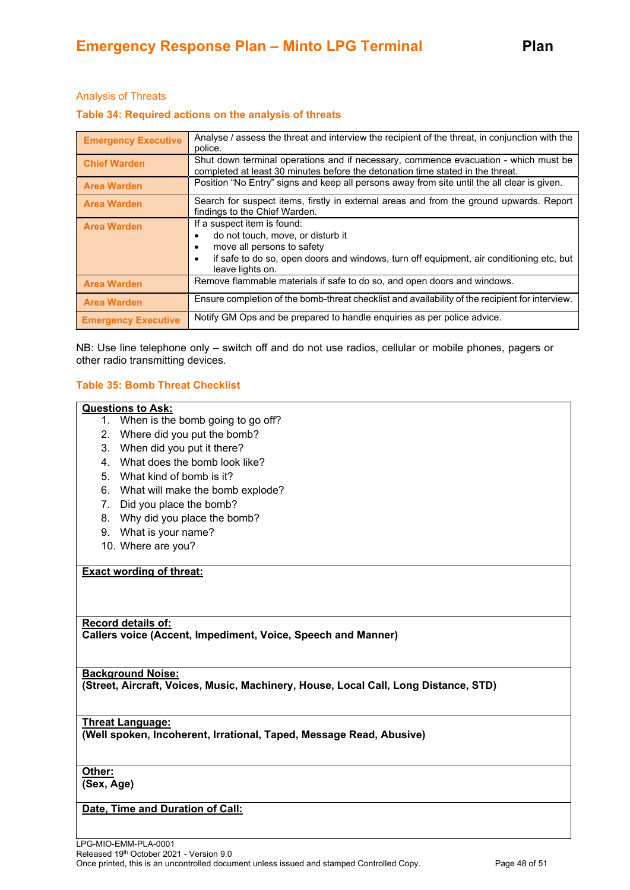### Analysis of Threats

**Table 34: Required actions on the analysis of threats**

| | |
|---|---|
| **Emergency Executive** | Analyse / assess the threat and interview the recipient of the threat, in conjunction with the police. |
| **Chief Warden** | Shut down terminal operations and if necessary, commence evacuation - which must be completed at least 30 minutes before the detonation time stated in the threat. |
| **Area Warden** | Position "No Entry" signs and keep all persons away from site until the all clear is given. |
| **Area Warden** | Search for suspect items, firstly in external areas and from the ground upwards. Report findings to the Chief Warden. |
| **Area Warden** | If a suspect item is found:<br>• do not touch, move, or disturb it<br>• move all persons to safety<br>• if safe to do so, open doors and windows, turn off equipment, air conditioning etc, but leave lights on. |
| **Area Warden** | Remove flammable materials if safe to do so, and open doors and windows. |
| **Area Warden** | Ensure completion of the bomb-threat checklist and availability of the recipient for interview. |
| **Emergency Executive** | Notify GM Ops and be prepared to handle enquiries as per police advice. |

NB: Use line telephone only – switch off and do not use radios, cellular or mobile phones, pagers or other radio transmitting devices.

**Table 35: Bomb Threat Checklist**

| |
|---|
| **Questions to Ask:**<br>1. When is the bomb going to go off?<br>2. Where did you put the bomb?<br>3. When did you put it there?<br>4. What does the bomb look like?<br>5. What kind of bomb is it?<br>6. What will make the bomb explode?<br>7. Did you place the bomb?<br>8. Why did you place the bomb?<br>9. What is your name?<br>10. Where are you? |
| **Exact wording of threat:** |
| **Record details of:**<br>**Callers voice (Accent, Impediment, Voice, Speech and Manner)** |
| **Background Noise:**<br>**(Street, Aircraft, Voices, Music, Machinery, House, Local Call, Long Distance, STD)** |
| **Threat Language:**<br>**(Well spoken, Incoherent, Irrational, Taped, Message Read, Abusive)** |
| **Other:**<br>**(Sex, Age)** |
| **Date, Time and Duration of Call:** |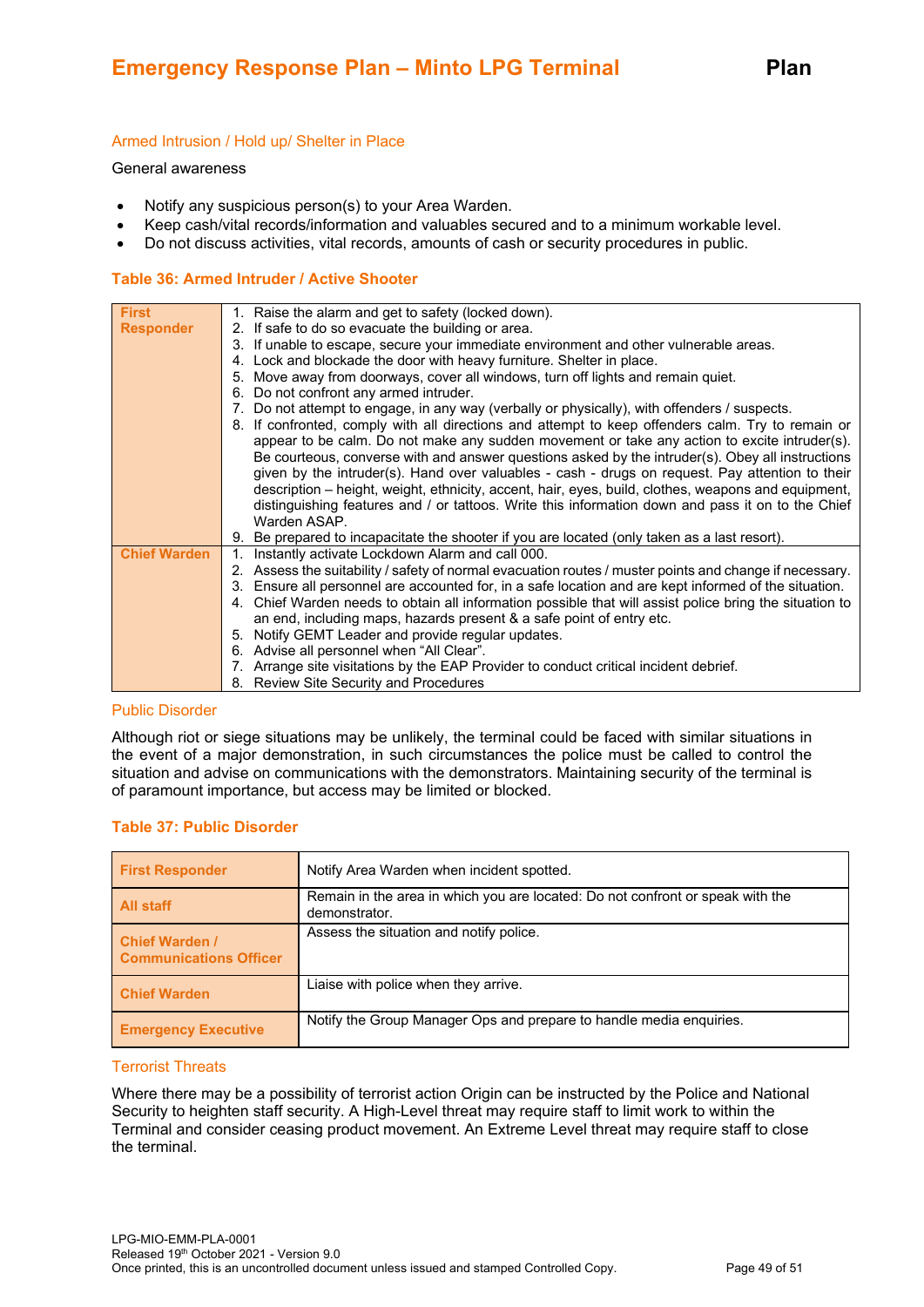### Armed Intrusion / Hold up/ Shelter in Place

General awareness

- Notify any suspicious person(s) to your Area Warden.
- Keep cash/vital records/information and valuables secured and to a minimum workable level.
- Do not discuss activities, vital records, amounts of cash or security procedures in public.

**Table 36: Armed Intruder / Active Shooter**

| | |
|---|---|
| **First Responder** | 1. Raise the alarm and get to safety (locked down).<br>2. If safe to do so evacuate the building or area.<br>3. If unable to escape, secure your immediate environment and other vulnerable areas.<br>4. Lock and blockade the door with heavy furniture. Shelter in place.<br>5. Move away from doorways, cover all windows, turn off lights and remain quiet.<br>6. Do not confront any armed intruder.<br>7. Do not attempt to engage, in any way (verbally or physically), with offenders / suspects.<br>8. If confronted, comply with all directions and attempt to keep offenders calm. Try to remain or appear to be calm. Do not make any sudden movement or take any action to excite intruder(s). Be courteous, converse with and answer questions asked by the intruder(s). Obey all instructions given by the intruder(s). Hand over valuables - cash - drugs on request. Pay attention to their description – height, weight, ethnicity, accent, hair, eyes, build, clothes, weapons and equipment, distinguishing features and / or tattoos. Write this information down and pass it on to the Chief Warden ASAP.<br>9. Be prepared to incapacitate the shooter if you are located (only taken as a last resort). |
| **Chief Warden** | 1. Instantly activate Lockdown Alarm and call 000.<br>2. Assess the suitability / safety of normal evacuation routes / muster points and change if necessary.<br>3. Ensure all personnel are accounted for, in a safe location and are kept informed of the situation.<br>4. Chief Warden needs to obtain all information possible that will assist police bring the situation to an end, including maps, hazards present & a safe point of entry etc.<br>5. Notify GEMT Leader and provide regular updates.<br>6. Advise all personnel when "All Clear".<br>7. Arrange site visitations by the EAP Provider to conduct critical incident debrief.<br>8. Review Site Security and Procedures |

### Public Disorder

Although riot or siege situations may be unlikely, the terminal could be faced with similar situations in the event of a major demonstration, in such circumstances the police must be called to control the situation and advise on communications with the demonstrators. Maintaining security of the terminal is of paramount importance, but access may be limited or blocked.

**Table 37: Public Disorder**

| | |
|---|---|
| **First Responder** | Notify Area Warden when incident spotted. |
| **All staff** | Remain in the area in which you are located: Do not confront or speak with the demonstrator. |
| **Chief Warden / Communications Officer** | Assess the situation and notify police. |
| **Chief Warden** | Liaise with police when they arrive. |
| **Emergency Executive** | Notify the Group Manager Ops and prepare to handle media enquiries. |

### Terrorist Threats

Where there may be a possibility of terrorist action Origin can be instructed by the Police and National Security to heighten staff security. A High-Level threat may require staff to limit work to within the Terminal and consider ceasing product movement. An Extreme Level threat may require staff to close the terminal.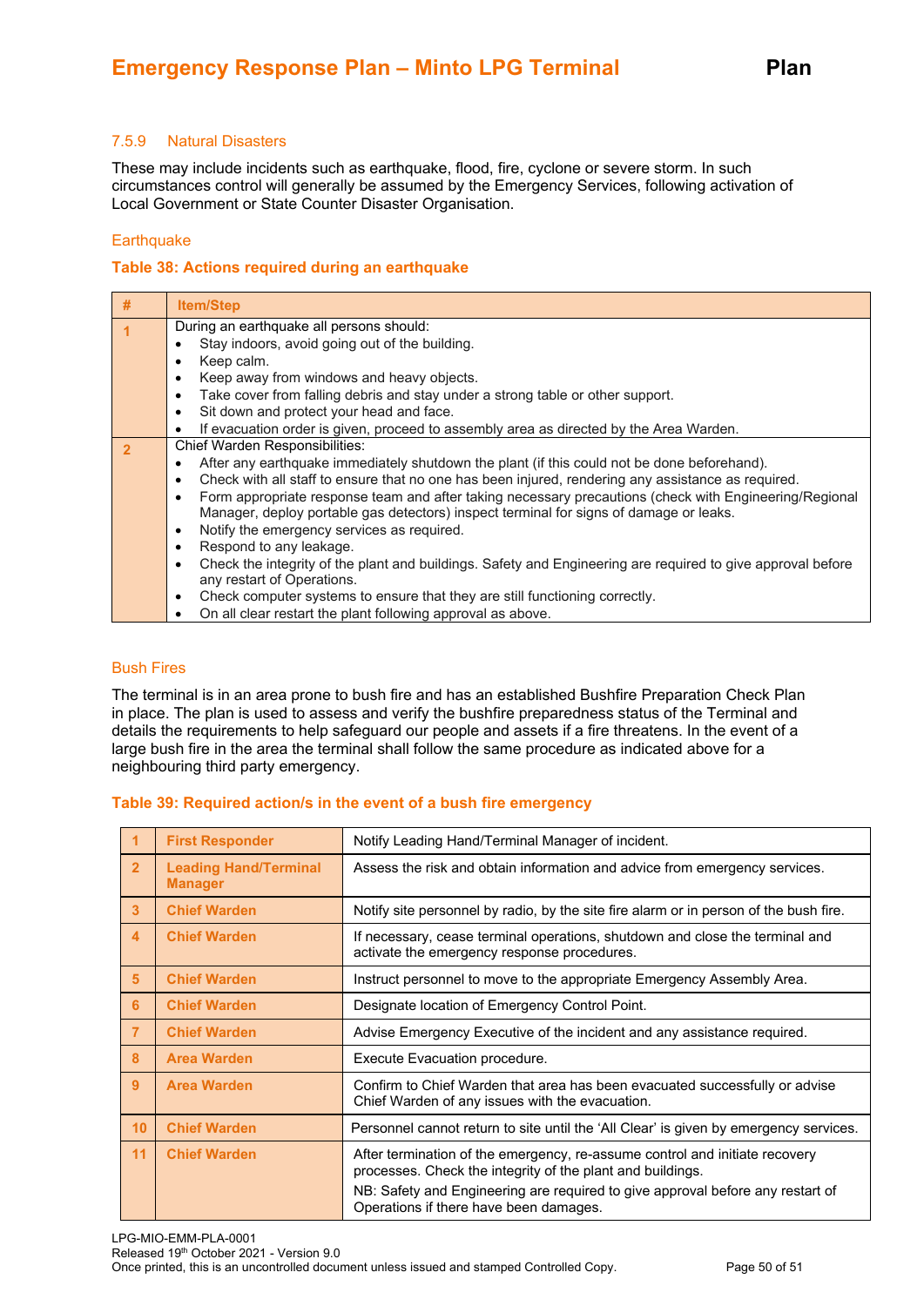### 7.5.9 Natural Disasters

These may include incidents such as earthquake, flood, fire, cyclone or severe storm. In such circumstances control will generally be assumed by the Emergency Services, following activation of Local Government or State Counter Disaster Organisation.

#### Earthquake

**Table 38: Actions required during an earthquake**

| # | Item/Step |
|---|---|
| 1 | During an earthquake all persons should:<br>• Stay indoors, avoid going out of the building.<br>• Keep calm.<br>• Keep away from windows and heavy objects.<br>• Take cover from falling debris and stay under a strong table or other support.<br>• Sit down and protect your head and face.<br>• If evacuation order is given, proceed to assembly area as directed by the Area Warden. |
| 2 | Chief Warden Responsibilities:<br>• After any earthquake immediately shutdown the plant (if this could not be done beforehand).<br>• Check with all staff to ensure that no one has been injured, rendering any assistance as required.<br>• Form appropriate response team and after taking necessary precautions (check with Engineering/Regional Manager, deploy portable gas detectors) inspect terminal for signs of damage or leaks.<br>• Notify the emergency services as required.<br>• Respond to any leakage.<br>• Check the integrity of the plant and buildings. Safety and Engineering are required to give approval before any restart of Operations.<br>• Check computer systems to ensure that they are still functioning correctly.<br>• On all clear restart the plant following approval as above. |

#### Bush Fires

The terminal is in an area prone to bush fire and has an established Bushfire Preparation Check Plan in place. The plan is used to assess and verify the bushfire preparedness status of the Terminal and details the requirements to help safeguard our people and assets if a fire threatens. In the event of a large bush fire in the area the terminal shall follow the same procedure as indicated above for a neighbouring third party emergency.

**Table 39: Required action/s in the event of a bush fire emergency**

| # | Role | Action |
|---|---|---|
| 1 | **First Responder** | Notify Leading Hand/Terminal Manager of incident. |
| 2 | **Leading Hand/Terminal Manager** | Assess the risk and obtain information and advice from emergency services. |
| 3 | **Chief Warden** | Notify site personnel by radio, by the site fire alarm or in person of the bush fire. |
| 4 | **Chief Warden** | If necessary, cease terminal operations, shutdown and close the terminal and activate the emergency response procedures. |
| 5 | **Chief Warden** | Instruct personnel to move to the appropriate Emergency Assembly Area. |
| 6 | **Chief Warden** | Designate location of Emergency Control Point. |
| 7 | **Chief Warden** | Advise Emergency Executive of the incident and any assistance required. |
| 8 | **Area Warden** | Execute Evacuation procedure. |
| 9 | **Area Warden** | Confirm to Chief Warden that area has been evacuated successfully or advise Chief Warden of any issues with the evacuation. |
| 10 | **Chief Warden** | Personnel cannot return to site until the ‘All Clear’ is given by emergency services. |
| 11 | **Chief Warden** | After termination of the emergency, re-assume control and initiate recovery processes. Check the integrity of the plant and buildings.<br>NB: Safety and Engineering are required to give approval before any restart of Operations if there have been damages. |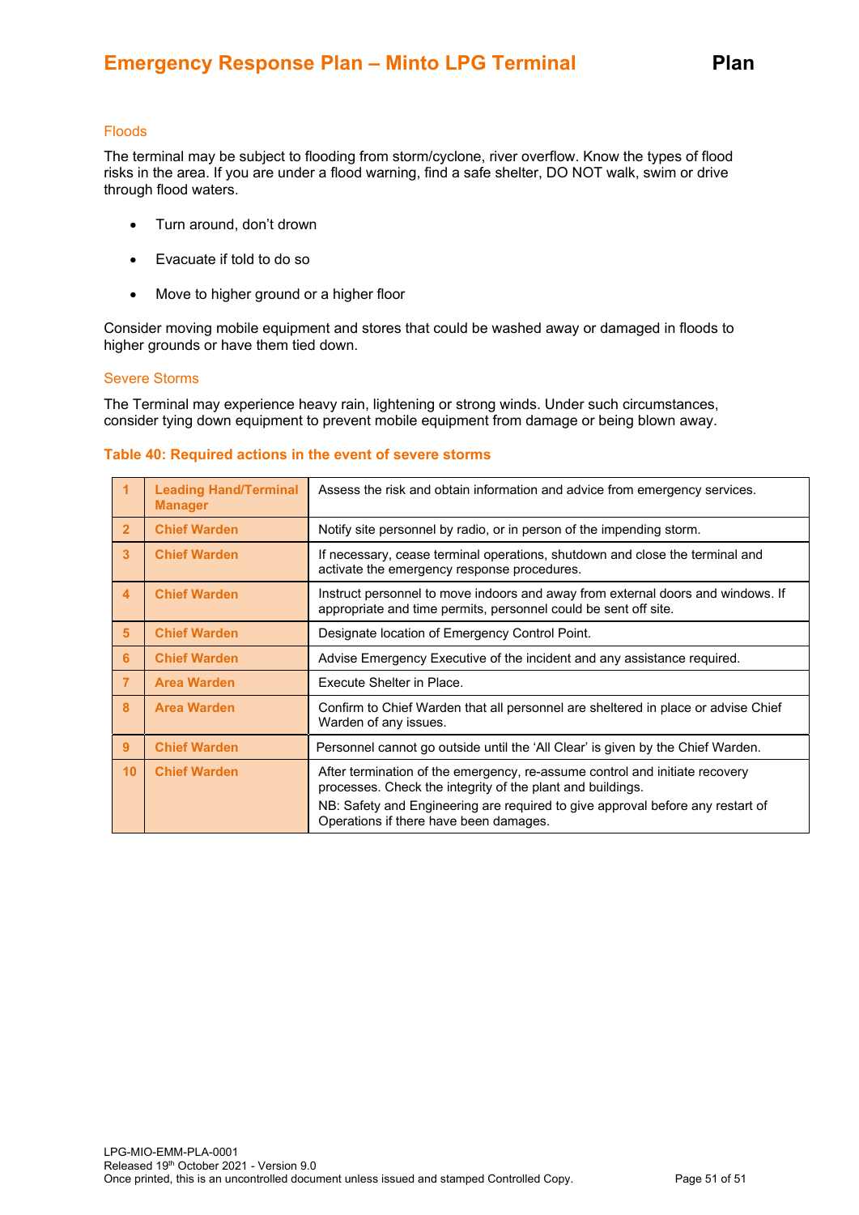### Floods

The terminal may be subject to flooding from storm/cyclone, river overflow. Know the types of flood risks in the area. If you are under a flood warning, find a safe shelter, DO NOT walk, swim or drive through flood waters.

- Turn around, don't drown
- Evacuate if told to do so
- Move to higher ground or a higher floor

Consider moving mobile equipment and stores that could be washed away or damaged in floods to higher grounds or have them tied down.

### Severe Storms

The Terminal may experience heavy rain, lightening or strong winds. Under such circumstances, consider tying down equipment to prevent mobile equipment from damage or being blown away.

**Table 40: Required actions in the event of severe storms**

| | | |
|---|---|---|
| 1 | **Leading Hand/Terminal Manager** | Assess the risk and obtain information and advice from emergency services. |
| 2 | **Chief Warden** | Notify site personnel by radio, or in person of the impending storm. |
| 3 | **Chief Warden** | If necessary, cease terminal operations, shutdown and close the terminal and activate the emergency response procedures. |
| 4 | **Chief Warden** | Instruct personnel to move indoors and away from external doors and windows. If appropriate and time permits, personnel could be sent off site. |
| 5 | **Chief Warden** | Designate location of Emergency Control Point. |
| 6 | **Chief Warden** | Advise Emergency Executive of the incident and any assistance required. |
| 7 | **Area Warden** | Execute Shelter in Place. |
| 8 | **Area Warden** | Confirm to Chief Warden that all personnel are sheltered in place or advise Chief Warden of any issues. |
| 9 | **Chief Warden** | Personnel cannot go outside until the 'All Clear' is given by the Chief Warden. |
| 10 | **Chief Warden** | After termination of the emergency, re-assume control and initiate recovery processes. Check the integrity of the plant and buildings. NB: Safety and Engineering are required to give approval before any restart of Operations if there have been damages. |